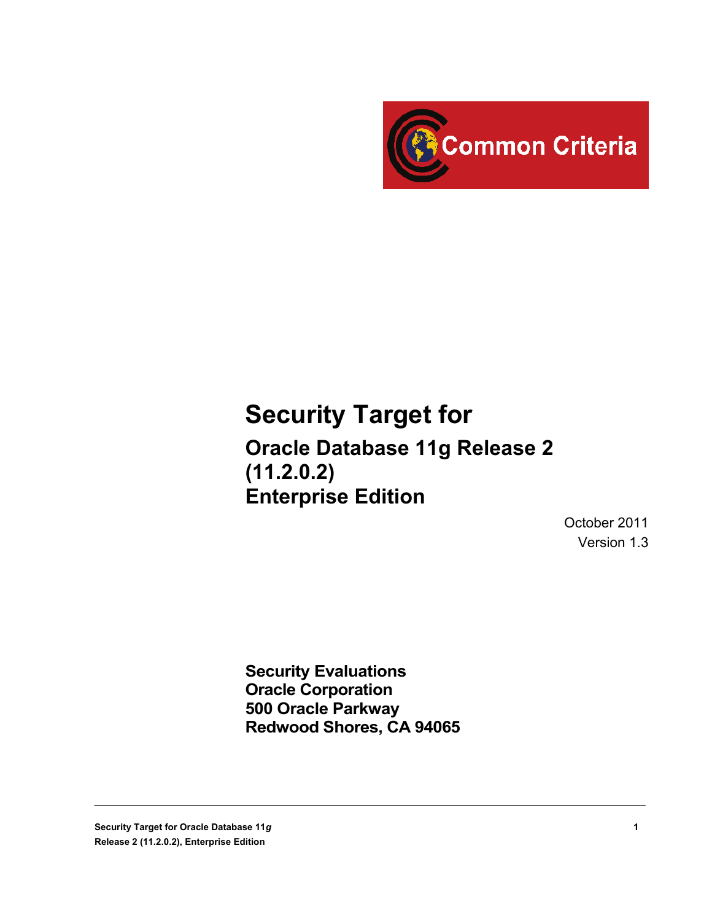Common Criteria

# Security Target for

## Oracle Database 11g Release 2 (11.2.0.2) Enterprise Edition

October 2011

Version 1.3

**Security Evaluations**
**Oracle Corporation**
**500 Oracle Parkway**
**Redwood Shores, CA 94065**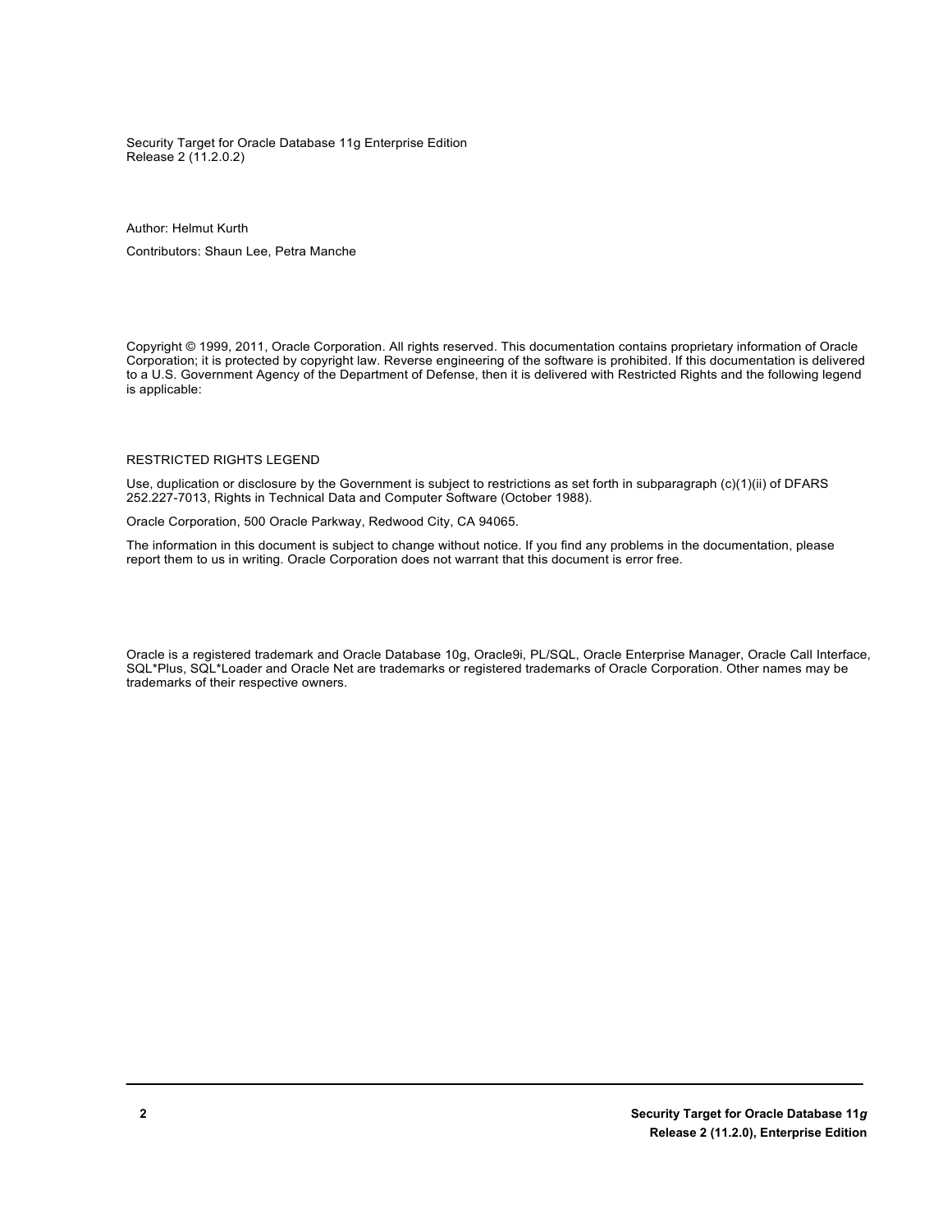Security Target for Oracle Database 11g Enterprise Edition
Release 2 (11.2.0.2)

Author: Helmut Kurth

Contributors: Shaun Lee, Petra Manche

Copyright © 1999, 2011, Oracle Corporation. All rights reserved. This documentation contains proprietary information of Oracle Corporation; it is protected by copyright law. Reverse engineering of the software is prohibited. If this documentation is delivered to a U.S. Government Agency of the Department of Defense, then it is delivered with Restricted Rights and the following legend is applicable:

RESTRICTED RIGHTS LEGEND

Use, duplication or disclosure by the Government is subject to restrictions as set forth in subparagraph (c)(1)(ii) of DFARS 252.227-7013, Rights in Technical Data and Computer Software (October 1988).

Oracle Corporation, 500 Oracle Parkway, Redwood City, CA 94065.

The information in this document is subject to change without notice. If you find any problems in the documentation, please report them to us in writing. Oracle Corporation does not warrant that this document is error free.

Oracle is a registered trademark and Oracle Database 10g, Oracle9i, PL/SQL, Oracle Enterprise Manager, Oracle Call Interface, SQL*Plus, SQL*Loader and Oracle Net are trademarks or registered trademarks of Oracle Corporation. Other names may be trademarks of their respective owners.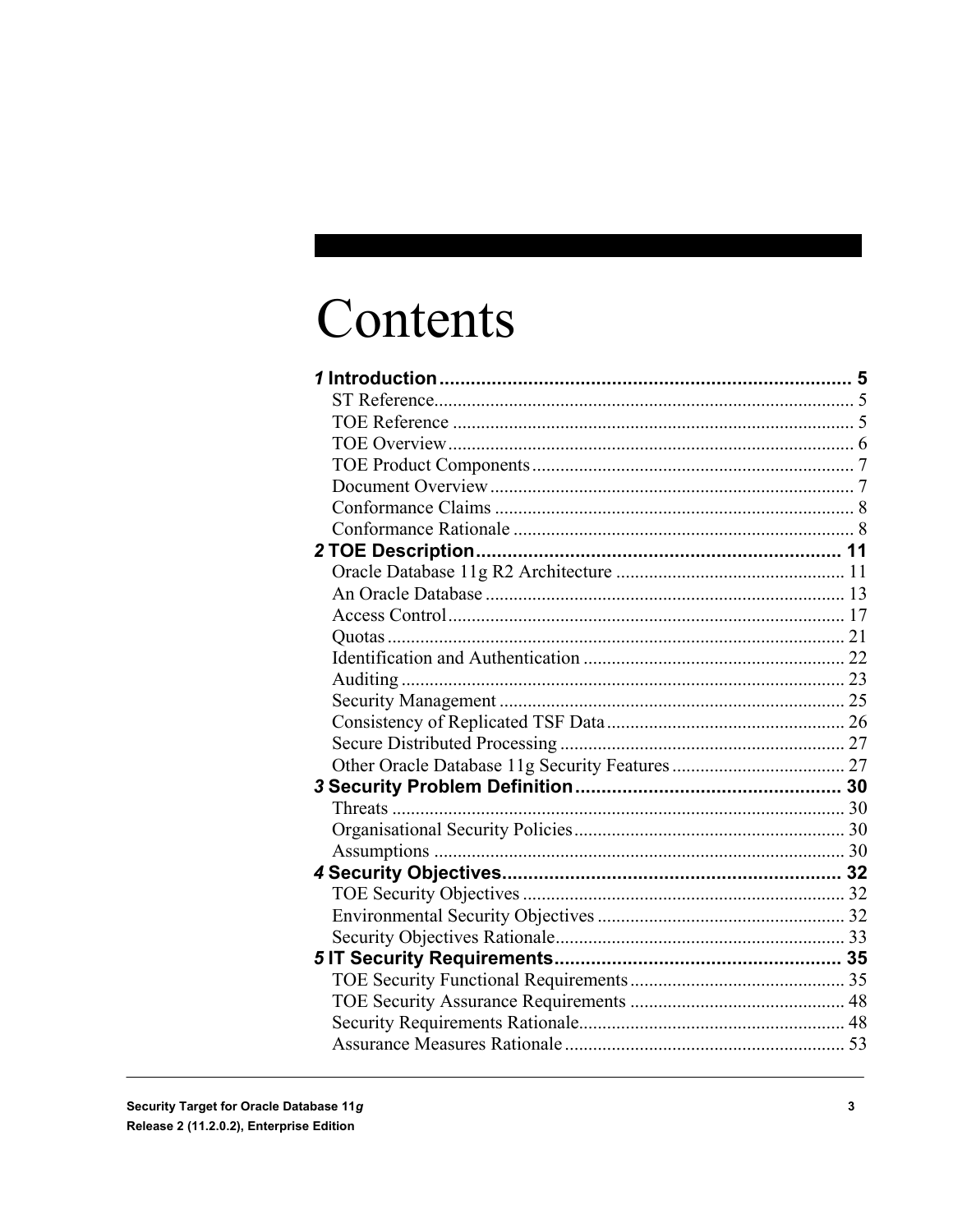# Contents

**1 Introduction** .......... 5

- ST Reference .......... 5
- TOE Reference .......... 5
- TOE Overview .......... 6
- TOE Product Components .......... 7
- Document Overview .......... 7
- Conformance Claims .......... 8
- Conformance Rationale .......... 8

**2 TOE Description** .......... 11

- Oracle Database 11g R2 Architecture .......... 11
- An Oracle Database .......... 13
- Access Control .......... 17
- Quotas .......... 21
- Identification and Authentication .......... 22
- Auditing .......... 23
- Security Management .......... 25
- Consistency of Replicated TSF Data .......... 26
- Secure Distributed Processing .......... 27
- Other Oracle Database 11g Security Features .......... 27

**3 Security Problem Definition** .......... 30

- Threats .......... 30
- Organisational Security Policies .......... 30
- Assumptions .......... 30

**4 Security Objectives** .......... 32

- TOE Security Objectives .......... 32
- Environmental Security Objectives .......... 32
- Security Objectives Rationale .......... 33

**5 IT Security Requirements** .......... 35

- TOE Security Functional Requirements .......... 35
- TOE Security Assurance Requirements .......... 48
- Security Requirements Rationale .......... 48
- Assurance Measures Rationale .......... 53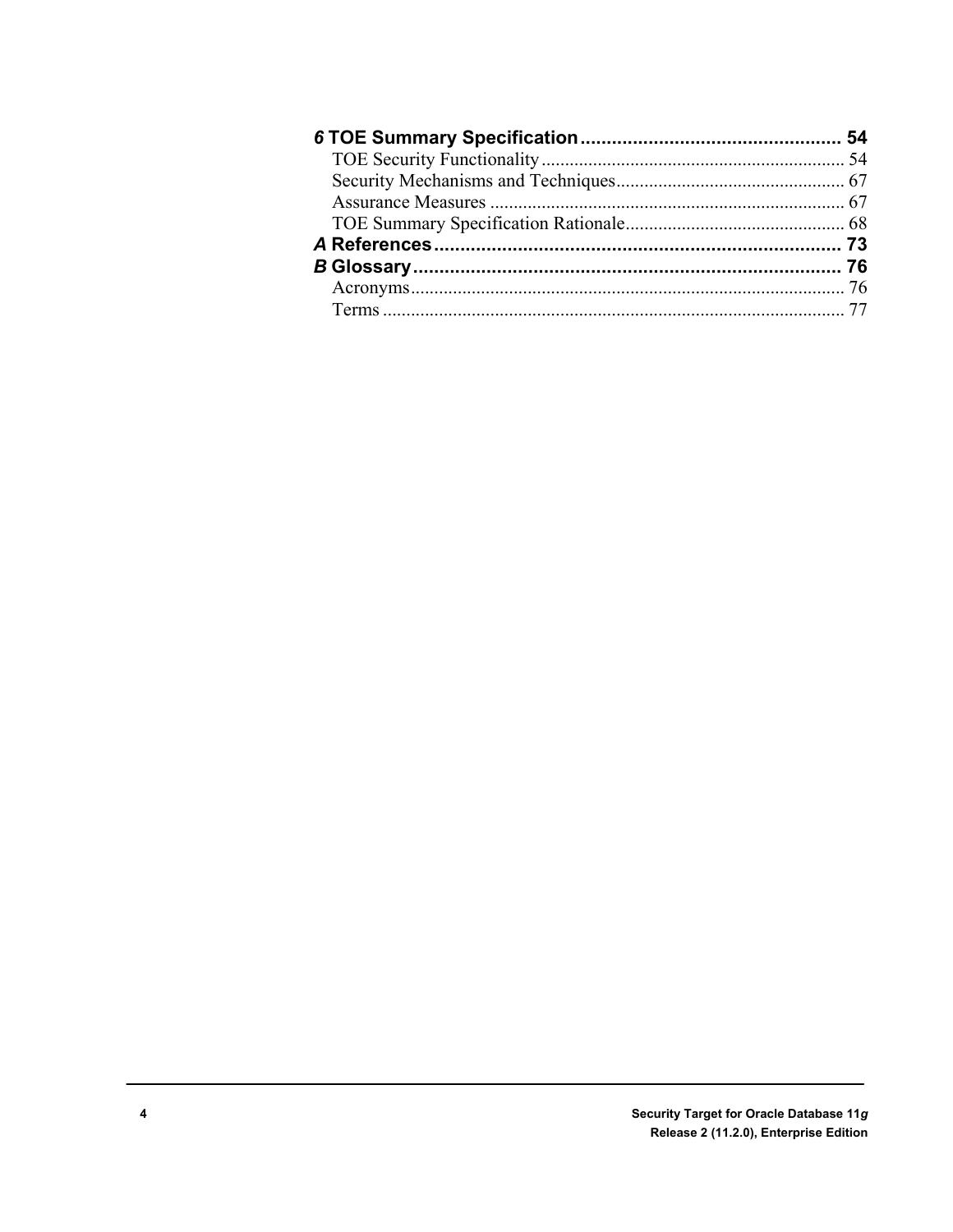**6 TOE Summary Specification** .................................................. **54**
TOE Security Functionality ................................................................ 54
Security Mechanisms and Techniques ................................................ 67
Assurance Measures ........................................................................... 67
TOE Summary Specification Rationale .............................................. 68
**A References** ............................................................................ **73**
**B Glossary** ................................................................................ **76**
Acronyms ............................................................................................ 76
Terms .................................................................................................. 77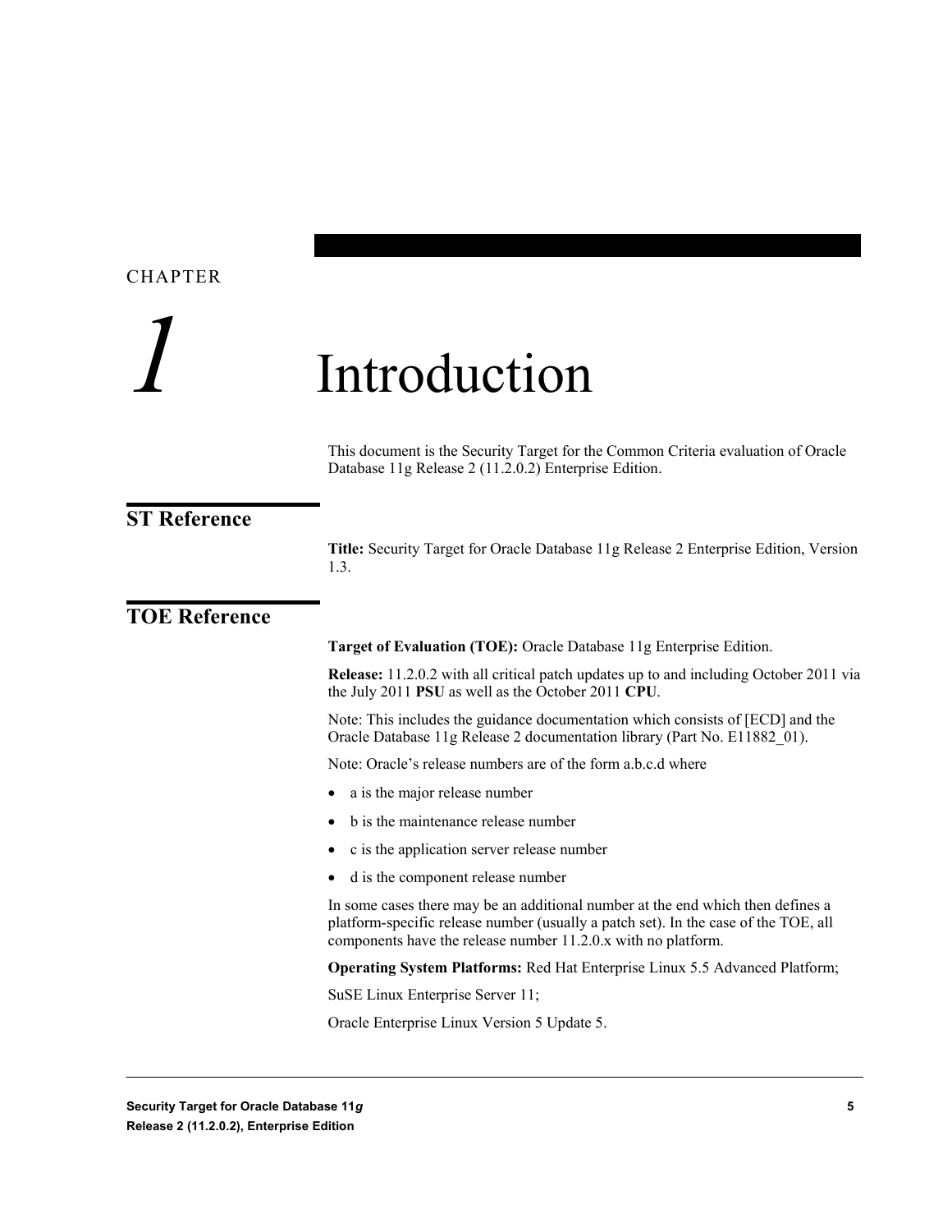# CHAPTER 1 Introduction

This document is the Security Target for the Common Criteria evaluation of Oracle Database 11g Release 2 (11.2.0.2) Enterprise Edition.

## ST Reference

**Title:** Security Target for Oracle Database 11g Release 2 Enterprise Edition, Version 1.3.

## TOE Reference

**Target of Evaluation (TOE):** Oracle Database 11g Enterprise Edition.

**Release:** 11.2.0.2 with all critical patch updates up to and including October 2011 via the July 2011 **PSU** as well as the October 2011 **CPU**.

Note: This includes the guidance documentation which consists of [ECD] and the Oracle Database 11g Release 2 documentation library (Part No. E11882_01).

Note: Oracle's release numbers are of the form a.b.c.d where

- a is the major release number
- b is the maintenance release number
- c is the application server release number
- d is the component release number

In some cases there may be an additional number at the end which then defines a platform-specific release number (usually a patch set). In the case of the TOE, all components have the release number 11.2.0.x with no platform.

**Operating System Platforms:** Red Hat Enterprise Linux 5.5 Advanced Platform;

SuSE Linux Enterprise Server 11;

Oracle Enterprise Linux Version 5 Update 5.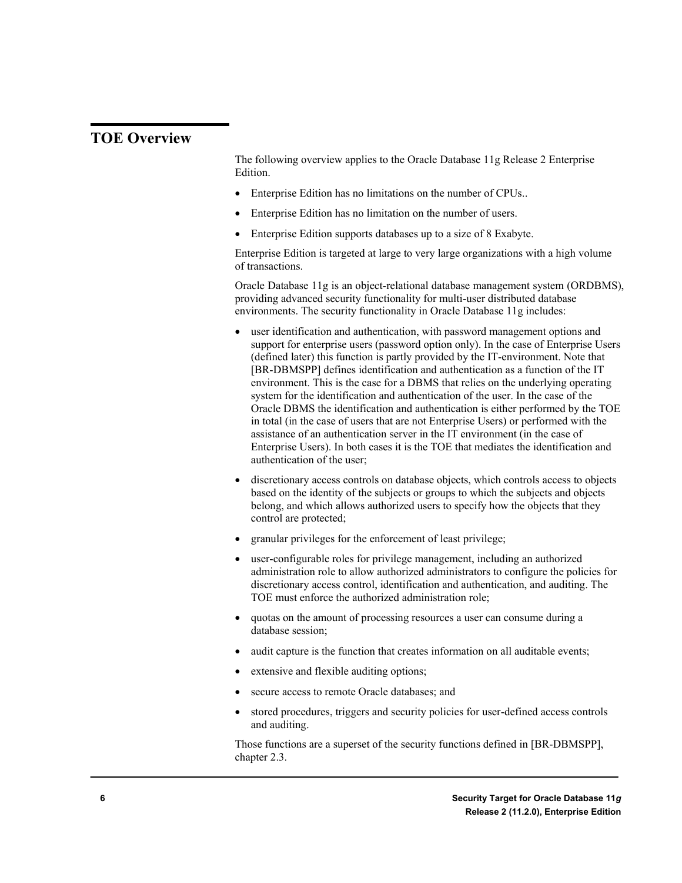# TOE Overview

The following overview applies to the Oracle Database 11g Release 2 Enterprise Edition.

- Enterprise Edition has no limitations on the number of CPUs..
- Enterprise Edition has no limitation on the number of users.
- Enterprise Edition supports databases up to a size of 8 Exabyte.

Enterprise Edition is targeted at large to very large organizations with a high volume of transactions.

Oracle Database 11g is an object-relational database management system (ORDBMS), providing advanced security functionality for multi-user distributed database environments. The security functionality in Oracle Database 11g includes:

- user identification and authentication, with password management options and support for enterprise users (password option only). In the case of Enterprise Users (defined later) this function is partly provided by the IT-environment. Note that [BR-DBMSPP] defines identification and authentication as a function of the IT environment. This is the case for a DBMS that relies on the underlying operating system for the identification and authentication of the user. In the case of the Oracle DBMS the identification and authentication is either performed by the TOE in total (in the case of users that are not Enterprise Users) or performed with the assistance of an authentication server in the IT environment (in the case of Enterprise Users). In both cases it is the TOE that mediates the identification and authentication of the user;
- discretionary access controls on database objects, which controls access to objects based on the identity of the subjects or groups to which the subjects and objects belong, and which allows authorized users to specify how the objects that they control are protected;
- granular privileges for the enforcement of least privilege;
- user-configurable roles for privilege management, including an authorized administration role to allow authorized administrators to configure the policies for discretionary access control, identification and authentication, and auditing. The TOE must enforce the authorized administration role;
- quotas on the amount of processing resources a user can consume during a database session;
- audit capture is the function that creates information on all auditable events;
- extensive and flexible auditing options;
- secure access to remote Oracle databases; and
- stored procedures, triggers and security policies for user-defined access controls and auditing.

Those functions are a superset of the security functions defined in [BR-DBMSPP], chapter 2.3.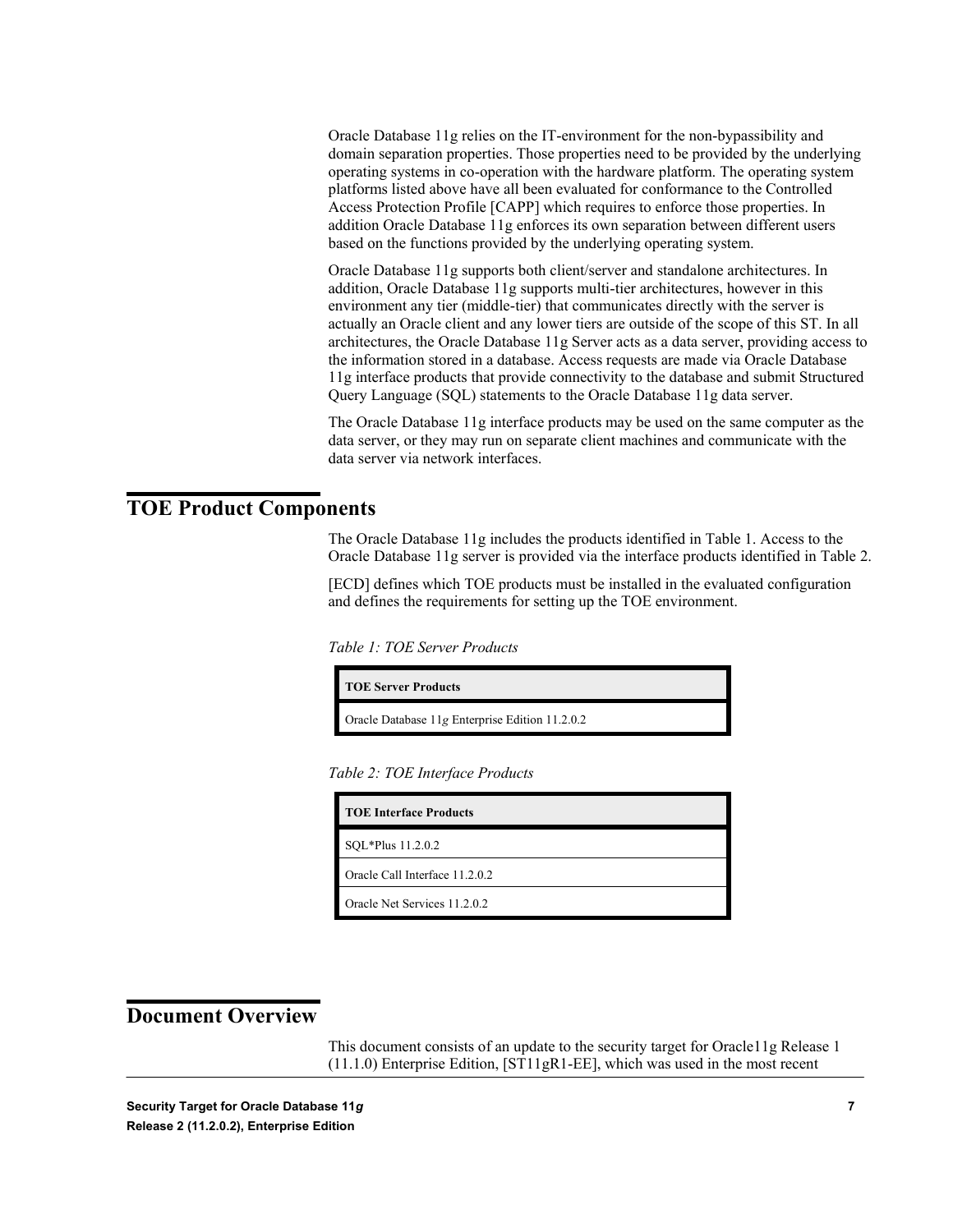Oracle Database 11g relies on the IT-environment for the non-bypassibility and domain separation properties. Those properties need to be provided by the underlying operating systems in co-operation with the hardware platform. The operating system platforms listed above have all been evaluated for conformance to the Controlled Access Protection Profile [CAPP] which requires to enforce those properties. In addition Oracle Database 11g enforces its own separation between different users based on the functions provided by the underlying operating system.

Oracle Database 11g supports both client/server and standalone architectures. In addition, Oracle Database 11g supports multi-tier architectures, however in this environment any tier (middle-tier) that communicates directly with the server is actually an Oracle client and any lower tiers are outside of the scope of this ST. In all architectures, the Oracle Database 11g Server acts as a data server, providing access to the information stored in a database. Access requests are made via Oracle Database 11g interface products that provide connectivity to the database and submit Structured Query Language (SQL) statements to the Oracle Database 11g data server.

The Oracle Database 11g interface products may be used on the same computer as the data server, or they may run on separate client machines and communicate with the data server via network interfaces.

## TOE Product Components

The Oracle Database 11g includes the products identified in Table 1. Access to the Oracle Database 11g server is provided via the interface products identified in Table 2.

[ECD] defines which TOE products must be installed in the evaluated configuration and defines the requirements for setting up the TOE environment.

*Table 1: TOE Server Products*

| TOE Server Products |
| --- |
| Oracle Database 11*g* Enterprise Edition 11.2.0.2 |

*Table 2: TOE Interface Products*

| TOE Interface Products |
| --- |
| SQL*Plus 11.2.0.2 |
| Oracle Call Interface 11.2.0.2 |
| Oracle Net Services 11.2.0.2 |

## Document Overview

This document consists of an update to the security target for Oracle11g Release 1 (11.1.0) Enterprise Edition, [ST11gR1-EE], which was used in the most recent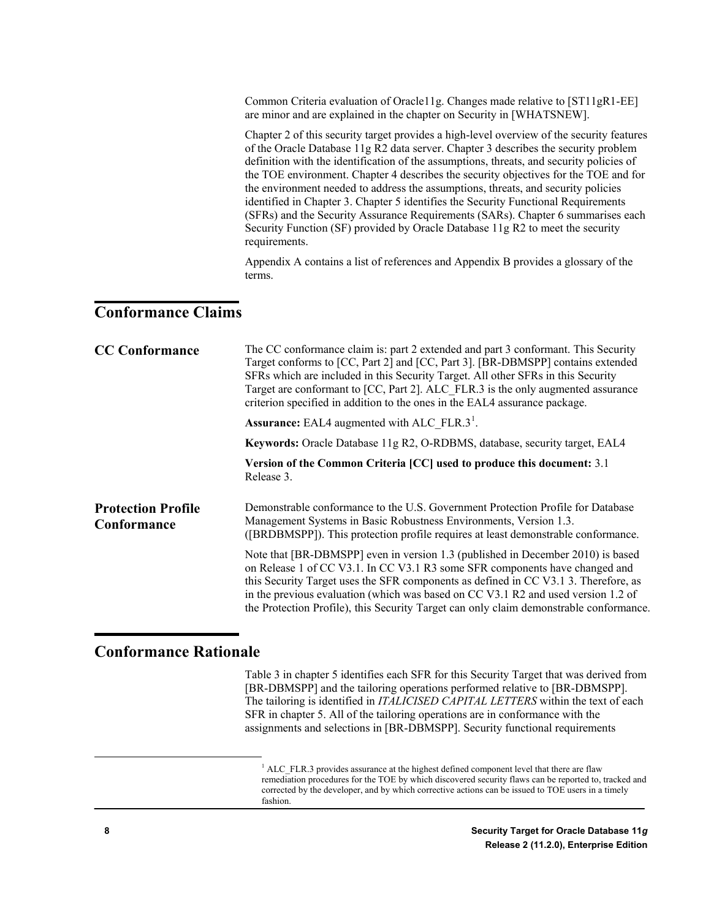Common Criteria evaluation of Oracle11g. Changes made relative to [ST11gR1-EE] are minor and are explained in the chapter on Security in [WHATSNEW].

Chapter 2 of this security target provides a high-level overview of the security features of the Oracle Database 11g R2 data server. Chapter 3 describes the security problem definition with the identification of the assumptions, threats, and security policies of the TOE environment. Chapter 4 describes the security objectives for the TOE and for the environment needed to address the assumptions, threats, and security policies identified in Chapter 3. Chapter 5 identifies the Security Functional Requirements (SFRs) and the Security Assurance Requirements (SARs). Chapter 6 summarises each Security Function (SF) provided by Oracle Database 11g R2 to meet the security requirements.

Appendix A contains a list of references and Appendix B provides a glossary of the terms.

# Conformance Claims

## CC Conformance

The CC conformance claim is: part 2 extended and part 3 conformant. This Security Target conforms to [CC, Part 2] and [CC, Part 3]. [BR-DBMSPP] contains extended SFRs which are included in this Security Target. All other SFRs in this Security Target are conformant to [CC, Part 2]. ALC_FLR.3 is the only augmented assurance criterion specified in addition to the ones in the EAL4 assurance package.

**Assurance:** EAL4 augmented with ALC_FLR.3[1].

**Keywords:** Oracle Database 11g R2, O-RDBMS, database, security target, EAL4

**Version of the Common Criteria [CC] used to produce this document:** 3.1 Release 3.

## Protection Profile Conformance

Demonstrable conformance to the U.S. Government Protection Profile for Database Management Systems in Basic Robustness Environments, Version 1.3. ([BRDBMSPP]). This protection profile requires at least demonstrable conformance.

Note that [BR-DBMSPP] even in version 1.3 (published in December 2010) is based on Release 1 of CC V3.1. In CC V3.1 R3 some SFR components have changed and this Security Target uses the SFR components as defined in CC V3.1 3. Therefore, as in the previous evaluation (which was based on CC V3.1 R2 and used version 1.2 of the Protection Profile), this Security Target can only claim demonstrable conformance.

# Conformance Rationale

Table 3 in chapter 5 identifies each SFR for this Security Target that was derived from [BR-DBMSPP] and the tailoring operations performed relative to [BR-DBMSPP]. The tailoring is identified in *ITALICISED CAPITAL LETTERS* within the text of each SFR in chapter 5. All of the tailoring operations are in conformance with the assignments and selections in [BR-DBMSPP]. Security functional requirements

[1] ALC_FLR.3 provides assurance at the highest defined component level that there are flaw remediation procedures for the TOE by which discovered security flaws can be reported to, tracked and corrected by the developer, and by which corrective actions can be issued to TOE users in a timely fashion.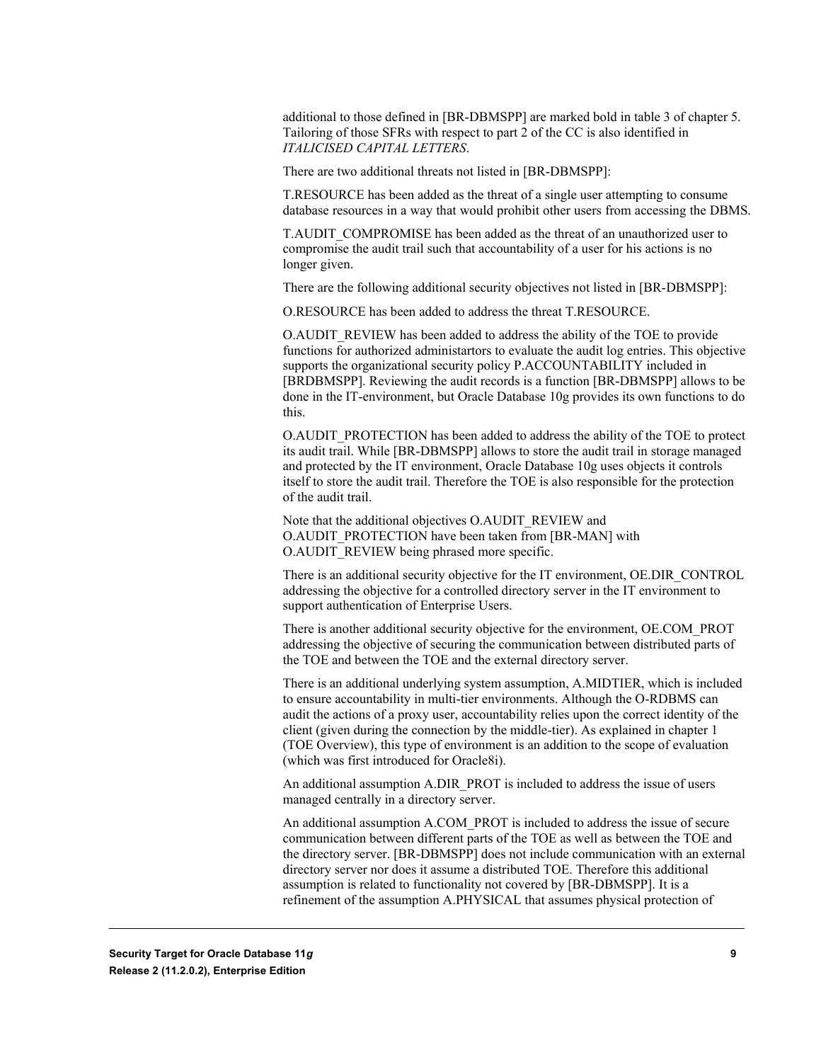additional to those defined in [BR-DBMSPP] are marked bold in table 3 of chapter 5. Tailoring of those SFRs with respect to part 2 of the CC is also identified in *ITALICISED CAPITAL LETTERS*.

There are two additional threats not listed in [BR-DBMSPP]:

T.RESOURCE has been added as the threat of a single user attempting to consume database resources in a way that would prohibit other users from accessing the DBMS.

T.AUDIT_COMPROMISE has been added as the threat of an unauthorized user to compromise the audit trail such that accountability of a user for his actions is no longer given.

There are the following additional security objectives not listed in [BR-DBMSPP]:

O.RESOURCE has been added to address the threat T.RESOURCE.

O.AUDIT_REVIEW has been added to address the ability of the TOE to provide functions for authorized administartors to evaluate the audit log entries. This objective supports the organizational security policy P.ACCOUNTABILITY included in [BRDBMSPP]. Reviewing the audit records is a function [BR-DBMSPP] allows to be done in the IT-environment, but Oracle Database 10g provides its own functions to do this.

O.AUDIT_PROTECTION has been added to address the ability of the TOE to protect its audit trail. While [BR-DBMSPP] allows to store the audit trail in storage managed and protected by the IT environment, Oracle Database 10g uses objects it controls itself to store the audit trail. Therefore the TOE is also responsible for the protection of the audit trail.

Note that the additional objectives O.AUDIT_REVIEW and O.AUDIT_PROTECTION have been taken from [BR-MAN] with O.AUDIT_REVIEW being phrased more specific.

There is an additional security objective for the IT environment, OE.DIR_CONTROL addressing the objective for a controlled directory server in the IT environment to support authentication of Enterprise Users.

There is another additional security objective for the environment, OE.COM_PROT addressing the objective of securing the communication between distributed parts of the TOE and between the TOE and the external directory server.

There is an additional underlying system assumption, A.MIDTIER, which is included to ensure accountability in multi-tier environments. Although the O-RDBMS can audit the actions of a proxy user, accountability relies upon the correct identity of the client (given during the connection by the middle-tier). As explained in chapter 1 (TOE Overview), this type of environment is an addition to the scope of evaluation (which was first introduced for Oracle8i).

An additional assumption A.DIR_PROT is included to address the issue of users managed centrally in a directory server.

An additional assumption A.COM_PROT is included to address the issue of secure communication between different parts of the TOE as well as between the TOE and the directory server. [BR-DBMSPP] does not include communication with an external directory server nor does it assume a distributed TOE. Therefore this additional assumption is related to functionality not covered by [BR-DBMSPP]. It is a refinement of the assumption A.PHYSICAL that assumes physical protection of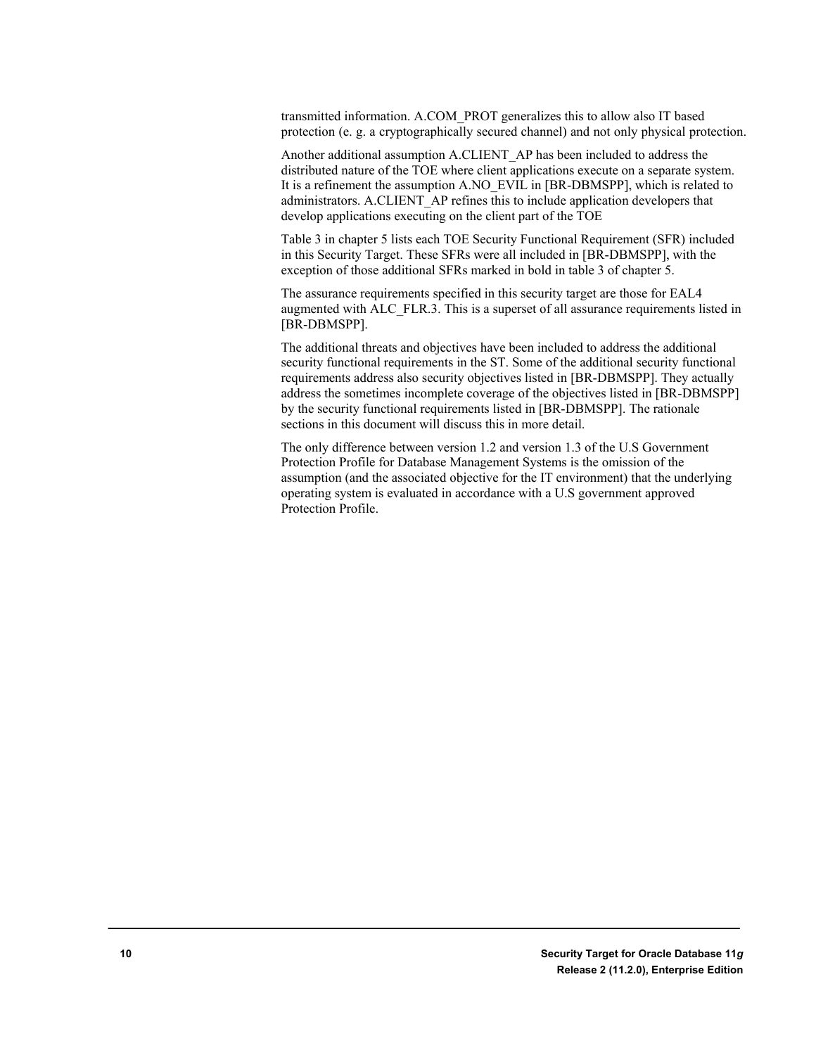transmitted information. A.COM_PROT generalizes this to allow also IT based protection (e. g. a cryptographically secured channel) and not only physical protection.

Another additional assumption A.CLIENT_AP has been included to address the distributed nature of the TOE where client applications execute on a separate system. It is a refinement the assumption A.NO_EVIL in [BR-DBMSPP], which is related to administrators. A.CLIENT_AP refines this to include application developers that develop applications executing on the client part of the TOE

Table 3 in chapter 5 lists each TOE Security Functional Requirement (SFR) included in this Security Target. These SFRs were all included in [BR-DBMSPP], with the exception of those additional SFRs marked in bold in table 3 of chapter 5.

The assurance requirements specified in this security target are those for EAL4 augmented with ALC_FLR.3. This is a superset of all assurance requirements listed in [BR-DBMSPP].

The additional threats and objectives have been included to address the additional security functional requirements in the ST. Some of the additional security functional requirements address also security objectives listed in [BR-DBMSPP]. They actually address the sometimes incomplete coverage of the objectives listed in [BR-DBMSPP] by the security functional requirements listed in [BR-DBMSPP]. The rationale sections in this document will discuss this in more detail.

The only difference between version 1.2 and version 1.3 of the U.S Government Protection Profile for Database Management Systems is the omission of the assumption (and the associated objective for the IT environment) that the underlying operating system is evaluated in accordance with a U.S government approved Protection Profile.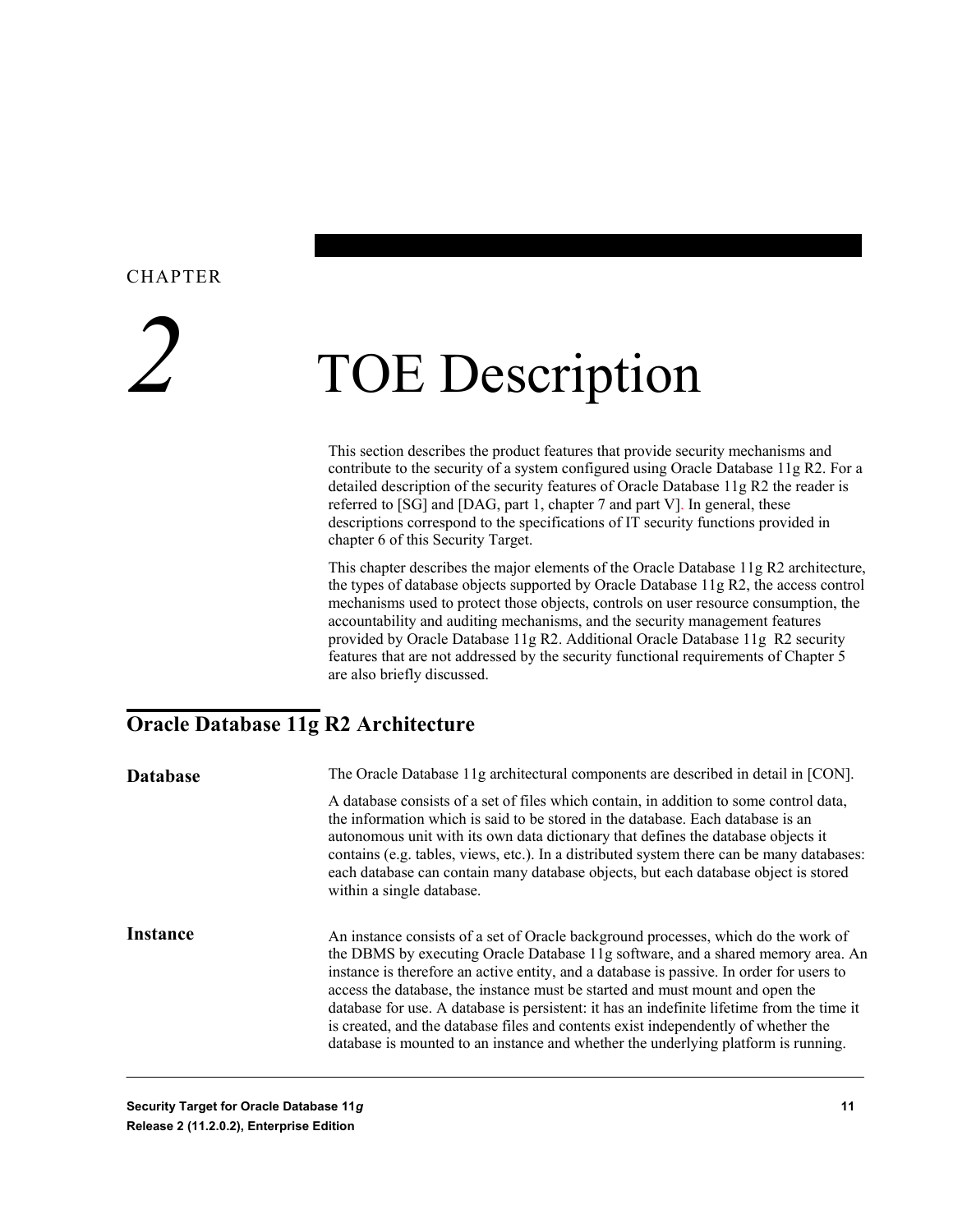# CHAPTER 2 TOE Description

This section describes the product features that provide security mechanisms and contribute to the security of a system configured using Oracle Database 11g R2. For a detailed description of the security features of Oracle Database 11g R2 the reader is referred to [SG] and [DAG, part 1, chapter 7 and part V]. In general, these descriptions correspond to the specifications of IT security functions provided in chapter 6 of this Security Target.

This chapter describes the major elements of the Oracle Database 11g R2 architecture, the types of database objects supported by Oracle Database 11g R2, the access control mechanisms used to protect those objects, controls on user resource consumption, the accountability and auditing mechanisms, and the security management features provided by Oracle Database 11g R2. Additional Oracle Database 11g R2 security features that are not addressed by the security functional requirements of Chapter 5 are also briefly discussed.

## Oracle Database 11g R2 Architecture

### Database

The Oracle Database 11g architectural components are described in detail in [CON].

A database consists of a set of files which contain, in addition to some control data, the information which is said to be stored in the database. Each database is an autonomous unit with its own data dictionary that defines the database objects it contains (e.g. tables, views, etc.). In a distributed system there can be many databases: each database can contain many database objects, but each database object is stored within a single database.

### Instance

An instance consists of a set of Oracle background processes, which do the work of the DBMS by executing Oracle Database 11g software, and a shared memory area. An instance is therefore an active entity, and a database is passive. In order for users to access the database, the instance must be started and must mount and open the database for use. A database is persistent: it has an indefinite lifetime from the time it is created, and the database files and contents exist independently of whether the database is mounted to an instance and whether the underlying platform is running.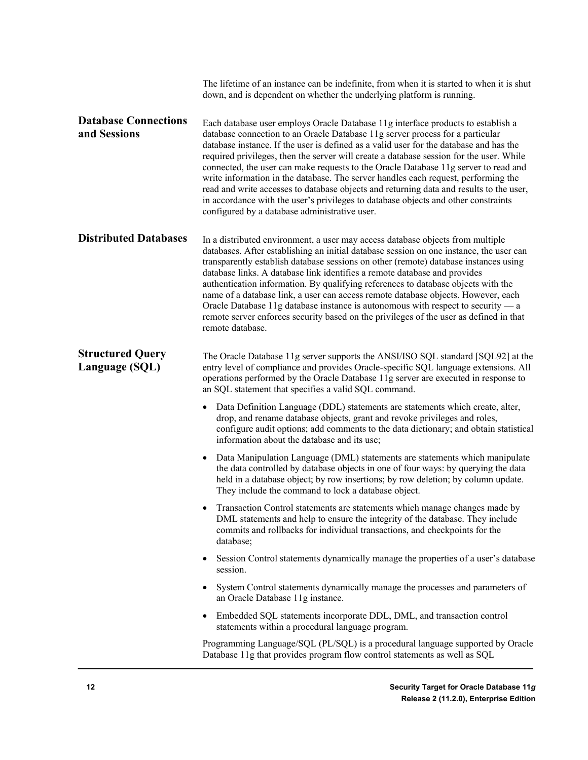The lifetime of an instance can be indefinite, from when it is started to when it is shut down, and is dependent on whether the underlying platform is running.

### Database Connections and Sessions

Each database user employs Oracle Database 11g interface products to establish a database connection to an Oracle Database 11g server process for a particular database instance. If the user is defined as a valid user for the database and has the required privileges, then the server will create a database session for the user. While connected, the user can make requests to the Oracle Database 11g server to read and write information in the database. The server handles each request, performing the read and write accesses to database objects and returning data and results to the user, in accordance with the user's privileges to database objects and other constraints configured by a database administrative user.

### Distributed Databases

In a distributed environment, a user may access database objects from multiple databases. After establishing an initial database session on one instance, the user can transparently establish database sessions on other (remote) database instances using database links. A database link identifies a remote database and provides authentication information. By qualifying references to database objects with the name of a database link, a user can access remote database objects. However, each Oracle Database 11g database instance is autonomous with respect to security — a remote server enforces security based on the privileges of the user as defined in that remote database.

### Structured Query Language (SQL)

The Oracle Database 11g server supports the ANSI/ISO SQL standard [SQL92] at the entry level of compliance and provides Oracle-specific SQL language extensions. All operations performed by the Oracle Database 11g server are executed in response to an SQL statement that specifies a valid SQL command.

- Data Definition Language (DDL) statements are statements which create, alter, drop, and rename database objects, grant and revoke privileges and roles, configure audit options; add comments to the data dictionary; and obtain statistical information about the database and its use;
- Data Manipulation Language (DML) statements are statements which manipulate the data controlled by database objects in one of four ways: by querying the data held in a database object; by row insertions; by row deletion; by column update. They include the command to lock a database object.
- Transaction Control statements are statements which manage changes made by DML statements and help to ensure the integrity of the database. They include commits and rollbacks for individual transactions, and checkpoints for the database;
- Session Control statements dynamically manage the properties of a user's database session.
- System Control statements dynamically manage the processes and parameters of an Oracle Database 11g instance.
- Embedded SQL statements incorporate DDL, DML, and transaction control statements within a procedural language program.

Programming Language/SQL (PL/SQL) is a procedural language supported by Oracle Database 11g that provides program flow control statements as well as SQL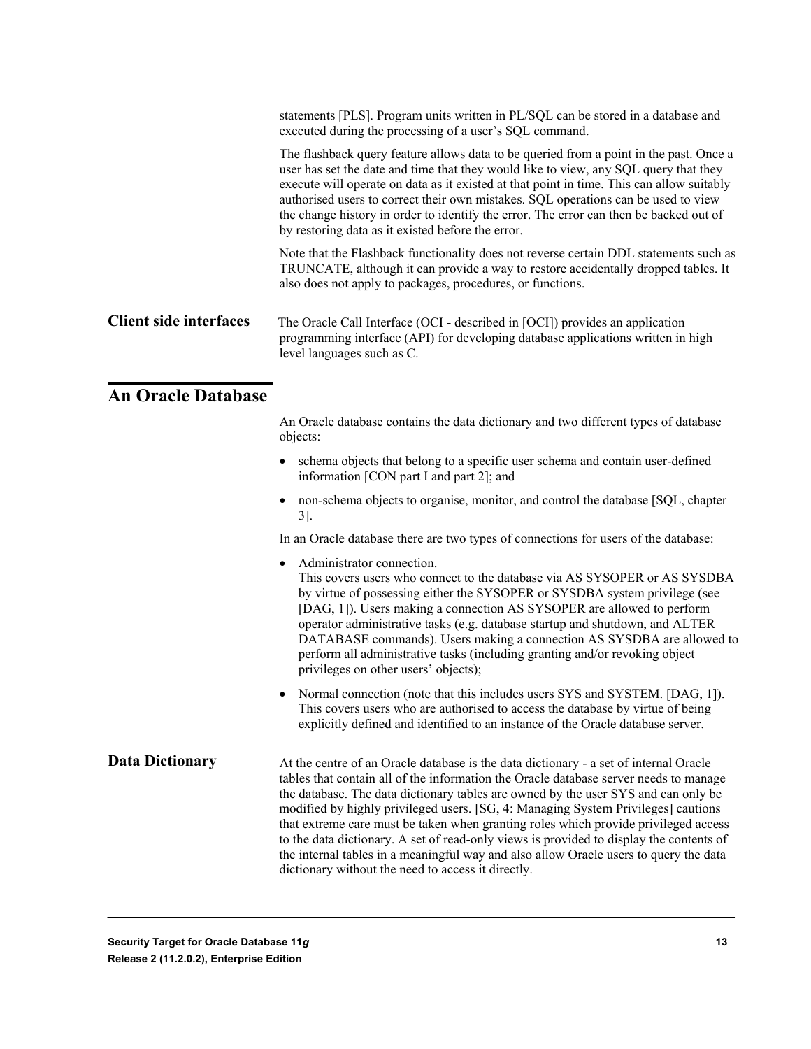statements [PLS]. Program units written in PL/SQL can be stored in a database and executed during the processing of a user's SQL command.

The flashback query feature allows data to be queried from a point in the past. Once a user has set the date and time that they would like to view, any SQL query that they execute will operate on data as it existed at that point in time. This can allow suitably authorised users to correct their own mistakes. SQL operations can be used to view the change history in order to identify the error. The error can then be backed out of by restoring data as it existed before the error.

Note that the Flashback functionality does not reverse certain DDL statements such as TRUNCATE, although it can provide a way to restore accidentally dropped tables. It also does not apply to packages, procedures, or functions.

### Client side interfaces

The Oracle Call Interface (OCI - described in [OCI]) provides an application programming interface (API) for developing database applications written in high level languages such as C.

## An Oracle Database

An Oracle database contains the data dictionary and two different types of database objects:

- schema objects that belong to a specific user schema and contain user-defined information [CON part I and part 2]; and
- non-schema objects to organise, monitor, and control the database [SQL, chapter 3].

In an Oracle database there are two types of connections for users of the database:

- Administrator connection.
  This covers users who connect to the database via AS SYSOPER or AS SYSDBA by virtue of possessing either the SYSOPER or SYSDBA system privilege (see [DAG, 1]). Users making a connection AS SYSOPER are allowed to perform operator administrative tasks (e.g. database startup and shutdown, and ALTER DATABASE commands). Users making a connection AS SYSDBA are allowed to perform all administrative tasks (including granting and/or revoking object privileges on other users' objects);
- Normal connection (note that this includes users SYS and SYSTEM. [DAG, 1]). This covers users who are authorised to access the database by virtue of being explicitly defined and identified to an instance of the Oracle database server.

### Data Dictionary

At the centre of an Oracle database is the data dictionary - a set of internal Oracle tables that contain all of the information the Oracle database server needs to manage the database. The data dictionary tables are owned by the user SYS and can only be modified by highly privileged users. [SG, 4: Managing System Privileges] cautions that extreme care must be taken when granting roles which provide privileged access to the data dictionary. A set of read-only views is provided to display the contents of the internal tables in a meaningful way and also allow Oracle users to query the data dictionary without the need to access it directly.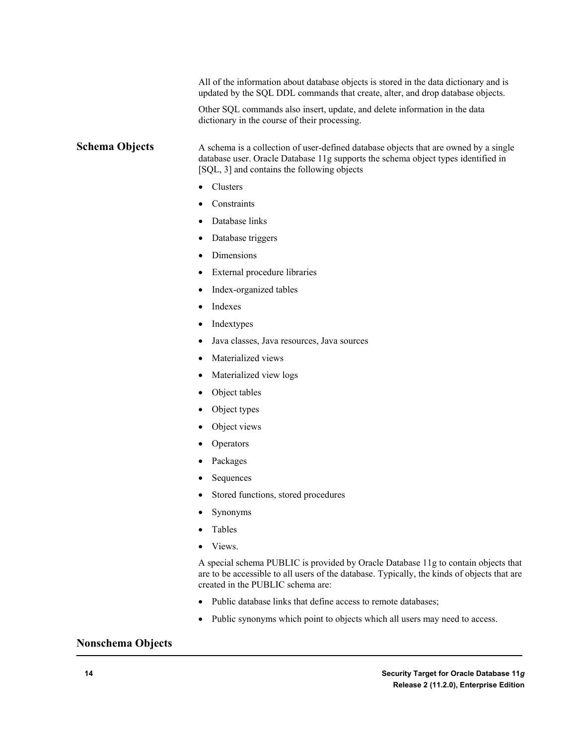All of the information about database objects is stored in the data dictionary and is updated by the SQL DDL commands that create, alter, and drop database objects.

Other SQL commands also insert, update, and delete information in the data dictionary in the course of their processing.

## Schema Objects

A schema is a collection of user-defined database objects that are owned by a single database user. Oracle Database 11g supports the schema object types identified in [SQL, 3] and contains the following objects

- Clusters
- Constraints
- Database links
- Database triggers
- Dimensions
- External procedure libraries
- Index-organized tables
- Indexes
- Indextypes
- Java classes, Java resources, Java sources
- Materialized views
- Materialized view logs
- Object tables
- Object types
- Object views
- Operators
- Packages
- Sequences
- Stored functions, stored procedures
- Synonyms
- Tables
- Views.

A special schema PUBLIC is provided by Oracle Database 11g to contain objects that are to be accessible to all users of the database. Typically, the kinds of objects that are created in the PUBLIC schema are:

- Public database links that define access to remote databases;
- Public synonyms which point to objects which all users may need to access.

## Nonschema Objects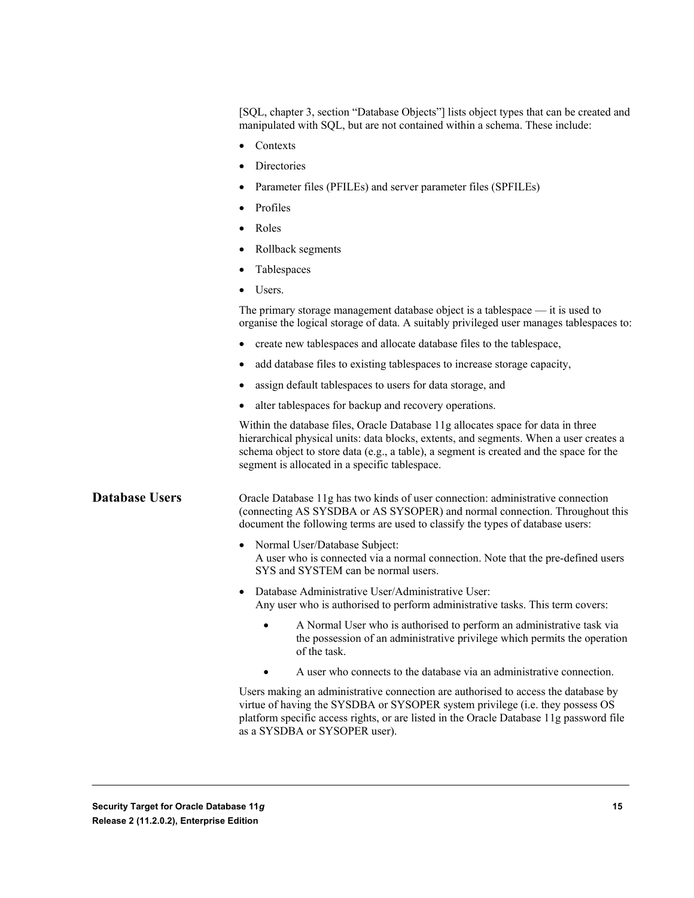[SQL, chapter 3, section "Database Objects"] lists object types that can be created and manipulated with SQL, but are not contained within a schema. These include:

- Contexts
- Directories
- Parameter files (PFILEs) and server parameter files (SPFILEs)
- Profiles
- Roles
- Rollback segments
- Tablespaces
- Users.

The primary storage management database object is a tablespace — it is used to organise the logical storage of data. A suitably privileged user manages tablespaces to:

- create new tablespaces and allocate database files to the tablespace,
- add database files to existing tablespaces to increase storage capacity,
- assign default tablespaces to users for data storage, and
- alter tablespaces for backup and recovery operations.

Within the database files, Oracle Database 11g allocates space for data in three hierarchical physical units: data blocks, extents, and segments. When a user creates a schema object to store data (e.g., a table), a segment is created and the space for the segment is allocated in a specific tablespace.

## Database Users

Oracle Database 11g has two kinds of user connection: administrative connection (connecting AS SYSDBA or AS SYSOPER) and normal connection. Throughout this document the following terms are used to classify the types of database users:

- Normal User/Database Subject:
  A user who is connected via a normal connection. Note that the pre-defined users SYS and SYSTEM can be normal users.
- Database Administrative User/Administrative User:
  Any user who is authorised to perform administrative tasks. This term covers:
    - A Normal User who is authorised to perform an administrative task via the possession of an administrative privilege which permits the operation of the task.
    - A user who connects to the database via an administrative connection.

Users making an administrative connection are authorised to access the database by virtue of having the SYSDBA or SYSOPER system privilege (i.e. they possess OS platform specific access rights, or are listed in the Oracle Database 11g password file as a SYSDBA or SYSOPER user).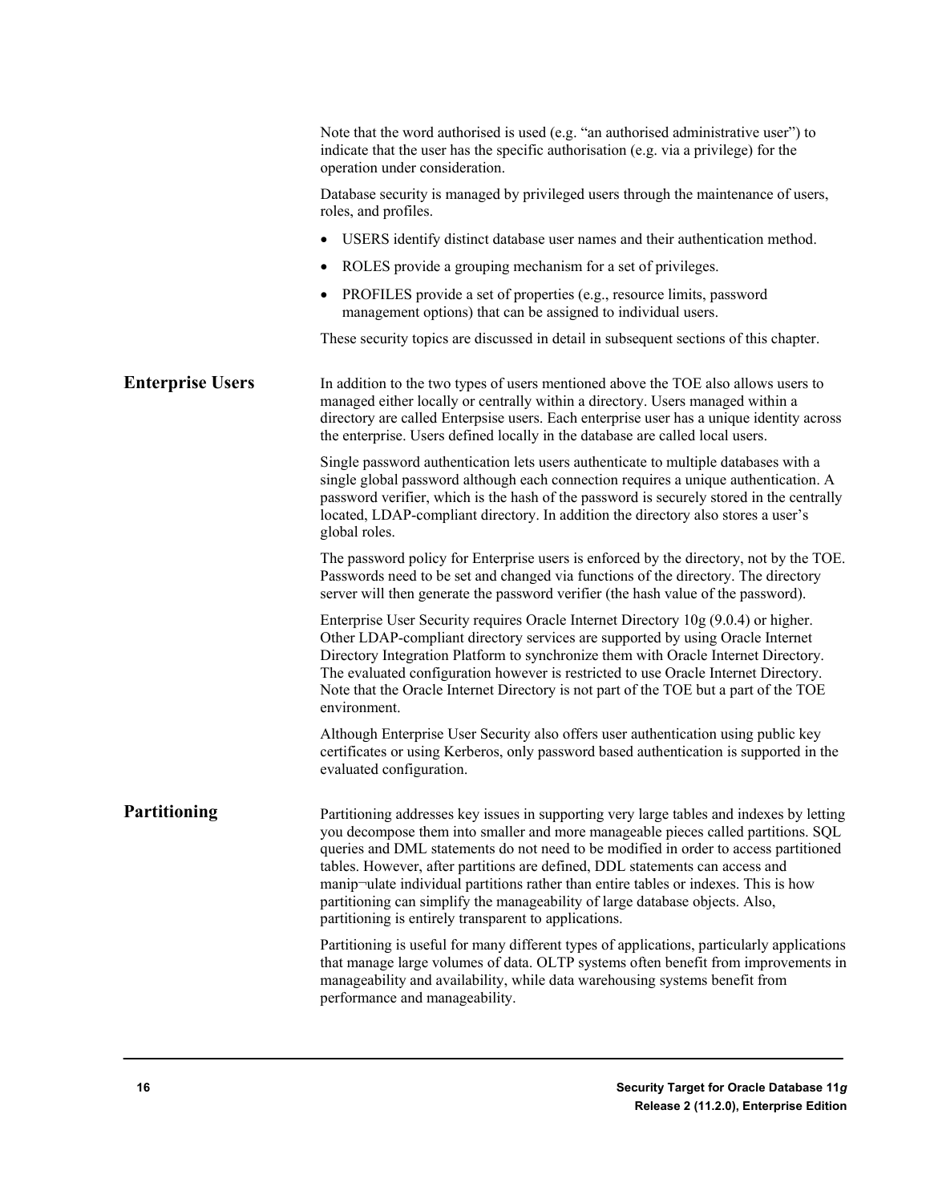Note that the word authorised is used (e.g. "an authorised administrative user") to indicate that the user has the specific authorisation (e.g. via a privilege) for the operation under consideration.

Database security is managed by privileged users through the maintenance of users, roles, and profiles.

- USERS identify distinct database user names and their authentication method.
- ROLES provide a grouping mechanism for a set of privileges.
- PROFILES provide a set of properties (e.g., resource limits, password management options) that can be assigned to individual users.

These security topics are discussed in detail in subsequent sections of this chapter.

## Enterprise Users

In addition to the two types of users mentioned above the TOE also allows users to managed either locally or centrally within a directory. Users managed within a directory are called Enterpsise users. Each enterprise user has a unique identity across the enterprise. Users defined locally in the database are called local users.

Single password authentication lets users authenticate to multiple databases with a single global password although each connection requires a unique authentication. A password verifier, which is the hash of the password is securely stored in the centrally located, LDAP-compliant directory. In addition the directory also stores a user's global roles.

The password policy for Enterprise users is enforced by the directory, not by the TOE. Passwords need to be set and changed via functions of the directory. The directory server will then generate the password verifier (the hash value of the password).

Enterprise User Security requires Oracle Internet Directory 10g (9.0.4) or higher. Other LDAP-compliant directory services are supported by using Oracle Internet Directory Integration Platform to synchronize them with Oracle Internet Directory. The evaluated configuration however is restricted to use Oracle Internet Directory. Note that the Oracle Internet Directory is not part of the TOE but a part of the TOE environment.

Although Enterprise User Security also offers user authentication using public key certificates or using Kerberos, only password based authentication is supported in the evaluated configuration.

## Partitioning

Partitioning addresses key issues in supporting very large tables and indexes by letting you decompose them into smaller and more manageable pieces called partitions. SQL queries and DML statements do not need to be modified in order to access partitioned tables. However, after partitions are defined, DDL statements can access and manip¬ulate individual partitions rather than entire tables or indexes. This is how partitioning can simplify the manageability of large database objects. Also, partitioning is entirely transparent to applications.

Partitioning is useful for many different types of applications, particularly applications that manage large volumes of data. OLTP systems often benefit from improvements in manageability and availability, while data warehousing systems benefit from performance and manageability.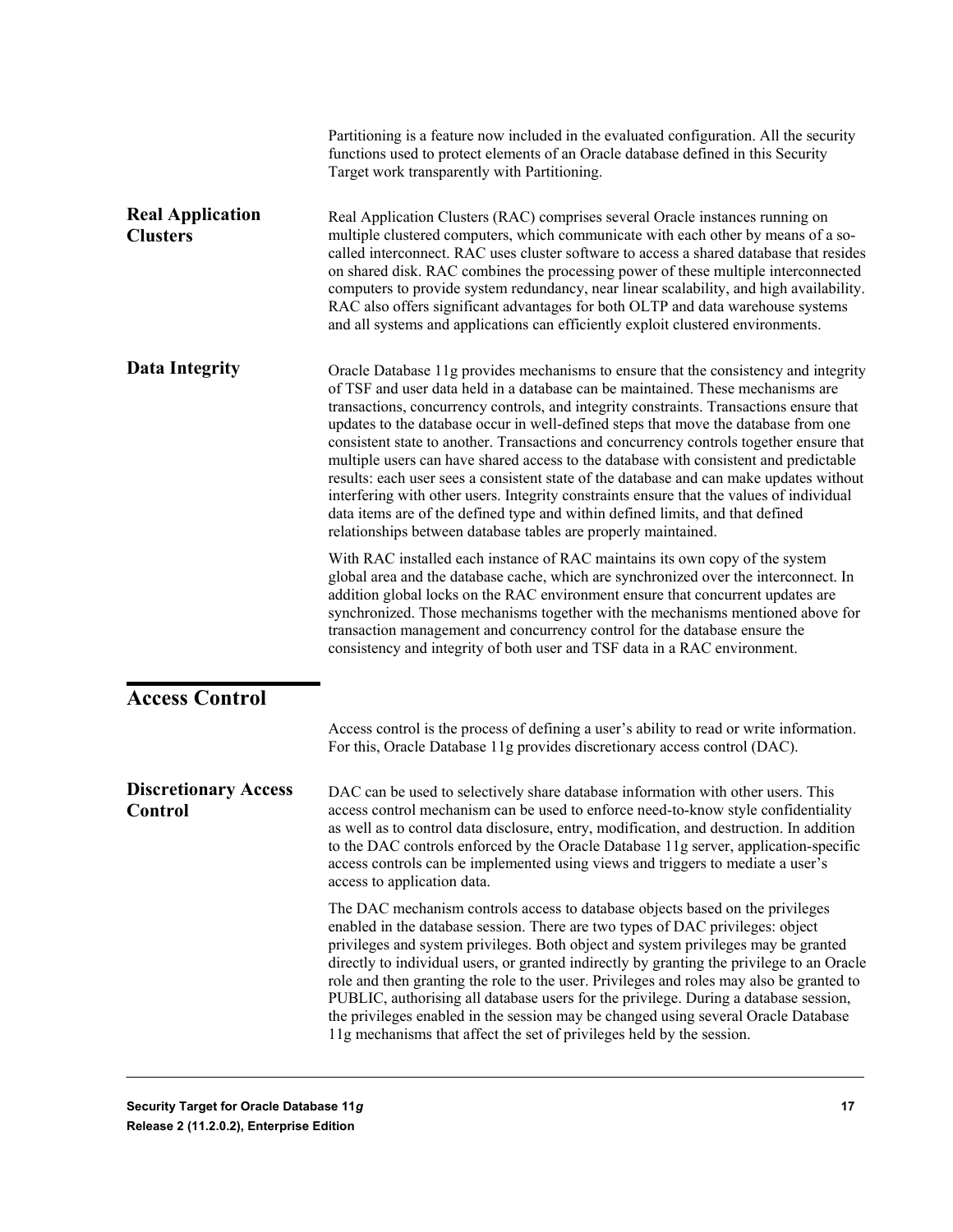Partitioning is a feature now included in the evaluated configuration. All the security functions used to protect elements of an Oracle database defined in this Security Target work transparently with Partitioning.

### Real Application Clusters

Real Application Clusters (RAC) comprises several Oracle instances running on multiple clustered computers, which communicate with each other by means of a so-called interconnect. RAC uses cluster software to access a shared database that resides on shared disk. RAC combines the processing power of these multiple interconnected computers to provide system redundancy, near linear scalability, and high availability. RAC also offers significant advantages for both OLTP and data warehouse systems and all systems and applications can efficiently exploit clustered environments.

### Data Integrity

Oracle Database 11g provides mechanisms to ensure that the consistency and integrity of TSF and user data held in a database can be maintained. These mechanisms are transactions, concurrency controls, and integrity constraints. Transactions ensure that updates to the database occur in well-defined steps that move the database from one consistent state to another. Transactions and concurrency controls together ensure that multiple users can have shared access to the database with consistent and predictable results: each user sees a consistent state of the database and can make updates without interfering with other users. Integrity constraints ensure that the values of individual data items are of the defined type and within defined limits, and that defined relationships between database tables are properly maintained.

With RAC installed each instance of RAC maintains its own copy of the system global area and the database cache, which are synchronized over the interconnect. In addition global locks on the RAC environment ensure that concurrent updates are synchronized. Those mechanisms together with the mechanisms mentioned above for transaction management and concurrency control for the database ensure the consistency and integrity of both user and TSF data in a RAC environment.

## Access Control

Access control is the process of defining a user's ability to read or write information. For this, Oracle Database 11g provides discretionary access control (DAC).

### Discretionary Access Control

DAC can be used to selectively share database information with other users. This access control mechanism can be used to enforce need-to-know style confidentiality as well as to control data disclosure, entry, modification, and destruction. In addition to the DAC controls enforced by the Oracle Database 11g server, application-specific access controls can be implemented using views and triggers to mediate a user's access to application data.

The DAC mechanism controls access to database objects based on the privileges enabled in the database session. There are two types of DAC privileges: object privileges and system privileges. Both object and system privileges may be granted directly to individual users, or granted indirectly by granting the privilege to an Oracle role and then granting the role to the user. Privileges and roles may also be granted to PUBLIC, authorising all database users for the privilege. During a database session, the privileges enabled in the session may be changed using several Oracle Database 11g mechanisms that affect the set of privileges held by the session.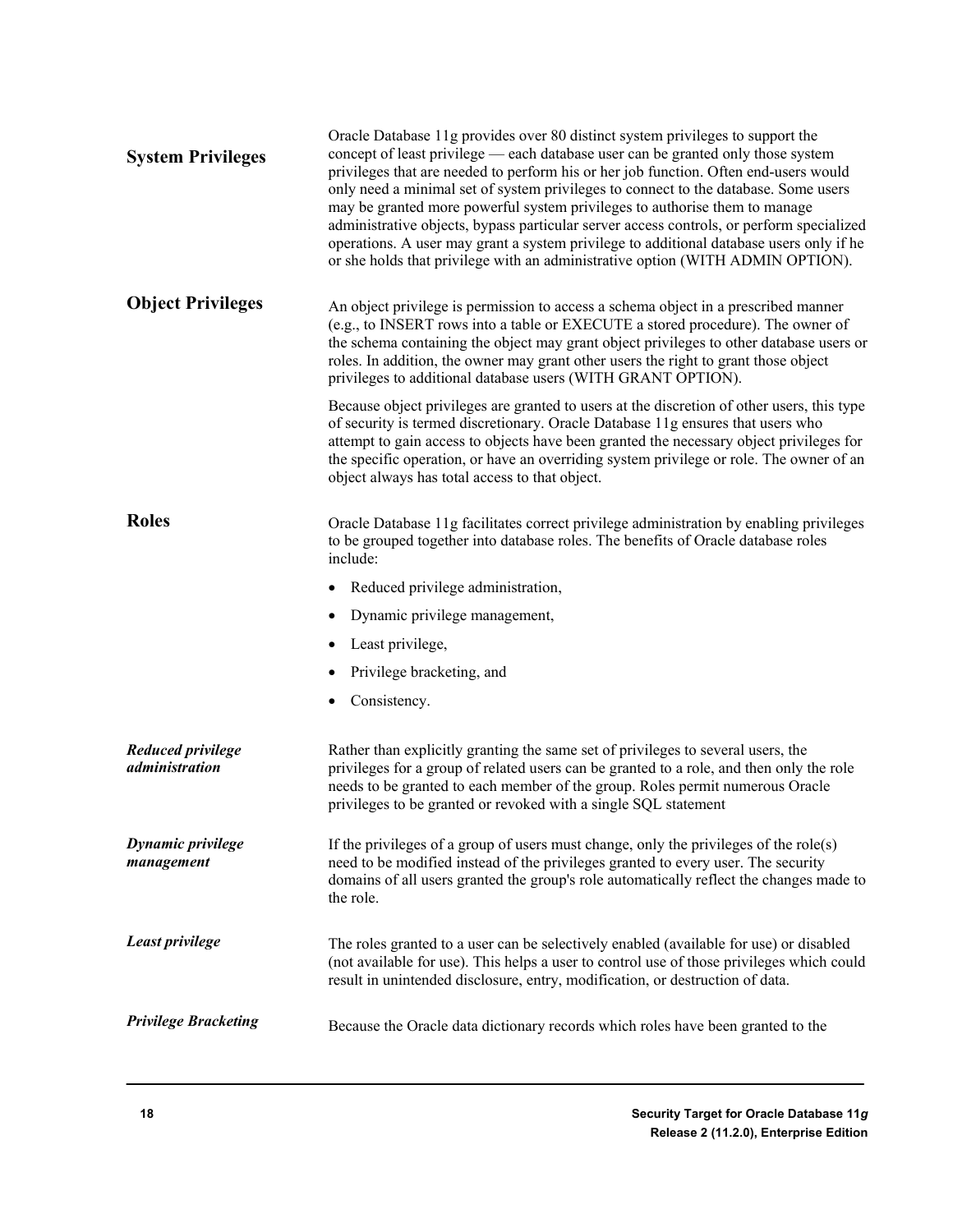### System Privileges

Oracle Database 11g provides over 80 distinct system privileges to support the concept of least privilege — each database user can be granted only those system privileges that are needed to perform his or her job function. Often end-users would only need a minimal set of system privileges to connect to the database. Some users may be granted more powerful system privileges to authorise them to manage administrative objects, bypass particular server access controls, or perform specialized operations. A user may grant a system privilege to additional database users only if he or she holds that privilege with an administrative option (WITH ADMIN OPTION).

### Object Privileges

An object privilege is permission to access a schema object in a prescribed manner (e.g., to INSERT rows into a table or EXECUTE a stored procedure). The owner of the schema containing the object may grant object privileges to other database users or roles. In addition, the owner may grant other users the right to grant those object privileges to additional database users (WITH GRANT OPTION).

Because object privileges are granted to users at the discretion of other users, this type of security is termed discretionary. Oracle Database 11g ensures that users who attempt to gain access to objects have been granted the necessary object privileges for the specific operation, or have an overriding system privilege or role. The owner of an object always has total access to that object.

### Roles

Oracle Database 11g facilitates correct privilege administration by enabling privileges to be grouped together into database roles. The benefits of Oracle database roles include:

- Reduced privilege administration,
- Dynamic privilege management,
- Least privilege,
- Privilege bracketing, and
- Consistency.

#### *Reduced privilege administration*

Rather than explicitly granting the same set of privileges to several users, the privileges for a group of related users can be granted to a role, and then only the role needs to be granted to each member of the group. Roles permit numerous Oracle privileges to be granted or revoked with a single SQL statement

#### *Dynamic privilege management*

If the privileges of a group of users must change, only the privileges of the role(s) need to be modified instead of the privileges granted to every user. The security domains of all users granted the group's role automatically reflect the changes made to the role.

#### *Least privilege*

The roles granted to a user can be selectively enabled (available for use) or disabled (not available for use). This helps a user to control use of those privileges which could result in unintended disclosure, entry, modification, or destruction of data.

#### *Privilege Bracketing*

Because the Oracle data dictionary records which roles have been granted to the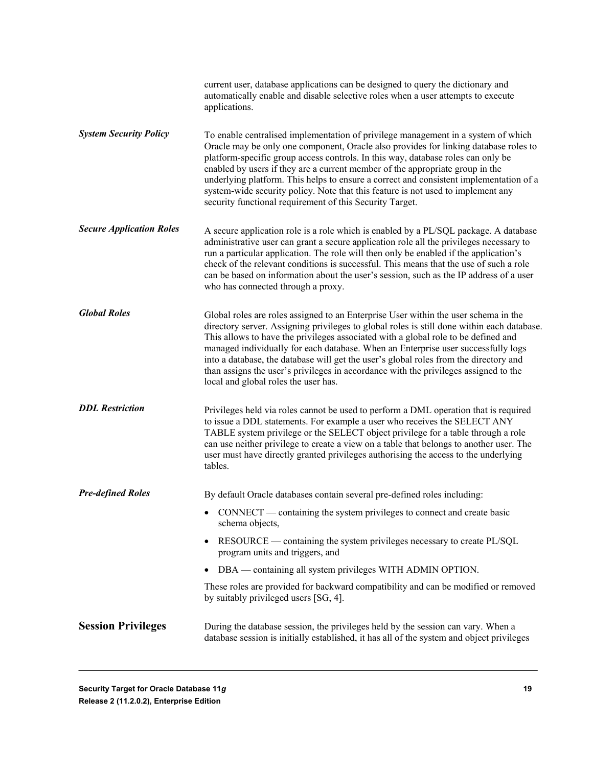current user, database applications can be designed to query the dictionary and automatically enable and disable selective roles when a user attempts to execute applications.

***System Security Policy***

To enable centralised implementation of privilege management in a system of which Oracle may be only one component, Oracle also provides for linking database roles to platform-specific group access controls. In this way, database roles can only be enabled by users if they are a current member of the appropriate group in the underlying platform. This helps to ensure a correct and consistent implementation of a system-wide security policy. Note that this feature is not used to implement any security functional requirement of this Security Target.

***Secure Application Roles***

A secure application role is a role which is enabled by a PL/SQL package. A database administrative user can grant a secure application role all the privileges necessary to run a particular application. The role will then only be enabled if the application's check of the relevant conditions is successful. This means that the use of such a role can be based on information about the user's session, such as the IP address of a user who has connected through a proxy.

***Global Roles***

Global roles are roles assigned to an Enterprise User within the user schema in the directory server. Assigning privileges to global roles is still done within each database. This allows to have the privileges associated with a global role to be defined and managed individually for each database. When an Enterprise user successfully logs into a database, the database will get the user's global roles from the directory and than assigns the user's privileges in accordance with the privileges assigned to the local and global roles the user has.

***DDL Restriction***

Privileges held via roles cannot be used to perform a DML operation that is required to issue a DDL statements. For example a user who receives the SELECT ANY TABLE system privilege or the SELECT object privilege for a table through a role can use neither privilege to create a view on a table that belongs to another user. The user must have directly granted privileges authorising the access to the underlying tables.

***Pre-defined Roles***

By default Oracle databases contain several pre-defined roles including:

- CONNECT — containing the system privileges to connect and create basic schema objects,
- RESOURCE — containing the system privileges necessary to create PL/SQL program units and triggers, and
- DBA — containing all system privileges WITH ADMIN OPTION.

These roles are provided for backward compatibility and can be modified or removed by suitably privileged users [SG, 4].

## Session Privileges

During the database session, the privileges held by the session can vary. When a database session is initially established, it has all of the system and object privileges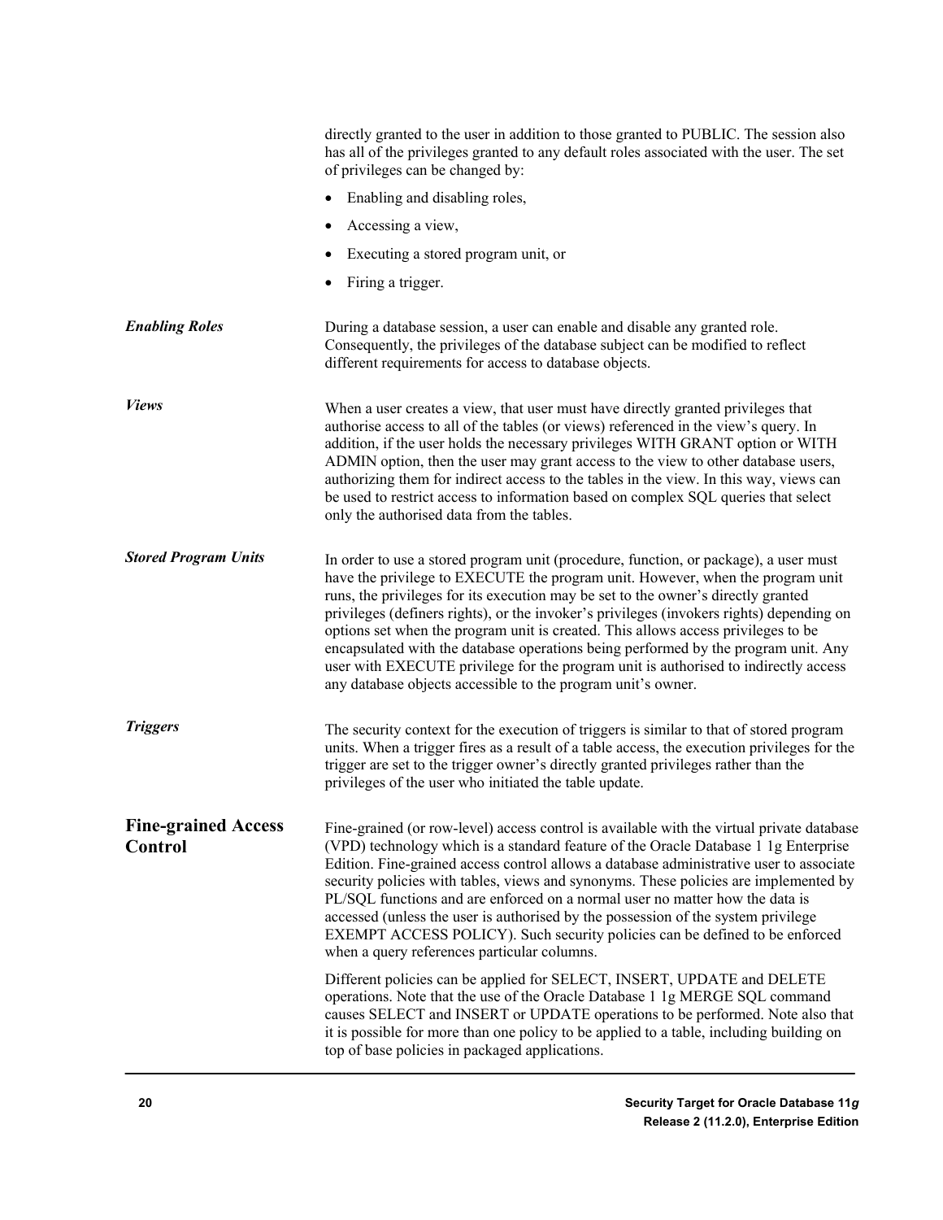directly granted to the user in addition to those granted to PUBLIC. The session also has all of the privileges granted to any default roles associated with the user. The set of privileges can be changed by:

- Enabling and disabling roles,
- Accessing a view,
- Executing a stored program unit, or
- Firing a trigger.

***Enabling Roles***

During a database session, a user can enable and disable any granted role. Consequently, the privileges of the database subject can be modified to reflect different requirements for access to database objects.

***Views***

When a user creates a view, that user must have directly granted privileges that authorise access to all of the tables (or views) referenced in the view's query. In addition, if the user holds the necessary privileges WITH GRANT option or WITH ADMIN option, then the user may grant access to the view to other database users, authorizing them for indirect access to the tables in the view. In this way, views can be used to restrict access to information based on complex SQL queries that select only the authorised data from the tables.

***Stored Program Units***

In order to use a stored program unit (procedure, function, or package), a user must have the privilege to EXECUTE the program unit. However, when the program unit runs, the privileges for its execution may be set to the owner's directly granted privileges (definers rights), or the invoker's privileges (invokers rights) depending on options set when the program unit is created. This allows access privileges to be encapsulated with the database operations being performed by the program unit. Any user with EXECUTE privilege for the program unit is authorised to indirectly access any database objects accessible to the program unit's owner.

***Triggers***

The security context for the execution of triggers is similar to that of stored program units. When a trigger fires as a result of a table access, the execution privileges for the trigger are set to the trigger owner's directly granted privileges rather than the privileges of the user who initiated the table update.

## Fine-grained Access Control

Fine-grained (or row-level) access control is available with the virtual private database (VPD) technology which is a standard feature of the Oracle Database 1 1g Enterprise Edition. Fine-grained access control allows a database administrative user to associate security policies with tables, views and synonyms. These policies are implemented by PL/SQL functions and are enforced on a normal user no matter how the data is accessed (unless the user is authorised by the possession of the system privilege EXEMPT ACCESS POLICY). Such security policies can be defined to be enforced when a query references particular columns.

Different policies can be applied for SELECT, INSERT, UPDATE and DELETE operations. Note that the use of the Oracle Database 1 1g MERGE SQL command causes SELECT and INSERT or UPDATE operations to be performed. Note also that it is possible for more than one policy to be applied to a table, including building on top of base policies in packaged applications.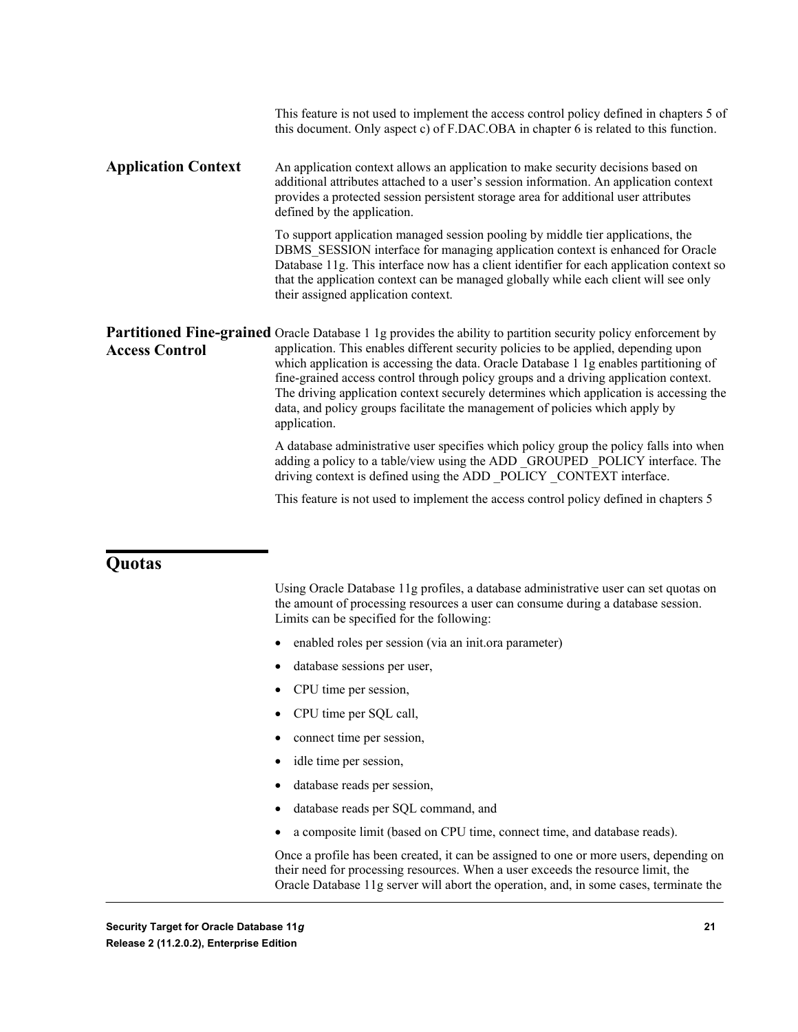This feature is not used to implement the access control policy defined in chapters 5 of this document. Only aspect c) of F.DAC.OBA in chapter 6 is related to this function.

**Application Context**

An application context allows an application to make security decisions based on additional attributes attached to a user's session information. An application context provides a protected session persistent storage area for additional user attributes defined by the application.

To support application managed session pooling by middle tier applications, the DBMS_SESSION interface for managing application context is enhanced for Oracle Database 11g. This interface now has a client identifier for each application context so that the application context can be managed globally while each client will see only their assigned application context.

**Partitioned Fine-grained Access Control**

Oracle Database 1 1g provides the ability to partition security policy enforcement by application. This enables different security policies to be applied, depending upon which application is accessing the data. Oracle Database 1 1g enables partitioning of fine-grained access control through policy groups and a driving application context. The driving application context securely determines which application is accessing the data, and policy groups facilitate the management of policies which apply by application.

A database administrative user specifies which policy group the policy falls into when adding a policy to a table/view using the ADD _GROUPED _POLICY interface. The driving context is defined using the ADD _POLICY _CONTEXT interface.

This feature is not used to implement the access control policy defined in chapters 5

## Quotas

Using Oracle Database 11g profiles, a database administrative user can set quotas on the amount of processing resources a user can consume during a database session. Limits can be specified for the following:

- enabled roles per session (via an init.ora parameter)
- database sessions per user,
- CPU time per session,
- CPU time per SQL call,
- connect time per session,
- idle time per session,
- database reads per session,
- database reads per SQL command, and
- a composite limit (based on CPU time, connect time, and database reads).

Once a profile has been created, it can be assigned to one or more users, depending on their need for processing resources. When a user exceeds the resource limit, the Oracle Database 11g server will abort the operation, and, in some cases, terminate the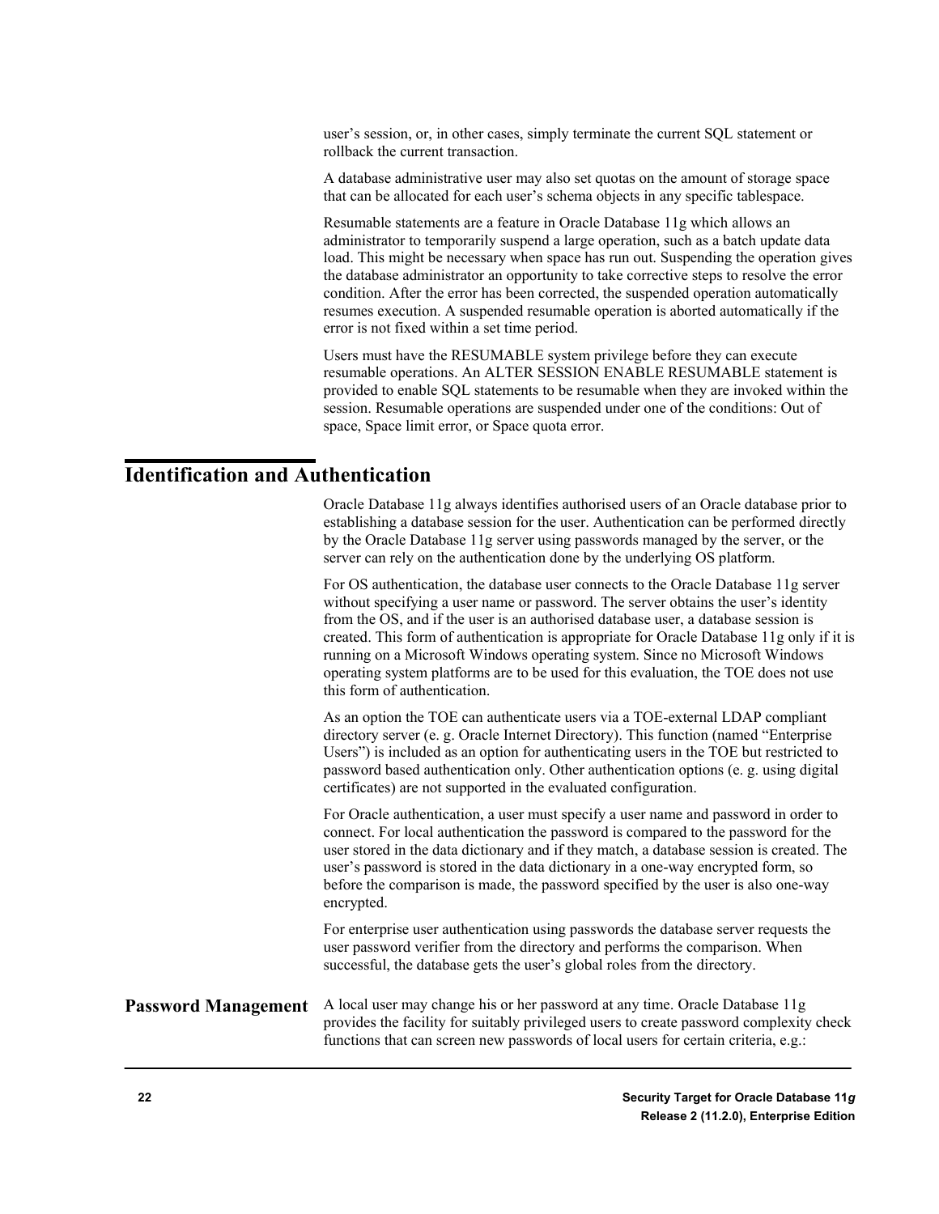user's session, or, in other cases, simply terminate the current SQL statement or rollback the current transaction.

A database administrative user may also set quotas on the amount of storage space that can be allocated for each user's schema objects in any specific tablespace.

Resumable statements are a feature in Oracle Database 11g which allows an administrator to temporarily suspend a large operation, such as a batch update data load. This might be necessary when space has run out. Suspending the operation gives the database administrator an opportunity to take corrective steps to resolve the error condition. After the error has been corrected, the suspended operation automatically resumes execution. A suspended resumable operation is aborted automatically if the error is not fixed within a set time period.

Users must have the RESUMABLE system privilege before they can execute resumable operations. An ALTER SESSION ENABLE RESUMABLE statement is provided to enable SQL statements to be resumable when they are invoked within the session. Resumable operations are suspended under one of the conditions: Out of space, Space limit error, or Space quota error.

# Identification and Authentication

Oracle Database 11g always identifies authorised users of an Oracle database prior to establishing a database session for the user. Authentication can be performed directly by the Oracle Database 11g server using passwords managed by the server, or the server can rely on the authentication done by the underlying OS platform.

For OS authentication, the database user connects to the Oracle Database 11g server without specifying a user name or password. The server obtains the user's identity from the OS, and if the user is an authorised database user, a database session is created. This form of authentication is appropriate for Oracle Database 11g only if it is running on a Microsoft Windows operating system. Since no Microsoft Windows operating system platforms are to be used for this evaluation, the TOE does not use this form of authentication.

As an option the TOE can authenticate users via a TOE-external LDAP compliant directory server (e. g. Oracle Internet Directory). This function (named "Enterprise Users") is included as an option for authenticating users in the TOE but restricted to password based authentication only. Other authentication options (e. g. using digital certificates) are not supported in the evaluated configuration.

For Oracle authentication, a user must specify a user name and password in order to connect. For local authentication the password is compared to the password for the user stored in the data dictionary and if they match, a database session is created. The user's password is stored in the data dictionary in a one-way encrypted form, so before the comparison is made, the password specified by the user is also one-way encrypted.

For enterprise user authentication using passwords the database server requests the user password verifier from the directory and performs the comparison. When successful, the database gets the user's global roles from the directory.

**Password Management**

A local user may change his or her password at any time. Oracle Database 11g provides the facility for suitably privileged users to create password complexity check functions that can screen new passwords of local users for certain criteria, e.g.: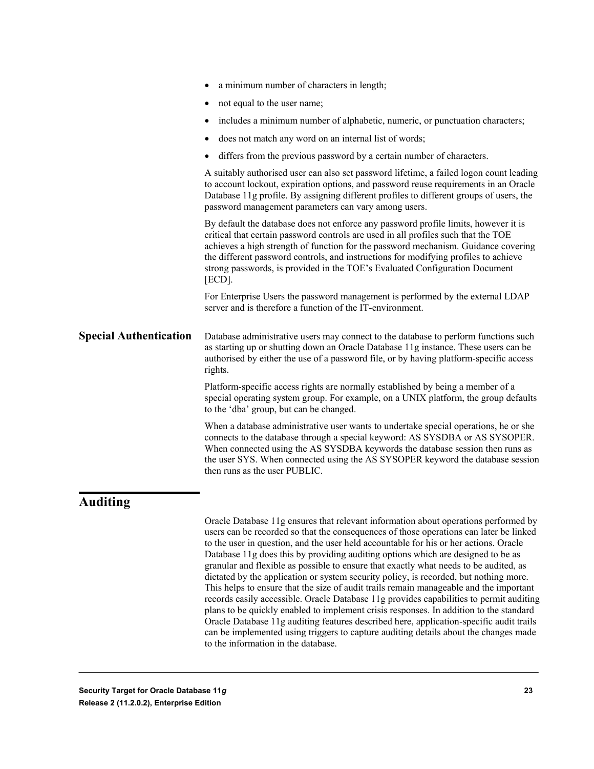- a minimum number of characters in length;
- not equal to the user name;
- includes a minimum number of alphabetic, numeric, or punctuation characters;
- does not match any word on an internal list of words;
- differs from the previous password by a certain number of characters.

A suitably authorised user can also set password lifetime, a failed logon count leading to account lockout, expiration options, and password reuse requirements in an Oracle Database 11g profile. By assigning different profiles to different groups of users, the password management parameters can vary among users.

By default the database does not enforce any password profile limits, however it is critical that certain password controls are used in all profiles such that the TOE achieves a high strength of function for the password mechanism. Guidance covering the different password controls, and instructions for modifying profiles to achieve strong passwords, is provided in the TOE's Evaluated Configuration Document [ECD].

For Enterprise Users the password management is performed by the external LDAP server and is therefore a function of the IT-environment.

### Special Authentication

Database administrative users may connect to the database to perform functions such as starting up or shutting down an Oracle Database 11g instance. These users can be authorised by either the use of a password file, or by having platform-specific access rights.

Platform-specific access rights are normally established by being a member of a special operating system group. For example, on a UNIX platform, the group defaults to the 'dba' group, but can be changed.

When a database administrative user wants to undertake special operations, he or she connects to the database through a special keyword: AS SYSDBA or AS SYSOPER. When connected using the AS SYSDBA keywords the database session then runs as the user SYS. When connected using the AS SYSOPER keyword the database session then runs as the user PUBLIC.

## Auditing

Oracle Database 11g ensures that relevant information about operations performed by users can be recorded so that the consequences of those operations can later be linked to the user in question, and the user held accountable for his or her actions. Oracle Database 11g does this by providing auditing options which are designed to be as granular and flexible as possible to ensure that exactly what needs to be audited, as dictated by the application or system security policy, is recorded, but nothing more. This helps to ensure that the size of audit trails remain manageable and the important records easily accessible. Oracle Database 11g provides capabilities to permit auditing plans to be quickly enabled to implement crisis responses. In addition to the standard Oracle Database 11g auditing features described here, application-specific audit trails can be implemented using triggers to capture auditing details about the changes made to the information in the database.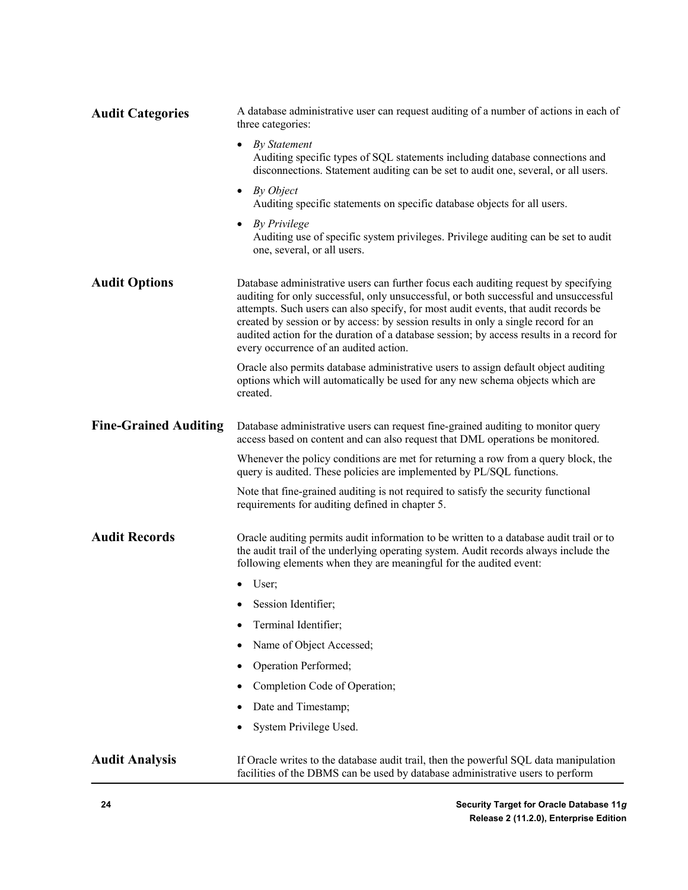### Audit Categories

A database administrative user can request auditing of a number of actions in each of three categories:

- *By Statement*
  Auditing specific types of SQL statements including database connections and disconnections. Statement auditing can be set to audit one, several, or all users.
- *By Object*
  Auditing specific statements on specific database objects for all users.
- *By Privilege*
  Auditing use of specific system privileges. Privilege auditing can be set to audit one, several, or all users.

### Audit Options

Database administrative users can further focus each auditing request by specifying auditing for only successful, only unsuccessful, or both successful and unsuccessful attempts. Such users can also specify, for most audit events, that audit records be created by session or by access: by session results in only a single record for an audited action for the duration of a database session; by access results in a record for every occurrence of an audited action.

Oracle also permits database administrative users to assign default object auditing options which will automatically be used for any new schema objects which are created.

### Fine-Grained Auditing

Database administrative users can request fine-grained auditing to monitor query access based on content and can also request that DML operations be monitored.

Whenever the policy conditions are met for returning a row from a query block, the query is audited. These policies are implemented by PL/SQL functions.

Note that fine-grained auditing is not required to satisfy the security functional requirements for auditing defined in chapter 5.

### Audit Records

Oracle auditing permits audit information to be written to a database audit trail or to the audit trail of the underlying operating system. Audit records always include the following elements when they are meaningful for the audited event:

- User;
- Session Identifier;
- Terminal Identifier;
- Name of Object Accessed;
- Operation Performed;
- Completion Code of Operation;
- Date and Timestamp;
- System Privilege Used.

### Audit Analysis

If Oracle writes to the database audit trail, then the powerful SQL data manipulation facilities of the DBMS can be used by database administrative users to perform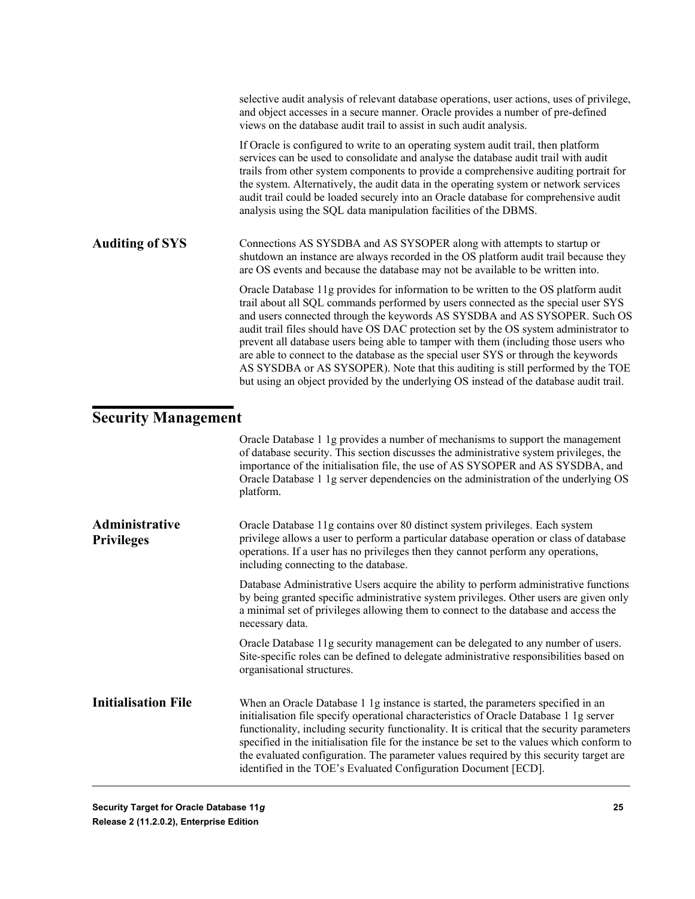selective audit analysis of relevant database operations, user actions, uses of privilege, and object accesses in a secure manner. Oracle provides a number of pre-defined views on the database audit trail to assist in such audit analysis.

If Oracle is configured to write to an operating system audit trail, then platform services can be used to consolidate and analyse the database audit trail with audit trails from other system components to provide a comprehensive auditing portrait for the system. Alternatively, the audit data in the operating system or network services audit trail could be loaded securely into an Oracle database for comprehensive audit analysis using the SQL data manipulation facilities of the DBMS.

### Auditing of SYS

Connections AS SYSDBA and AS SYSOPER along with attempts to startup or shutdown an instance are always recorded in the OS platform audit trail because they are OS events and because the database may not be available to be written into.

Oracle Database 11g provides for information to be written to the OS platform audit trail about all SQL commands performed by users connected as the special user SYS and users connected through the keywords AS SYSDBA and AS SYSOPER. Such OS audit trail files should have OS DAC protection set by the OS system administrator to prevent all database users being able to tamper with them (including those users who are able to connect to the database as the special user SYS or through the keywords AS SYSDBA or AS SYSOPER). Note that this auditing is still performed by the TOE but using an object provided by the underlying OS instead of the database audit trail.

## Security Management

Oracle Database 1 1g provides a number of mechanisms to support the management of database security. This section discusses the administrative system privileges, the importance of the initialisation file, the use of AS SYSOPER and AS SYSDBA, and Oracle Database 1 1g server dependencies on the administration of the underlying OS platform.

### Administrative Privileges

Oracle Database 11g contains over 80 distinct system privileges. Each system privilege allows a user to perform a particular database operation or class of database operations. If a user has no privileges then they cannot perform any operations, including connecting to the database.

Database Administrative Users acquire the ability to perform administrative functions by being granted specific administrative system privileges. Other users are given only a minimal set of privileges allowing them to connect to the database and access the necessary data.

Oracle Database 11g security management can be delegated to any number of users. Site-specific roles can be defined to delegate administrative responsibilities based on organisational structures.

### Initialisation File

When an Oracle Database 1 1g instance is started, the parameters specified in an initialisation file specify operational characteristics of Oracle Database 1 1g server functionality, including security functionality. It is critical that the security parameters specified in the initialisation file for the instance be set to the values which conform to the evaluated configuration. The parameter values required by this security target are identified in the TOE's Evaluated Configuration Document [ECD].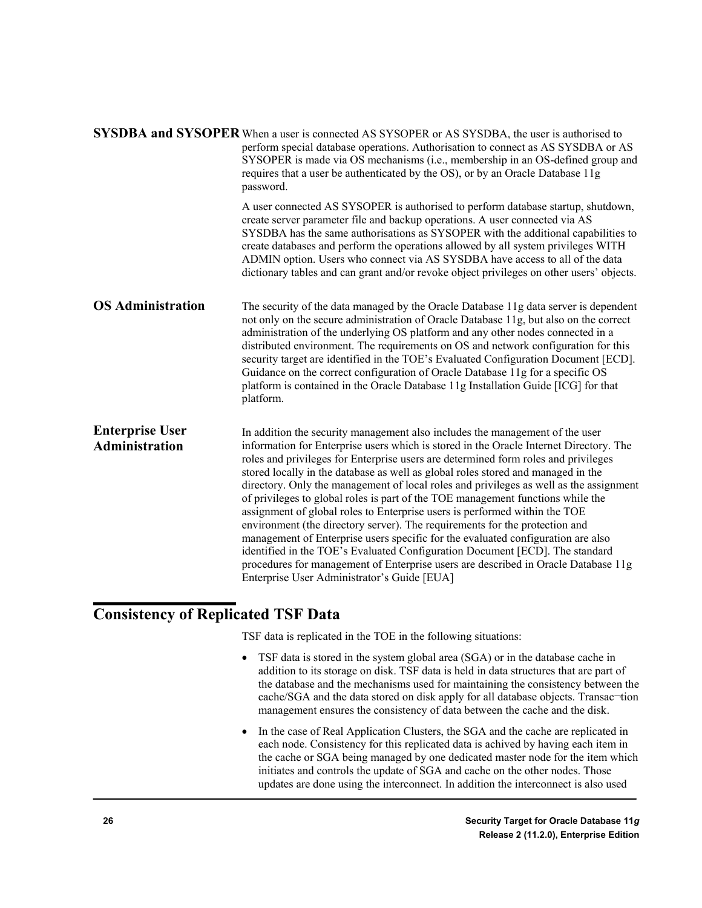**SYSDBA and SYSOPER** When a user is connected AS SYSOPER or AS SYSDBA, the user is authorised to perform special database operations. Authorisation to connect as AS SYSDBA or AS SYSOPER is made via OS mechanisms (i.e., membership in an OS-defined group and requires that a user be authenticated by the OS), or by an Oracle Database 11g password.

A user connected AS SYSOPER is authorised to perform database startup, shutdown, create server parameter file and backup operations. A user connected via AS SYSDBA has the same authorisations as SYSOPER with the additional capabilities to create databases and perform the operations allowed by all system privileges WITH ADMIN option. Users who connect via AS SYSDBA have access to all of the data dictionary tables and can grant and/or revoke object privileges on other users' objects.

**OS Administration** The security of the data managed by the Oracle Database 11g data server is dependent not only on the secure administration of Oracle Database 11g, but also on the correct administration of the underlying OS platform and any other nodes connected in a distributed environment. The requirements on OS and network configuration for this security target are identified in the TOE's Evaluated Configuration Document [ECD]. Guidance on the correct configuration of Oracle Database 11g for a specific OS platform is contained in the Oracle Database 11g Installation Guide [ICG] for that platform.

**Enterprise User Administration** In addition the security management also includes the management of the user information for Enterprise users which is stored in the Oracle Internet Directory. The roles and privileges for Enterprise users are determined form roles and privileges stored locally in the database as well as global roles stored and managed in the directory. Only the management of local roles and privileges as well as the assignment of privileges to global roles is part of the TOE management functions while the assignment of global roles to Enterprise users is performed within the TOE environment (the directory server). The requirements for the protection and management of Enterprise users specific for the evaluated configuration are also identified in the TOE's Evaluated Configuration Document [ECD]. The standard procedures for management of Enterprise users are described in Oracle Database 11g Enterprise User Administrator's Guide [EUA]

## Consistency of Replicated TSF Data

TSF data is replicated in the TOE in the following situations:

- TSF data is stored in the system global area (SGA) or in the database cache in addition to its storage on disk. TSF data is held in data structures that are part of the database and the mechanisms used for maintaining the consistency between the cache/SGA and the data stored on disk apply for all database objects. Transac¬tion management ensures the consistency of data between the cache and the disk.
- In the case of Real Application Clusters, the SGA and the cache are replicated in each node. Consistency for this replicated data is achived by having each item in the cache or SGA being managed by one dedicated master node for the item which initiates and controls the update of SGA and cache on the other nodes. Those updates are done using the interconnect. In addition the interconnect is also used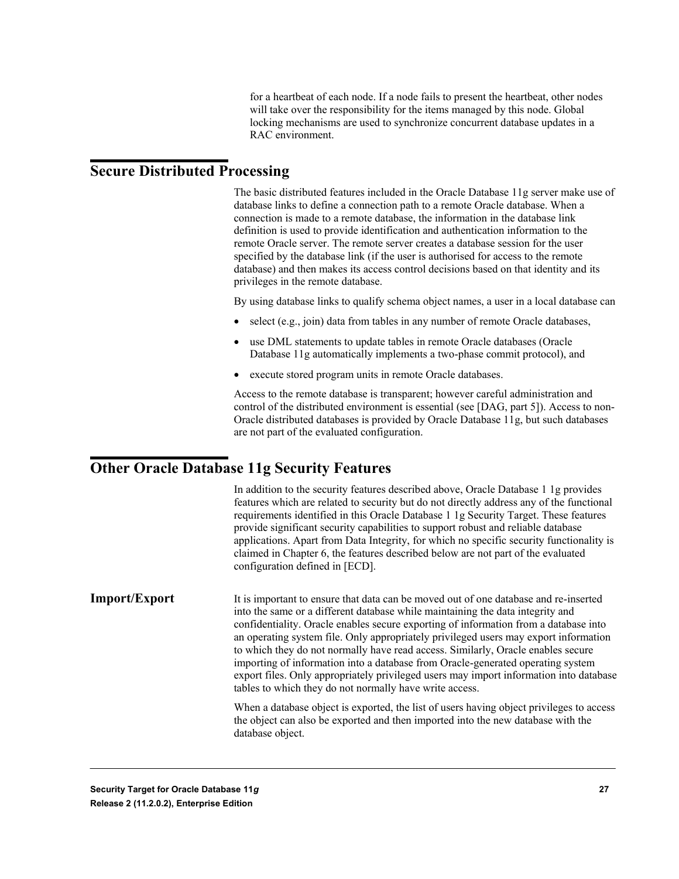for a heartbeat of each node. If a node fails to present the heartbeat, other nodes will take over the responsibility for the items managed by this node. Global locking mechanisms are used to synchronize concurrent database updates in a RAC environment.

## Secure Distributed Processing

The basic distributed features included in the Oracle Database 11g server make use of database links to define a connection path to a remote Oracle database. When a connection is made to a remote database, the information in the database link definition is used to provide identification and authentication information to the remote Oracle server. The remote server creates a database session for the user specified by the database link (if the user is authorised for access to the remote database) and then makes its access control decisions based on that identity and its privileges in the remote database.

By using database links to qualify schema object names, a user in a local database can

- select (e.g., join) data from tables in any number of remote Oracle databases,
- use DML statements to update tables in remote Oracle databases (Oracle Database 11g automatically implements a two-phase commit protocol), and
- execute stored program units in remote Oracle databases.

Access to the remote database is transparent; however careful administration and control of the distributed environment is essential (see [DAG, part 5]). Access to non-Oracle distributed databases is provided by Oracle Database 11g, but such databases are not part of the evaluated configuration.

## Other Oracle Database 11g Security Features

In addition to the security features described above, Oracle Database 1 1g provides features which are related to security but do not directly address any of the functional requirements identified in this Oracle Database 1 1g Security Target. These features provide significant security capabilities to support robust and reliable database applications. Apart from Data Integrity, for which no specific security functionality is claimed in Chapter 6, the features described below are not part of the evaluated configuration defined in [ECD].

### Import/Export

It is important to ensure that data can be moved out of one database and re-inserted into the same or a different database while maintaining the data integrity and confidentiality. Oracle enables secure exporting of information from a database into an operating system file. Only appropriately privileged users may export information to which they do not normally have read access. Similarly, Oracle enables secure importing of information into a database from Oracle-generated operating system export files. Only appropriately privileged users may import information into database tables to which they do not normally have write access.

When a database object is exported, the list of users having object privileges to access the object can also be exported and then imported into the new database with the database object.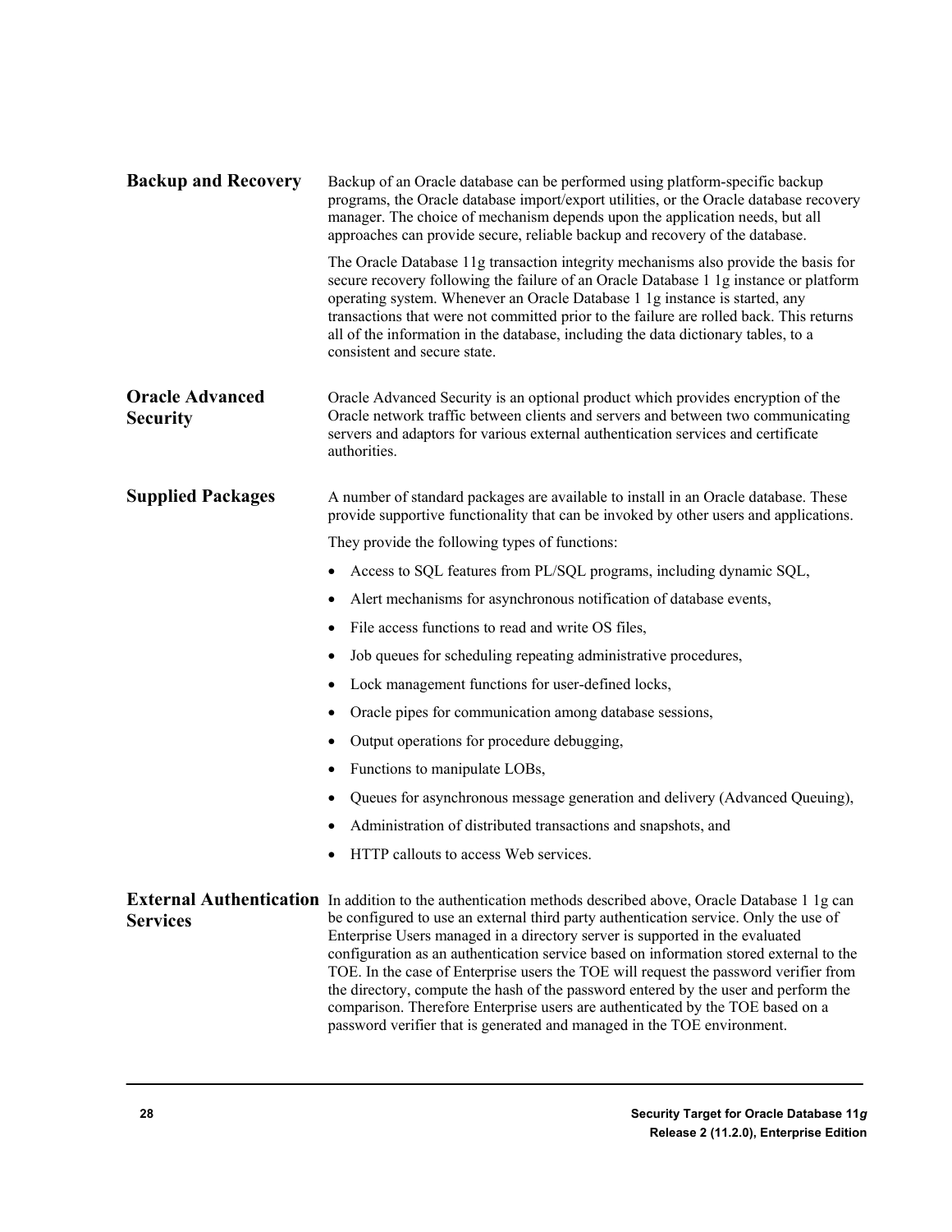### Backup and Recovery

Backup of an Oracle database can be performed using platform-specific backup programs, the Oracle database import/export utilities, or the Oracle database recovery manager. The choice of mechanism depends upon the application needs, but all approaches can provide secure, reliable backup and recovery of the database.

The Oracle Database 11g transaction integrity mechanisms also provide the basis for secure recovery following the failure of an Oracle Database 1 1g instance or platform operating system. Whenever an Oracle Database 1 1g instance is started, any transactions that were not committed prior to the failure are rolled back. This returns all of the information in the database, including the data dictionary tables, to a consistent and secure state.

### Oracle Advanced Security

Oracle Advanced Security is an optional product which provides encryption of the Oracle network traffic between clients and servers and between two communicating servers and adaptors for various external authentication services and certificate authorities.

### Supplied Packages

A number of standard packages are available to install in an Oracle database. These provide supportive functionality that can be invoked by other users and applications.

They provide the following types of functions:

- Access to SQL features from PL/SQL programs, including dynamic SQL,
- Alert mechanisms for asynchronous notification of database events,
- File access functions to read and write OS files,
- Job queues for scheduling repeating administrative procedures,
- Lock management functions for user-defined locks,
- Oracle pipes for communication among database sessions,
- Output operations for procedure debugging,
- Functions to manipulate LOBs,
- Queues for asynchronous message generation and delivery (Advanced Queuing),
- Administration of distributed transactions and snapshots, and
- HTTP callouts to access Web services.

### External Authentication Services

In addition to the authentication methods described above, Oracle Database 1 1g can be configured to use an external third party authentication service. Only the use of Enterprise Users managed in a directory server is supported in the evaluated configuration as an authentication service based on information stored external to the TOE. In the case of Enterprise users the TOE will request the password verifier from the directory, compute the hash of the password entered by the user and perform the comparison. Therefore Enterprise users are authenticated by the TOE based on a password verifier that is generated and managed in the TOE environment.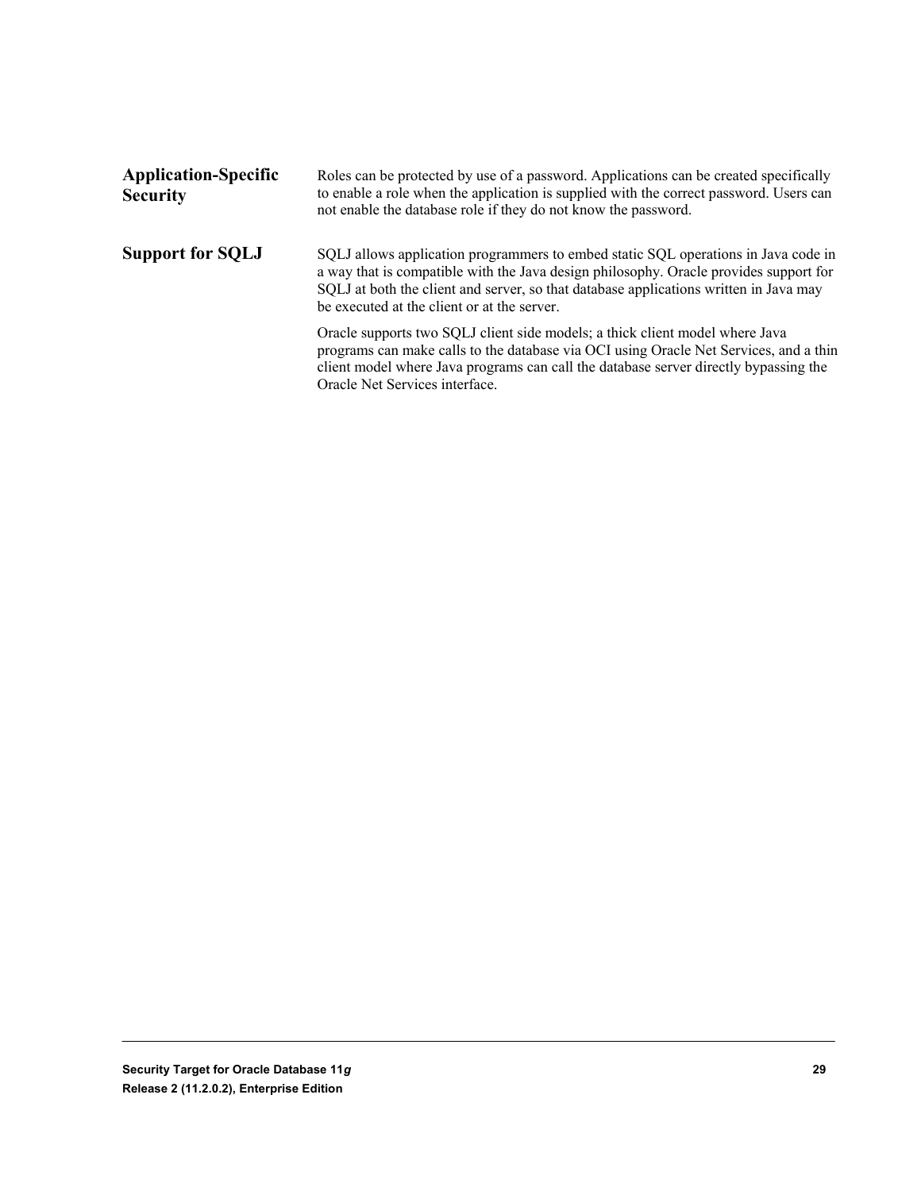### Application-Specific Security

Roles can be protected by use of a password. Applications can be created specifically to enable a role when the application is supplied with the correct password. Users can not enable the database role if they do not know the password.

### Support for SQLJ

SQLJ allows application programmers to embed static SQL operations in Java code in a way that is compatible with the Java design philosophy. Oracle provides support for SQLJ at both the client and server, so that database applications written in Java may be executed at the client or at the server.

Oracle supports two SQLJ client side models; a thick client model where Java programs can make calls to the database via OCI using Oracle Net Services, and a thin client model where Java programs can call the database server directly bypassing the Oracle Net Services interface.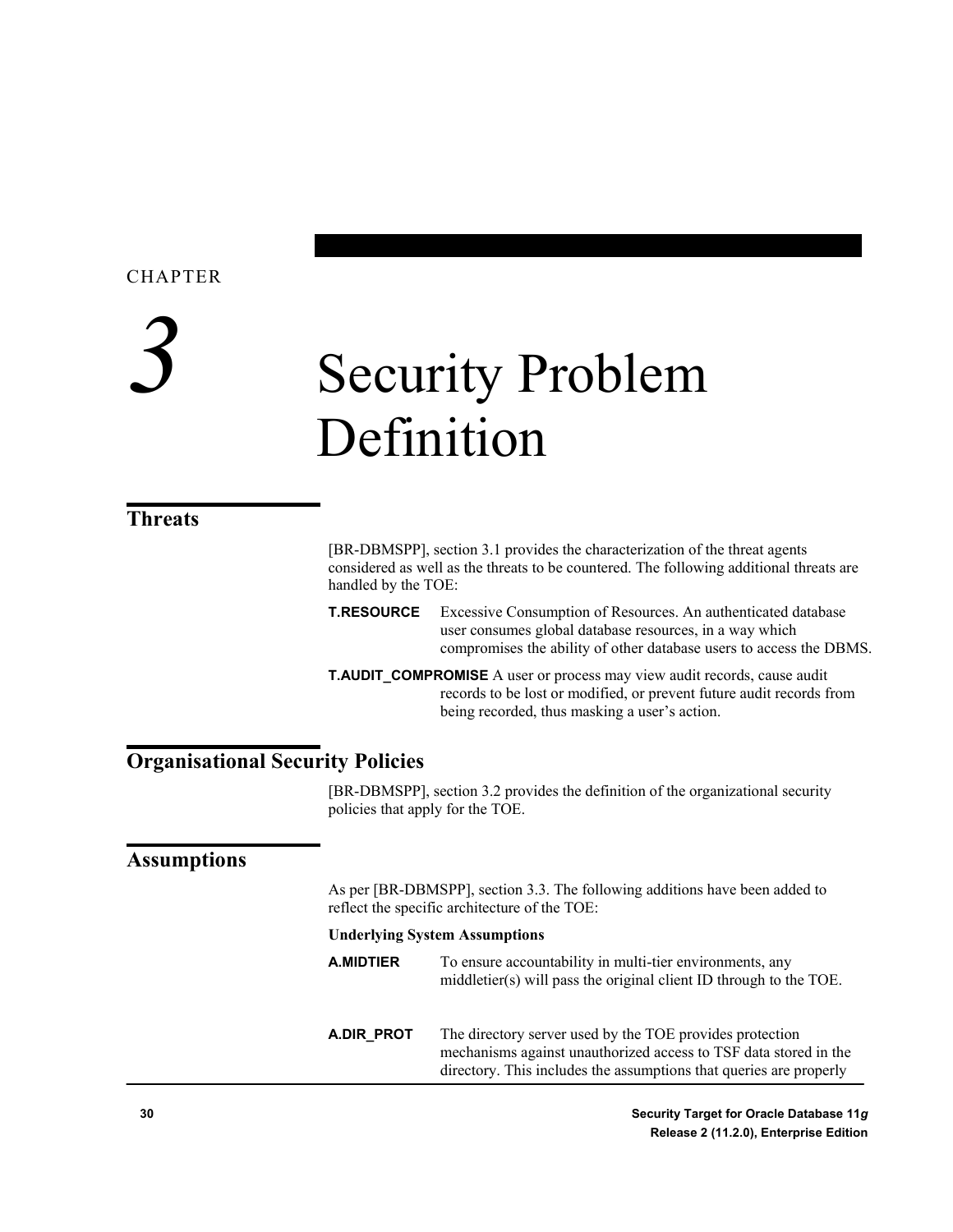# CHAPTER 3 Security Problem Definition

## Threats

[BR-DBMSPP], section 3.1 provides the characterization of the threat agents considered as well as the threats to be countered. The following additional threats are handled by the TOE:

**T.RESOURCE** Excessive Consumption of Resources. An authenticated database user consumes global database resources, in a way which compromises the ability of other database users to access the DBMS.

**T.AUDIT_COMPROMISE** A user or process may view audit records, cause audit records to be lost or modified, or prevent future audit records from being recorded, thus masking a user's action.

## Organisational Security Policies

[BR-DBMSPP], section 3.2 provides the definition of the organizational security policies that apply for the TOE.

## Assumptions

As per [BR-DBMSPP], section 3.3. The following additions have been added to reflect the specific architecture of the TOE:

**Underlying System Assumptions**

**A.MIDTIER** To ensure accountability in multi-tier environments, any middletier(s) will pass the original client ID through to the TOE.

**A.DIR_PROT** The directory server used by the TOE provides protection mechanisms against unauthorized access to TSF data stored in the directory. This includes the assumptions that queries are properly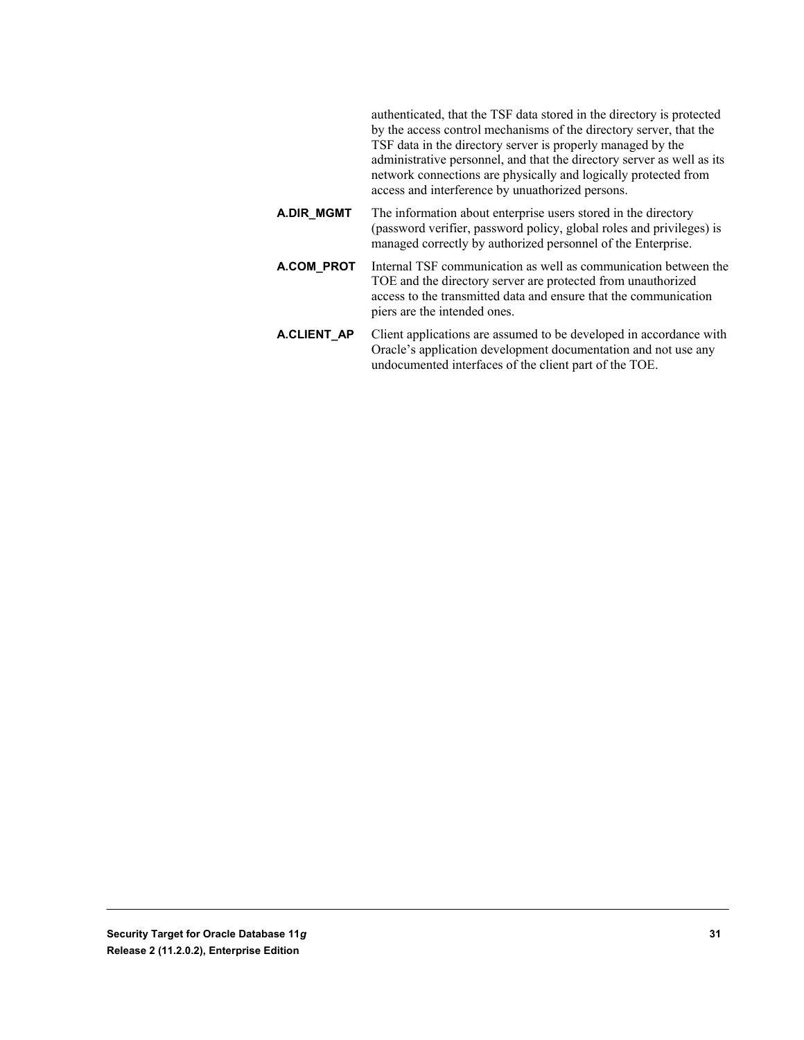authenticated, that the TSF data stored in the directory is protected by the access control mechanisms of the directory server, that the TSF data in the directory server is properly managed by the administrative personnel, and that the directory server as well as its network connections are physically and logically protected from access and interference by unauthorized persons.

**A.DIR_MGMT** The information about enterprise users stored in the directory (password verifier, password policy, global roles and privileges) is managed correctly by authorized personnel of the Enterprise.

**A.COM_PROT** Internal TSF communication as well as communication between the TOE and the directory server are protected from unauthorized access to the transmitted data and ensure that the communication piers are the intended ones.

**A.CLIENT_AP** Client applications are assumed to be developed in accordance with Oracle’s application development documentation and not use any undocumented interfaces of the client part of the TOE.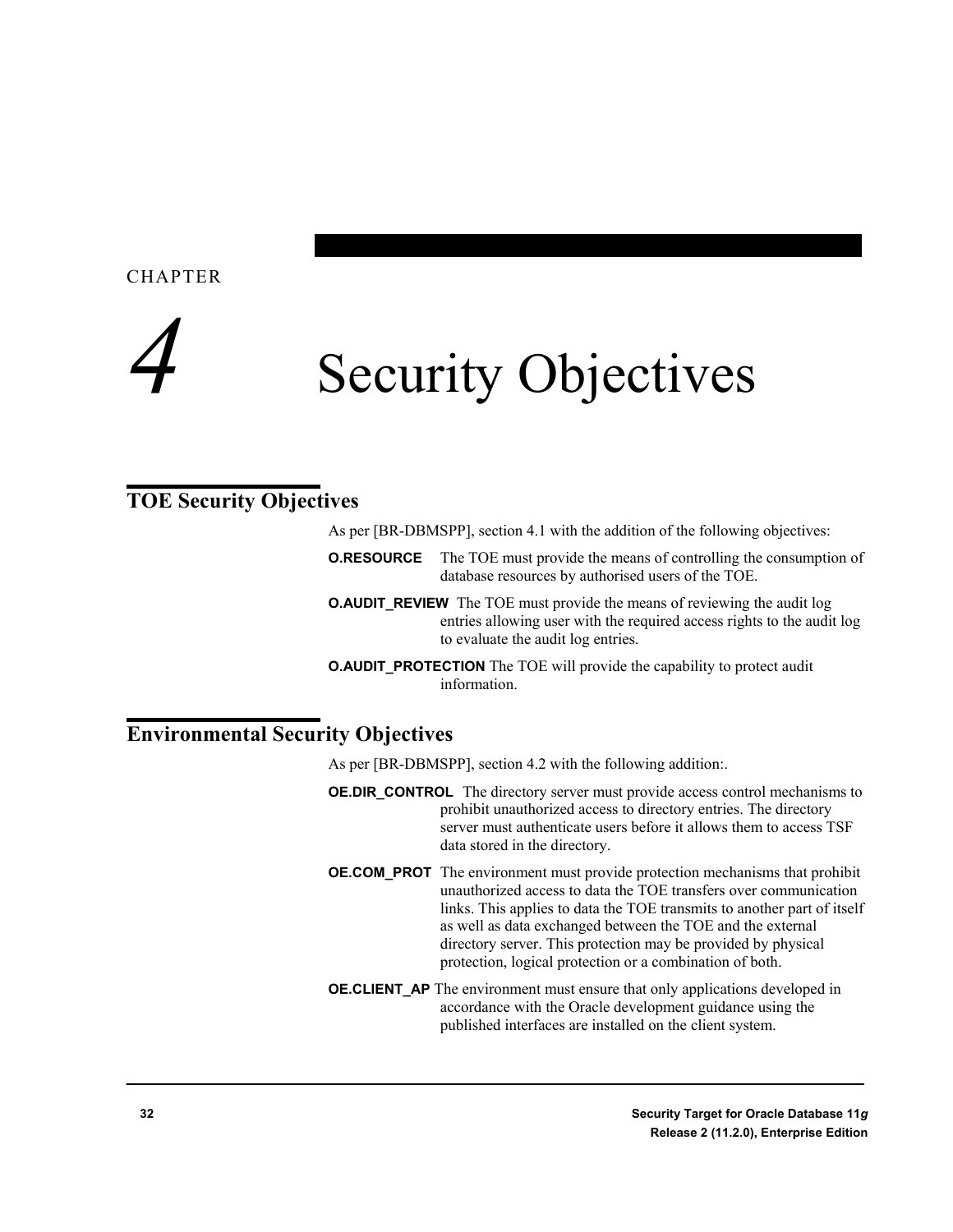CHAPTER

# 4 Security Objectives

## TOE Security Objectives

As per [BR-DBMSPP], section 4.1 with the addition of the following objectives:

**O.RESOURCE** The TOE must provide the means of controlling the consumption of database resources by authorised users of the TOE.

**O.AUDIT_REVIEW** The TOE must provide the means of reviewing the audit log entries allowing user with the required access rights to the audit log to evaluate the audit log entries.

**O.AUDIT_PROTECTION** The TOE will provide the capability to protect audit information.

## Environmental Security Objectives

As per [BR-DBMSPP], section 4.2 with the following addition:.

**OE.DIR_CONTROL** The directory server must provide access control mechanisms to prohibit unauthorized access to directory entries. The directory server must authenticate users before it allows them to access TSF data stored in the directory.

**OE.COM_PROT** The environment must provide protection mechanisms that prohibit unauthorized access to data the TOE transfers over communication links. This applies to data the TOE transmits to another part of itself as well as data exchanged between the TOE and the external directory server. This protection may be provided by physical protection, logical protection or a combination of both.

**OE.CLIENT_AP** The environment must ensure that only applications developed in accordance with the Oracle development guidance using the published interfaces are installed on the client system.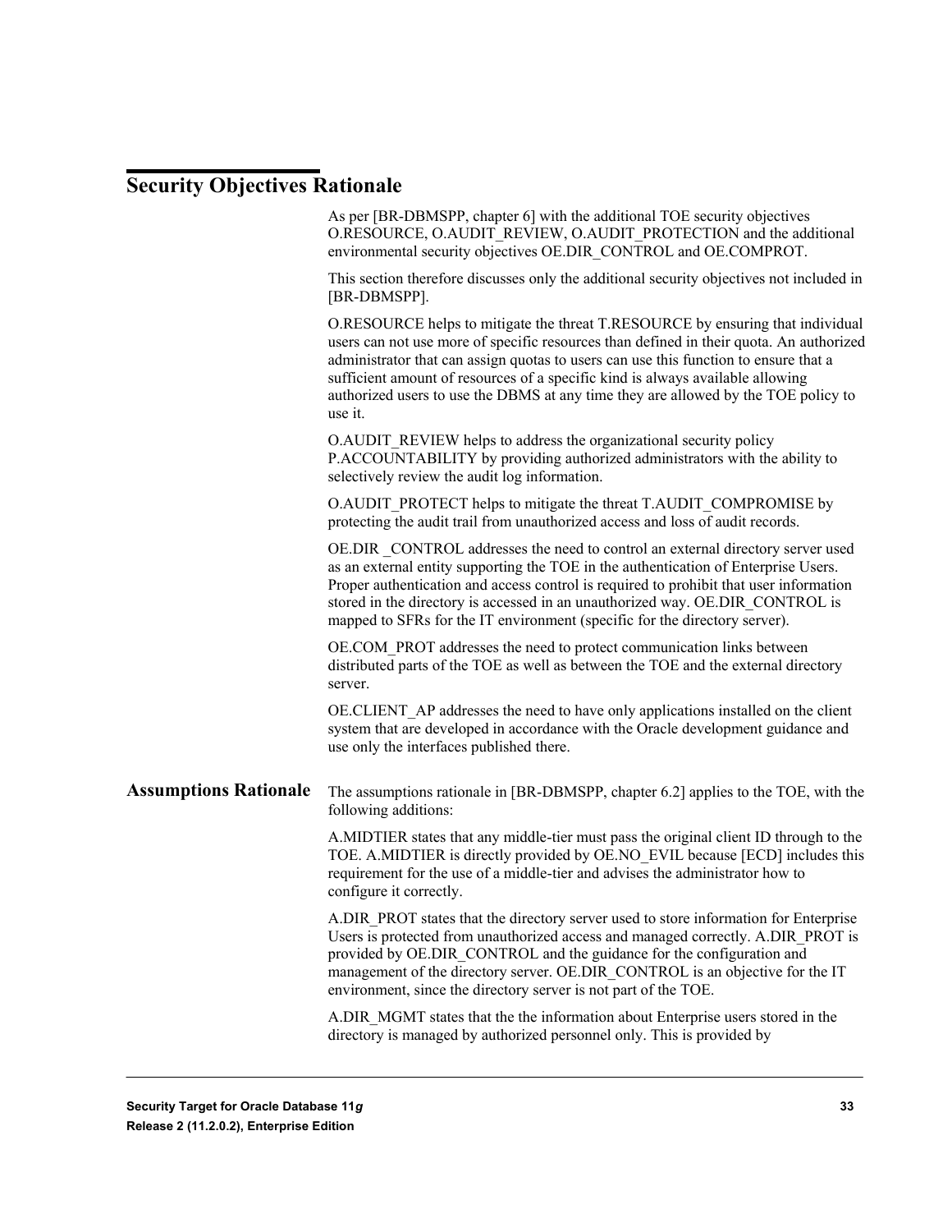# Security Objectives Rationale

As per [BR-DBMSPP, chapter 6] with the additional TOE security objectives O.RESOURCE, O.AUDIT_REVIEW, O.AUDIT_PROTECTION and the additional environmental security objectives OE.DIR_CONTROL and OE.COMPROT.

This section therefore discusses only the additional security objectives not included in [BR-DBMSPP].

O.RESOURCE helps to mitigate the threat T.RESOURCE by ensuring that individual users can not use more of specific resources than defined in their quota. An authorized administrator that can assign quotas to users can use this function to ensure that a sufficient amount of resources of a specific kind is always available allowing authorized users to use the DBMS at any time they are allowed by the TOE policy to use it.

O.AUDIT_REVIEW helps to address the organizational security policy P.ACCOUNTABILITY by providing authorized administrators with the ability to selectively review the audit log information.

O.AUDIT_PROTECT helps to mitigate the threat T.AUDIT_COMPROMISE by protecting the audit trail from unauthorized access and loss of audit records.

OE.DIR _CONTROL addresses the need to control an external directory server used as an external entity supporting the TOE in the authentication of Enterprise Users. Proper authentication and access control is required to prohibit that user information stored in the directory is accessed in an unauthorized way. OE.DIR_CONTROL is mapped to SFRs for the IT environment (specific for the directory server).

OE.COM_PROT addresses the need to protect communication links between distributed parts of the TOE as well as between the TOE and the external directory server.

OE.CLIENT_AP addresses the need to have only applications installed on the client system that are developed in accordance with the Oracle development guidance and use only the interfaces published there.

## Assumptions Rationale

The assumptions rationale in [BR-DBMSPP, chapter 6.2] applies to the TOE, with the following additions:

A.MIDTIER states that any middle-tier must pass the original client ID through to the TOE. A.MIDTIER is directly provided by OE.NO_EVIL because [ECD] includes this requirement for the use of a middle-tier and advises the administrator how to configure it correctly.

A.DIR_PROT states that the directory server used to store information for Enterprise Users is protected from unauthorized access and managed correctly. A.DIR_PROT is provided by OE.DIR_CONTROL and the guidance for the configuration and management of the directory server. OE.DIR_CONTROL is an objective for the IT environment, since the directory server is not part of the TOE.

A.DIR_MGMT states that the the information about Enterprise users stored in the directory is managed by authorized personnel only. This is provided by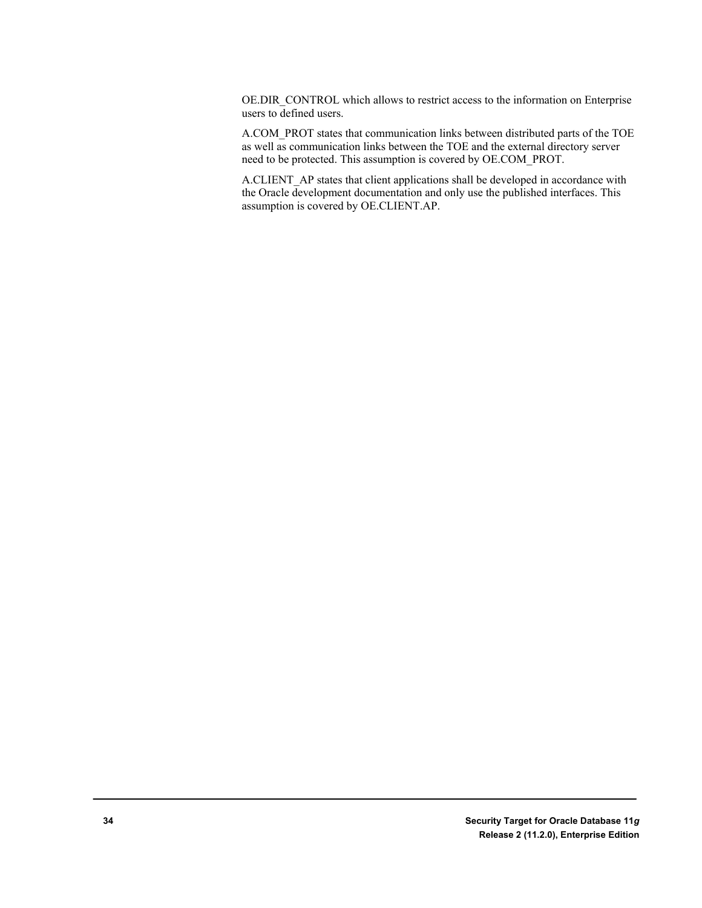OE.DIR_CONTROL which allows to restrict access to the information on Enterprise users to defined users.

A.COM_PROT states that communication links between distributed parts of the TOE as well as communication links between the TOE and the external directory server need to be protected. This assumption is covered by OE.COM_PROT.

A.CLIENT_AP states that client applications shall be developed in accordance with the Oracle development documentation and only use the published interfaces. This assumption is covered by OE.CLIENT.AP.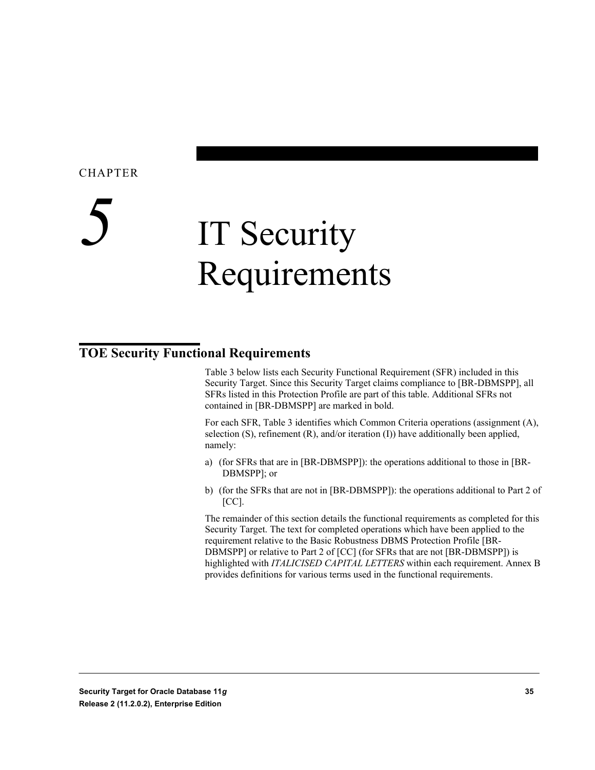CHAPTER

# 5 IT Security Requirements

## TOE Security Functional Requirements

Table 3 below lists each Security Functional Requirement (SFR) included in this Security Target. Since this Security Target claims compliance to [BR-DBMSPP], all SFRs listed in this Protection Profile are part of this table. Additional SFRs not contained in [BR-DBMSPP] are marked in bold.

For each SFR, Table 3 identifies which Common Criteria operations (assignment (A), selection (S), refinement (R), and/or iteration (I)) have additionally been applied, namely:

a) (for SFRs that are in [BR-DBMSPP]): the operations additional to those in [BR-DBMSPP]; or

b) (for the SFRs that are not in [BR-DBMSPP]): the operations additional to Part 2 of [CC].

The remainder of this section details the functional requirements as completed for this Security Target. The text for completed operations which have been applied to the requirement relative to the Basic Robustness DBMS Protection Profile [BR-DBMSPP] or relative to Part 2 of [CC] (for SFRs that are not [BR-DBMSPP]) is highlighted with *ITALICISED CAPITAL LETTERS* within each requirement. Annex B provides definitions for various terms used in the functional requirements.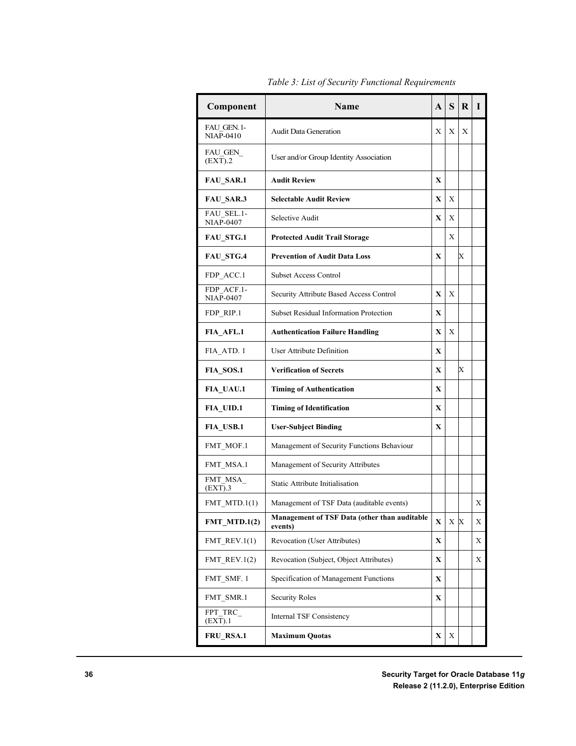*Table 3: List of Security Functional Requirements*

| Component | Name | A | S | R | I |
|---|---|---|---|---|---|
| FAU_GEN.1-NIAP-0410 | Audit Data Generation | X | X | X | |
| FAU_GEN_(EXT).2 | User and/or Group Identity Association | | | | |
| **FAU_SAR.1** | **Audit Review** | **X** | | | |
| **FAU_SAR.3** | **Selectable Audit Review** | **X** | X | | |
| FAU_SEL.1-NIAP-0407 | Selective Audit | **X** | X | | |
| **FAU_STG.1** | **Protected Audit Trail Storage** | | X | | |
| **FAU_STG.4** | **Prevention of Audit Data Loss** | **X** | | X | |
| FDP_ACC.1 | Subset Access Control | | | | |
| FDP_ACF.1-NIAP-0407 | Security Attribute Based Access Control | **X** | X | | |
| FDP_RIP.1 | Subset Residual Information Protection | **X** | | | |
| **FIA_AFL.1** | **Authentication Failure Handling** | **X** | X | | |
| FIA_ATD. 1 | User Attribute Definition | **X** | | | |
| **FIA_SOS.1** | **Verification of Secrets** | **X** | | X | |
| **FIA_UAU.1** | **Timing of Authentication** | **X** | | | |
| **FIA_UID.1** | **Timing of Identification** | **X** | | | |
| **FIA_USB.1** | **User-Subject Binding** | **X** | | | |
| FMT_MOF.1 | Management of Security Functions Behaviour | | | | |
| FMT_MSA.1 | Management of Security Attributes | | | | |
| FMT_MSA_(EXT).3 | Static Attribute Initialisation | | | | |
| FMT_MTD.1(1) | Management of TSF Data (auditable events) | | | | X |
| **FMT_MTD.1(2)** | **Management of TSF Data (other than auditable events)** | **X** | X | X | X |
| FMT_REV.1(1) | Revocation (User Attributes) | **X** | | | X |
| FMT_REV.1(2) | Revocation (Subject, Object Attributes) | **X** | | | X |
| FMT_SMF. 1 | Specification of Management Functions | **X** | | | |
| FMT_SMR.1 | Security Roles | **X** | | | |
| FPT_TRC_(EXT).1 | Internal TSF Consistency | | | | |
| **FRU_RSA.1** | **Maximum Quotas** | **X** | X | | |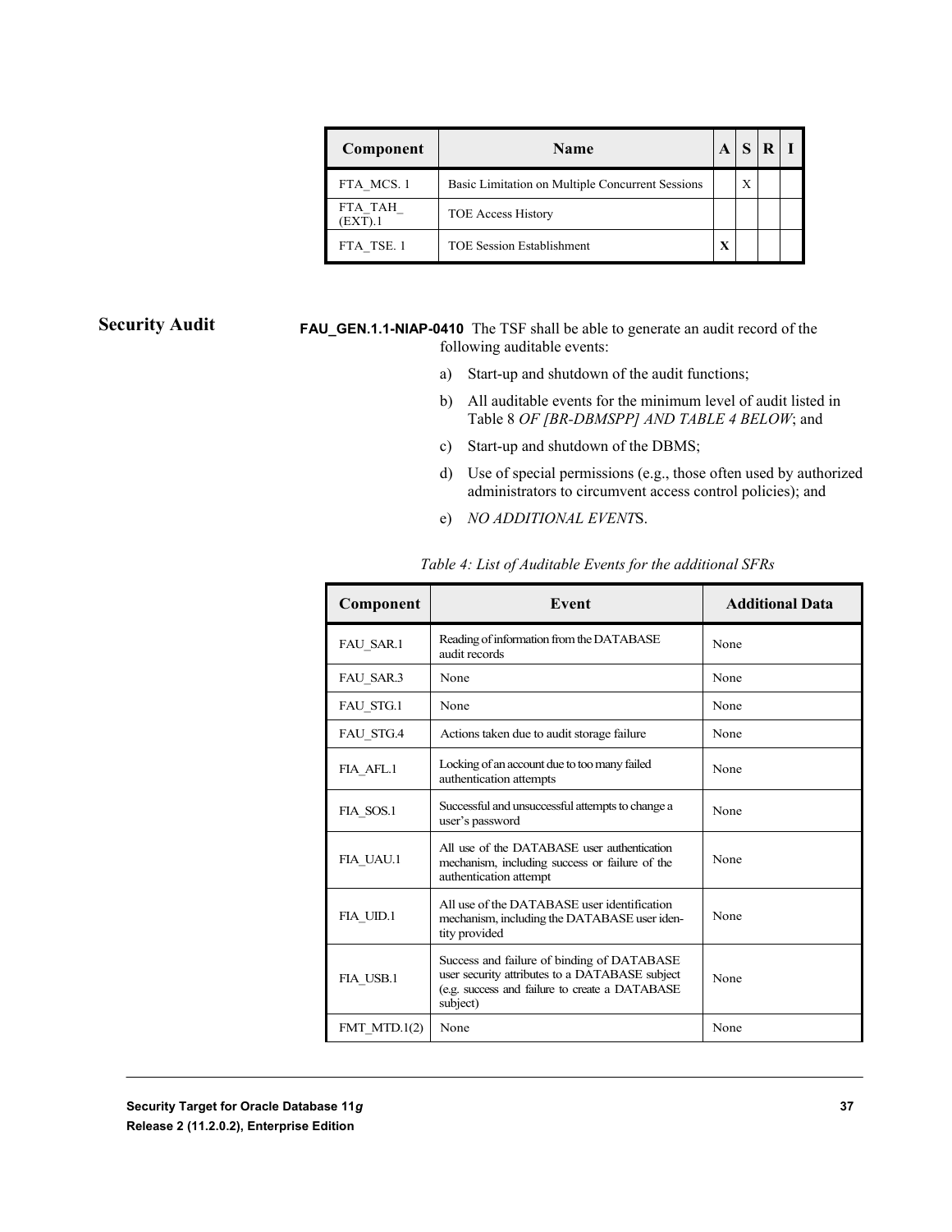| Component | Name | A | S | R | I |
|---|---|---|---|---|---|
| FTA_MCS. 1 | Basic Limitation on Multiple Concurrent Sessions | | X | | |
| FTA_TAH_ (EXT).1 | TOE Access History | | | | |
| FTA_TSE. 1 | TOE Session Establishment | X | | | |

## Security Audit

**FAU_GEN.1.1-NIAP-0410** The TSF shall be able to generate an audit record of the following auditable events:

a) Start-up and shutdown of the audit functions;

b) All auditable events for the minimum level of audit listed in Table 8 *OF [BR-DBMSPP] AND TABLE 4 BELOW*; and

c) Start-up and shutdown of the DBMS;

d) Use of special permissions (e.g., those often used by authorized administrators to circumvent access control policies); and

e) *NO ADDITIONAL EVENT*S.

*Table 4: List of Auditable Events for the additional SFRs*

| Component | Event | Additional Data |
|---|---|---|
| FAU_SAR.1 | Reading of information from the DATABASE audit records | None |
| FAU_SAR.3 | None | None |
| FAU_STG.1 | None | None |
| FAU_STG.4 | Actions taken due to audit storage failure | None |
| FIA_AFL.1 | Locking of an account due to too many failed authentication attempts | None |
| FIA_SOS.1 | Successful and unsuccessful attempts to change a user's password | None |
| FIA_UAU.1 | All use of the DATABASE user authentication mechanism, including success or failure of the authentication attempt | None |
| FIA_UID.1 | All use of the DATABASE user identification mechanism, including the DATABASE user identity provided | None |
| FIA_USB.1 | Success and failure of binding of DATABASE user security attributes to a DATABASE subject (e.g. success and failure to create a DATABASE subject) | None |
| FMT_MTD.1(2) | None | None |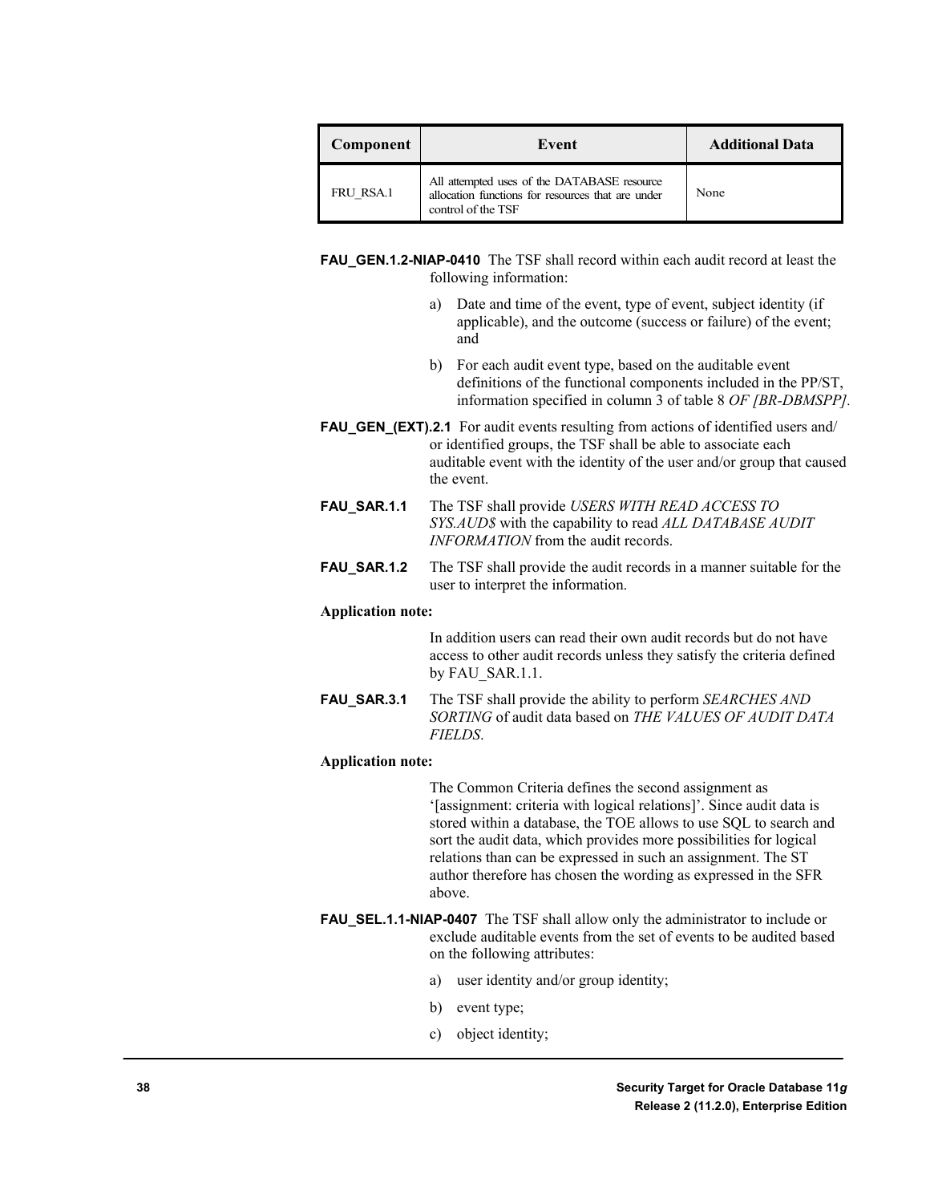| Component | Event | Additional Data |
|---|---|---|
| FRU_RSA.1 | All attempted uses of the DATABASE resource allocation functions for resources that are under control of the TSF | None |

**FAU_GEN.1.2-NIAP-0410** The TSF shall record within each audit record at least the following information:

a) Date and time of the event, type of event, subject identity (if applicable), and the outcome (success or failure) of the event; and

b) For each audit event type, based on the auditable event definitions of the functional components included in the PP/ST, information specified in column 3 of table 8 *OF [BR-DBMSPP]*.

**FAU_GEN_(EXT).2.1** For audit events resulting from actions of identified users and/ or identified groups, the TSF shall be able to associate each auditable event with the identity of the user and/or group that caused the event.

**FAU_SAR.1.1** The TSF shall provide *USERS WITH READ ACCESS TO SYS.AUD$* with the capability to read *ALL DATABASE AUDIT INFORMATION* from the audit records.

**FAU_SAR.1.2** The TSF shall provide the audit records in a manner suitable for the user to interpret the information.

**Application note:**

In addition users can read their own audit records but do not have access to other audit records unless they satisfy the criteria defined by FAU_SAR.1.1.

**FAU_SAR.3.1** The TSF shall provide the ability to perform *SEARCHES AND SORTING* of audit data based on *THE VALUES OF AUDIT DATA FIELDS*.

**Application note:**

The Common Criteria defines the second assignment as '[assignment: criteria with logical relations]'. Since audit data is stored within a database, the TOE allows to use SQL to search and sort the audit data, which provides more possibilities for logical relations than can be expressed in such an assignment. The ST author therefore has chosen the wording as expressed in the SFR above.

**FAU_SEL.1.1-NIAP-0407** The TSF shall allow only the administrator to include or exclude auditable events from the set of events to be audited based on the following attributes:

a) user identity and/or group identity;

b) event type;

c) object identity;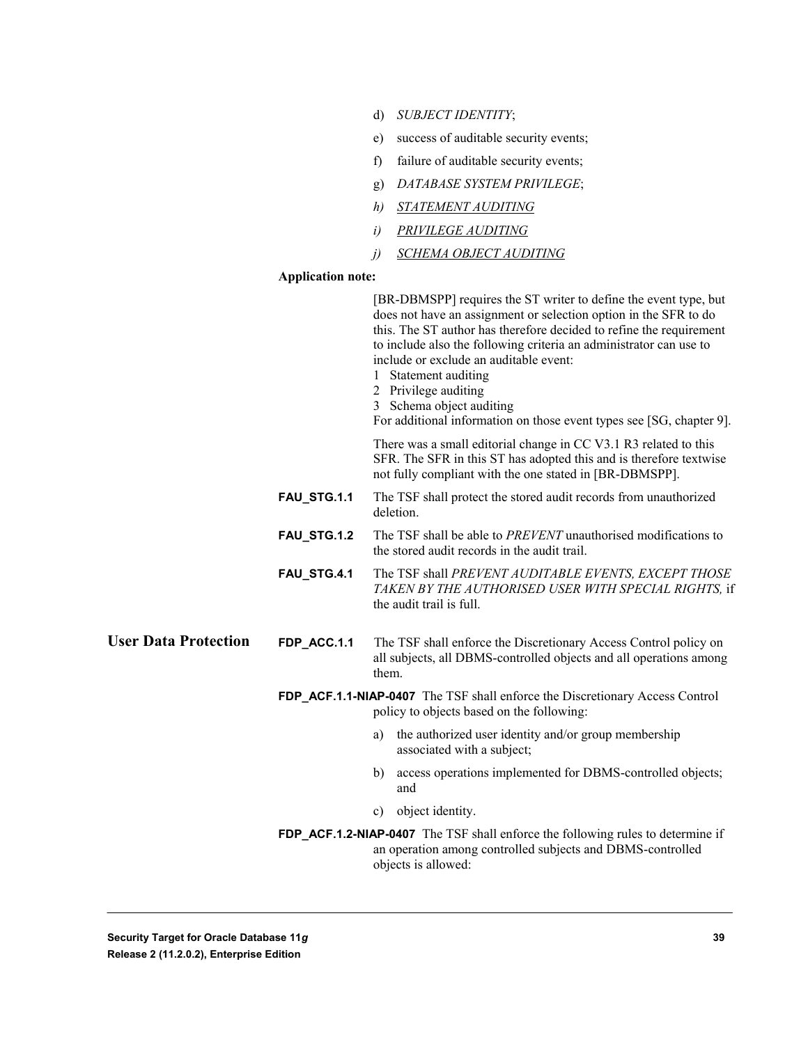d) *SUBJECT IDENTITY*;

e) success of auditable security events;

f) failure of auditable security events;

g) *DATABASE SYSTEM PRIVILEGE*;

*h) <u>STATEMENT AUDITING</u>*

*i) <u>PRIVILEGE AUDITING</u>*

*j) <u>SCHEMA OBJECT AUDITING</u>*

**Application note:**

[BR-DBMSPP] requires the ST writer to define the event type, but does not have an assignment or selection option in the SFR to do this. The ST author has therefore decided to refine the requirement to include also the following criteria an administrator can use to include or exclude an auditable event:
1 Statement auditing
2 Privilege auditing
3 Schema object auditing
For additional information on those event types see [SG, chapter 9].

There was a small editorial change in CC V3.1 R3 related to this SFR. The SFR in this ST has adopted this and is therefore textwise not fully compliant with the one stated in [BR-DBMSPP].

**FAU_STG.1.1** The TSF shall protect the stored audit records from unauthorized deletion.

**FAU_STG.1.2** The TSF shall be able to *PREVENT* unauthorised modifications to the stored audit records in the audit trail.

**FAU_STG.4.1** The TSF shall *PREVENT AUDITABLE EVENTS, EXCEPT THOSE TAKEN BY THE AUTHORISED USER WITH SPECIAL RIGHTS,* if the audit trail is full.

## User Data Protection

**FDP_ACC.1.1** The TSF shall enforce the Discretionary Access Control policy on all subjects, all DBMS-controlled objects and all operations among them.

**FDP_ACF.1.1-NIAP-0407** The TSF shall enforce the Discretionary Access Control policy to objects based on the following:

a) the authorized user identity and/or group membership associated with a subject;

b) access operations implemented for DBMS-controlled objects; and

c) object identity.

**FDP_ACF.1.2-NIAP-0407** The TSF shall enforce the following rules to determine if an operation among controlled subjects and DBMS-controlled objects is allowed: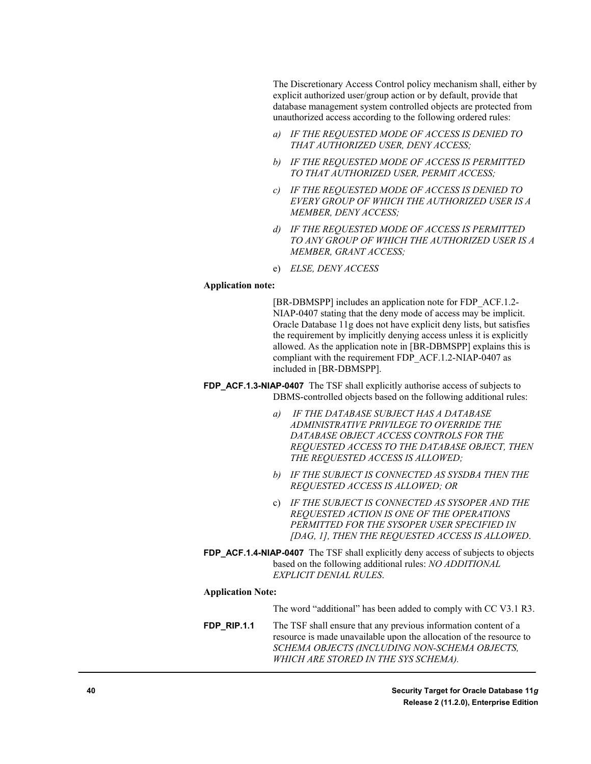The Discretionary Access Control policy mechanism shall, either by explicit authorized user/group action or by default, provide that database management system controlled objects are protected from unauthorized access according to the following ordered rules:

*a) IF THE REQUESTED MODE OF ACCESS IS DENIED TO THAT AUTHORIZED USER, DENY ACCESS;*

*b) IF THE REQUESTED MODE OF ACCESS IS PERMITTED TO THAT AUTHORIZED USER, PERMIT ACCESS;*

*c) IF THE REQUESTED MODE OF ACCESS IS DENIED TO EVERY GROUP OF WHICH THE AUTHORIZED USER IS A MEMBER, DENY ACCESS;*

*d) IF THE REQUESTED MODE OF ACCESS IS PERMITTED TO ANY GROUP OF WHICH THE AUTHORIZED USER IS A MEMBER, GRANT ACCESS;*

e) *ELSE, DENY ACCESS*

**Application note:**

[BR-DBMSPP] includes an application note for FDP_ACF.1.2-NIAP-0407 stating that the deny mode of access may be implicit. Oracle Database 11g does not have explicit deny lists, but satisfies the requirement by implicitly denying access unless it is explicitly allowed. As the application note in [BR-DBMSPP] explains this is compliant with the requirement FDP_ACF.1.2-NIAP-0407 as included in [BR-DBMSPP].

**FDP_ACF.1.3-NIAP-0407** The TSF shall explicitly authorise access of subjects to DBMS-controlled objects based on the following additional rules:

*a) IF THE DATABASE SUBJECT HAS A DATABASE ADMINISTRATIVE PRIVILEGE TO OVERRIDE THE DATABASE OBJECT ACCESS CONTROLS FOR THE REQUESTED ACCESS TO THE DATABASE OBJECT, THEN THE REQUESTED ACCESS IS ALLOWED;*

*b) IF THE SUBJECT IS CONNECTED AS SYSDBA THEN THE REQUESTED ACCESS IS ALLOWED; OR*

c) *IF THE SUBJECT IS CONNECTED AS SYSOPER AND THE REQUESTED ACTION IS ONE OF THE OPERATIONS PERMITTED FOR THE SYSOPER USER SPECIFIED IN [DAG, 1], THEN THE REQUESTED ACCESS IS ALLOWED*.

**FDP_ACF.1.4-NIAP-0407** The TSF shall explicitly deny access of subjects to objects based on the following additional rules: *NO ADDITIONAL EXPLICIT DENIAL RULES*.

**Application Note:**

The word "additional" has been added to comply with CC V3.1 R3.

**FDP_RIP.1.1** The TSF shall ensure that any previous information content of a resource is made unavailable upon the allocation of the resource to *SCHEMA OBJECTS (INCLUDING NON-SCHEMA OBJECTS, WHICH ARE STORED IN THE SYS SCHEMA).*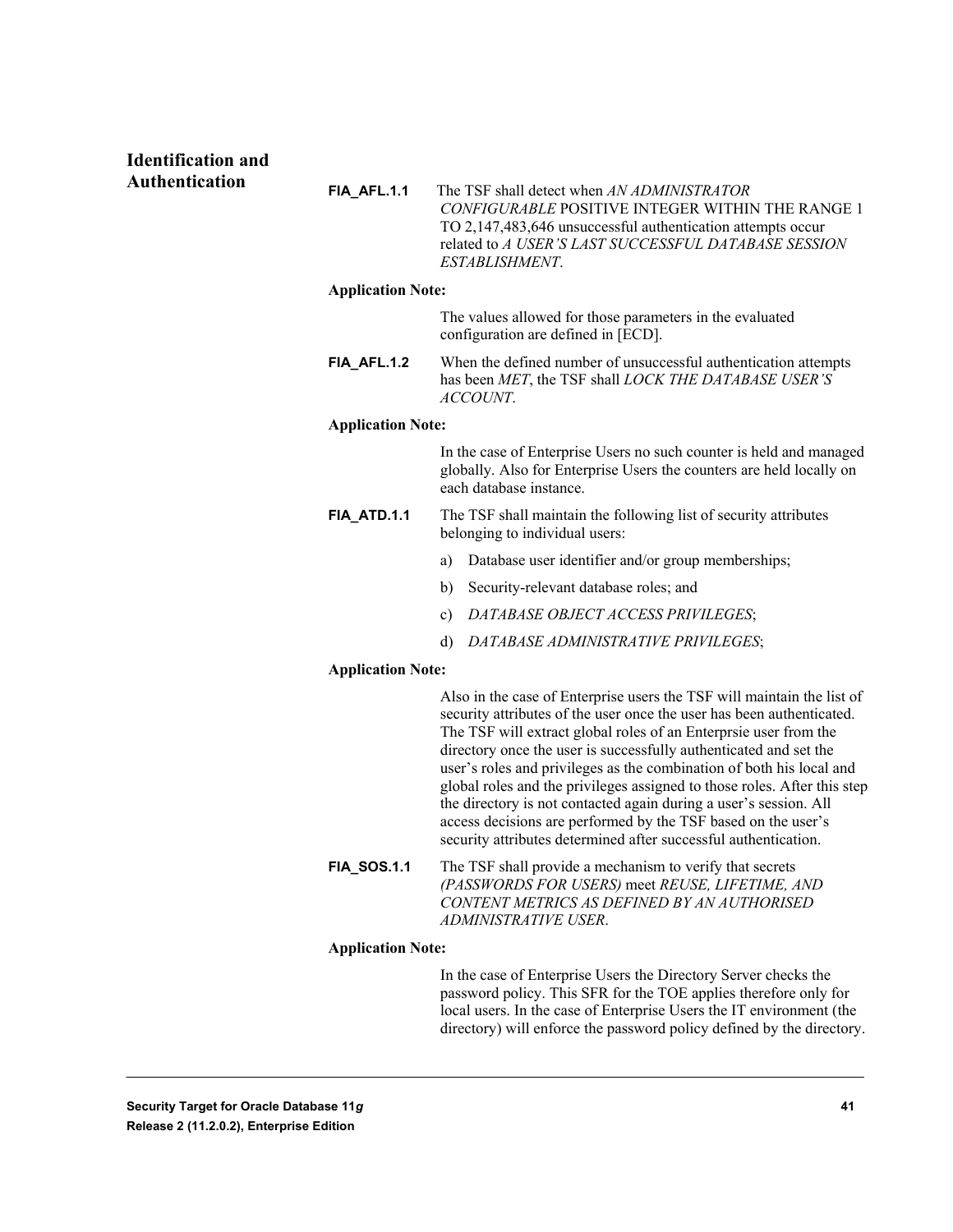## Identification and Authentication

**FIA_AFL.1.1** The TSF shall detect when *AN ADMINISTRATOR CONFIGURABLE* POSITIVE INTEGER WITHIN THE RANGE 1 TO 2,147,483,646 unsuccessful authentication attempts occur related to *A USER'S LAST SUCCESSFUL DATABASE SESSION ESTABLISHMENT*.

**Application Note:**

The values allowed for those parameters in the evaluated configuration are defined in [ECD].

**FIA_AFL.1.2** When the defined number of unsuccessful authentication attempts has been *MET*, the TSF shall *LOCK THE DATABASE USER'S ACCOUNT*.

**Application Note:**

In the case of Enterprise Users no such counter is held and managed globally. Also for Enterprise Users the counters are held locally on each database instance.

**FIA_ATD.1.1** The TSF shall maintain the following list of security attributes belonging to individual users:

a) Database user identifier and/or group memberships;

b) Security-relevant database roles; and

c) *DATABASE OBJECT ACCESS PRIVILEGES*;

d) *DATABASE ADMINISTRATIVE PRIVILEGES*;

**Application Note:**

Also in the case of Enterprise users the TSF will maintain the list of security attributes of the user once the user has been authenticated. The TSF will extract global roles of an Enterprsie user from the directory once the user is successfully authenticated and set the user's roles and privileges as the combination of both his local and global roles and the privileges assigned to those roles. After this step the directory is not contacted again during a user's session. All access decisions are performed by the TSF based on the user's security attributes determined after successful authentication.

**FIA_SOS.1.1** The TSF shall provide a mechanism to verify that secrets *(PASSWORDS FOR USERS)* meet *REUSE, LIFETIME, AND CONTENT METRICS AS DEFINED BY AN AUTHORISED ADMINISTRATIVE USER*.

**Application Note:**

In the case of Enterprise Users the Directory Server checks the password policy. This SFR for the TOE applies therefore only for local users. In the case of Enterprise Users the IT environment (the directory) will enforce the password policy defined by the directory.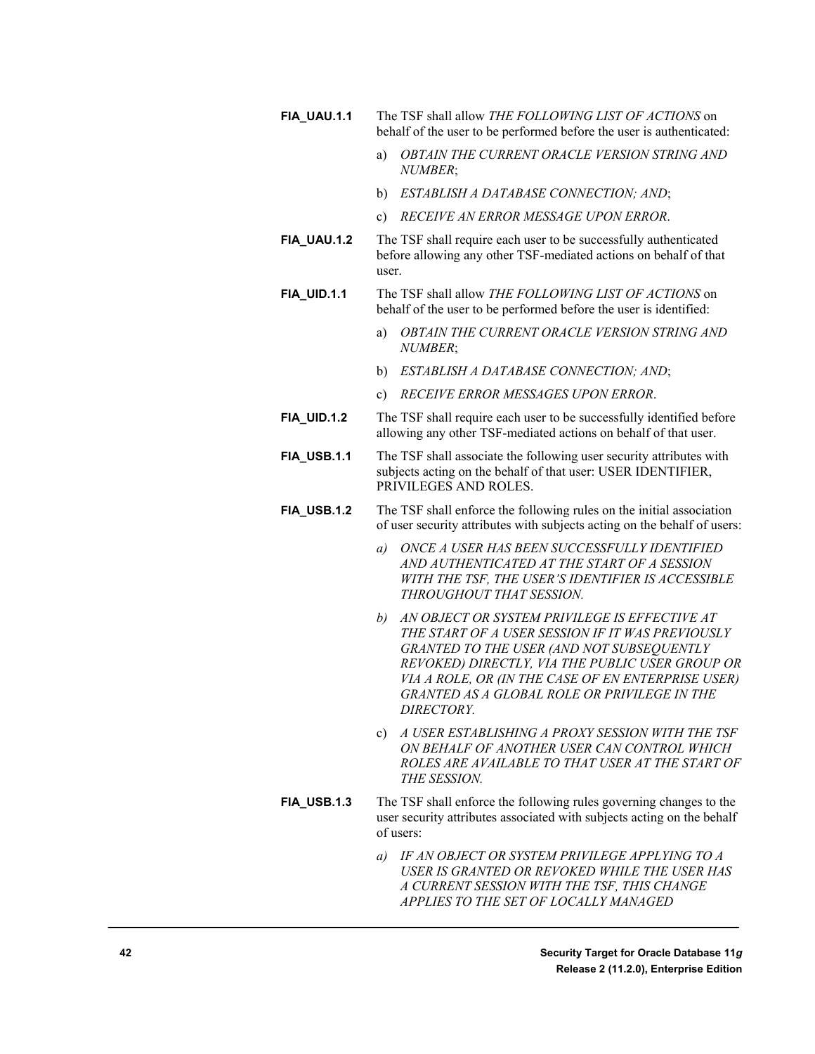**FIA_UAU.1.1** The TSF shall allow *THE FOLLOWING LIST OF ACTIONS* on behalf of the user to be performed before the user is authenticated:

a) *OBTAIN THE CURRENT ORACLE VERSION STRING AND NUMBER*;

b) *ESTABLISH A DATABASE CONNECTION; AND*;

c) *RECEIVE AN ERROR MESSAGE UPON ERROR*.

**FIA_UAU.1.2** The TSF shall require each user to be successfully authenticated before allowing any other TSF-mediated actions on behalf of that user.

**FIA_UID.1.1** The TSF shall allow *THE FOLLOWING LIST OF ACTIONS* on behalf of the user to be performed before the user is identified:

a) *OBTAIN THE CURRENT ORACLE VERSION STRING AND NUMBER*;

b) *ESTABLISH A DATABASE CONNECTION; AND*;

c) *RECEIVE ERROR MESSAGES UPON ERROR*.

**FIA_UID.1.2** The TSF shall require each user to be successfully identified before allowing any other TSF-mediated actions on behalf of that user.

**FIA_USB.1.1** The TSF shall associate the following user security attributes with subjects acting on the behalf of that user: USER IDENTIFIER, PRIVILEGES AND ROLES.

**FIA_USB.1.2** The TSF shall enforce the following rules on the initial association of user security attributes with subjects acting on the behalf of users:

*a) ONCE A USER HAS BEEN SUCCESSFULLY IDENTIFIED AND AUTHENTICATED AT THE START OF A SESSION WITH THE TSF, THE USER'S IDENTIFIER IS ACCESSIBLE THROUGHOUT THAT SESSION.*

*b) AN OBJECT OR SYSTEM PRIVILEGE IS EFFECTIVE AT THE START OF A USER SESSION IF IT WAS PREVIOUSLY GRANTED TO THE USER (AND NOT SUBSEQUENTLY REVOKED) DIRECTLY, VIA THE PUBLIC USER GROUP OR VIA A ROLE, OR (IN THE CASE OF EN ENTERPRISE USER) GRANTED AS A GLOBAL ROLE OR PRIVILEGE IN THE DIRECTORY.*

c) *A USER ESTABLISHING A PROXY SESSION WITH THE TSF ON BEHALF OF ANOTHER USER CAN CONTROL WHICH ROLES ARE AVAILABLE TO THAT USER AT THE START OF THE SESSION.*

**FIA_USB.1.3** The TSF shall enforce the following rules governing changes to the user security attributes associated with subjects acting on the behalf of users:

*a) IF AN OBJECT OR SYSTEM PRIVILEGE APPLYING TO A USER IS GRANTED OR REVOKED WHILE THE USER HAS A CURRENT SESSION WITH THE TSF, THIS CHANGE APPLIES TO THE SET OF LOCALLY MANAGED*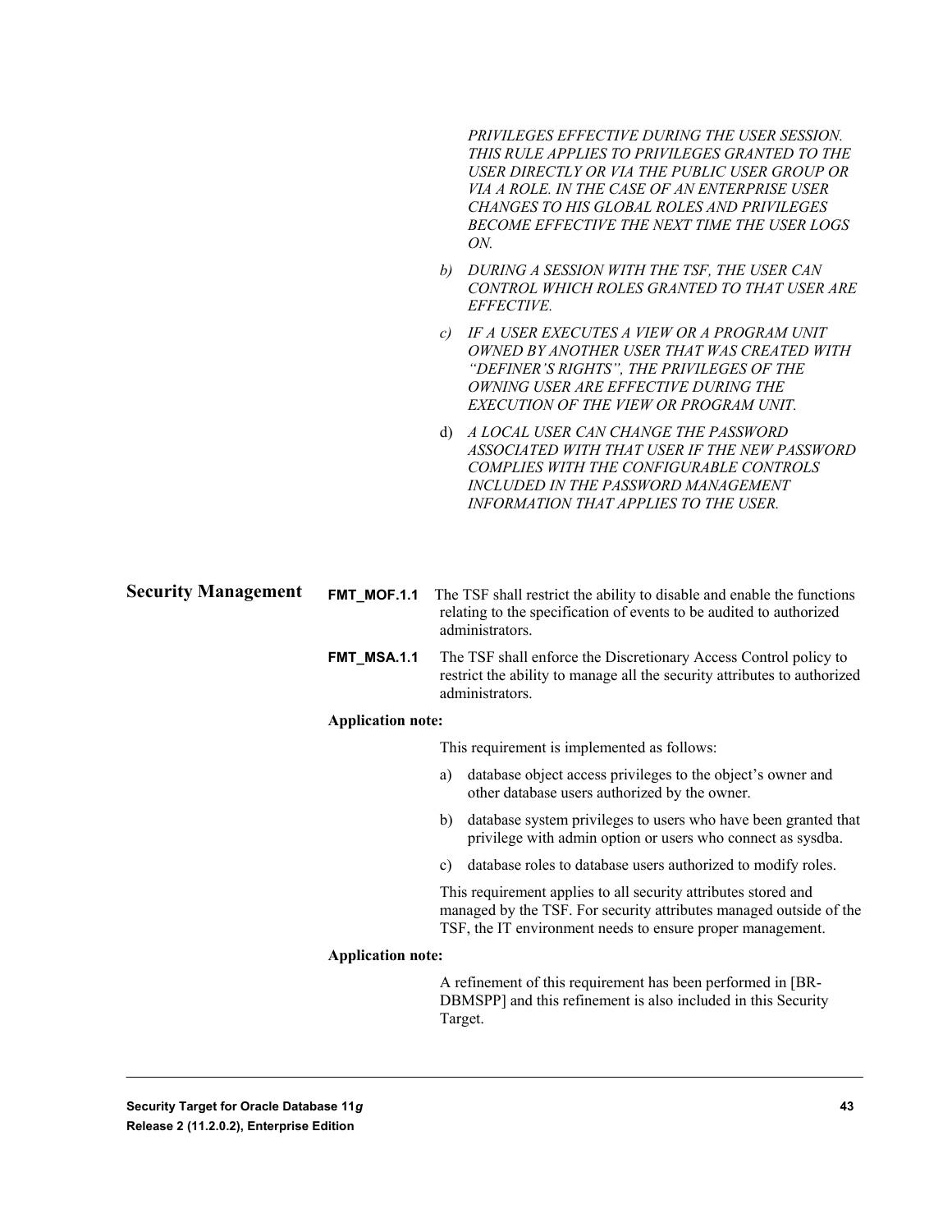*PRIVILEGES EFFECTIVE DURING THE USER SESSION. THIS RULE APPLIES TO PRIVILEGES GRANTED TO THE USER DIRECTLY OR VIA THE PUBLIC USER GROUP OR VIA A ROLE. IN THE CASE OF AN ENTERPRISE USER CHANGES TO HIS GLOBAL ROLES AND PRIVILEGES BECOME EFFECTIVE THE NEXT TIME THE USER LOGS ON.*

b) *DURING A SESSION WITH THE TSF, THE USER CAN CONTROL WHICH ROLES GRANTED TO THAT USER ARE EFFECTIVE.*

c) *IF A USER EXECUTES A VIEW OR A PROGRAM UNIT OWNED BY ANOTHER USER THAT WAS CREATED WITH "DEFINER'S RIGHTS", THE PRIVILEGES OF THE OWNING USER ARE EFFECTIVE DURING THE EXECUTION OF THE VIEW OR PROGRAM UNIT.*

d) *A LOCAL USER CAN CHANGE THE PASSWORD ASSOCIATED WITH THAT USER IF THE NEW PASSWORD COMPLIES WITH THE CONFIGURABLE CONTROLS INCLUDED IN THE PASSWORD MANAGEMENT INFORMATION THAT APPLIES TO THE USER.*

## Security Management

**FMT_MOF.1.1** The TSF shall restrict the ability to disable and enable the functions relating to the specification of events to be audited to authorized administrators.

**FMT_MSA.1.1** The TSF shall enforce the Discretionary Access Control policy to restrict the ability to manage all the security attributes to authorized administrators.

**Application note:**

This requirement is implemented as follows:

a) database object access privileges to the object's owner and other database users authorized by the owner.

b) database system privileges to users who have been granted that privilege with admin option or users who connect as sysdba.

c) database roles to database users authorized to modify roles.

This requirement applies to all security attributes stored and managed by the TSF. For security attributes managed outside of the TSF, the IT environment needs to ensure proper management.

**Application note:**

A refinement of this requirement has been performed in [BR-DBMSPP] and this refinement is also included in this Security Target.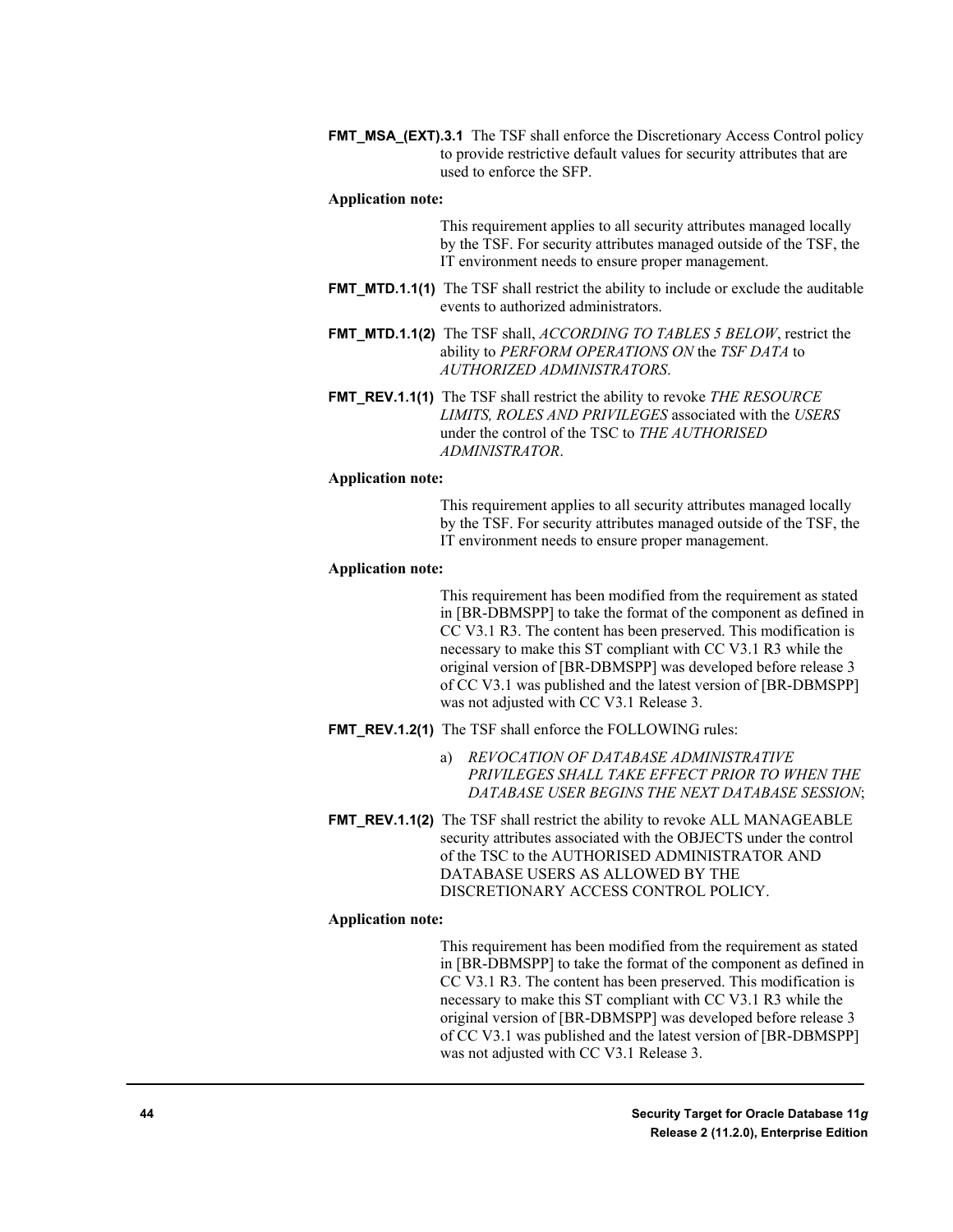**FMT_MSA_(EXT).3.1** The TSF shall enforce the Discretionary Access Control policy to provide restrictive default values for security attributes that are used to enforce the SFP.

**Application note:**

This requirement applies to all security attributes managed locally by the TSF. For security attributes managed outside of the TSF, the IT environment needs to ensure proper management.

**FMT_MTD.1.1(1)** The TSF shall restrict the ability to include or exclude the auditable events to authorized administrators.

**FMT_MTD.1.1(2)** The TSF shall, *ACCORDING TO TABLES 5 BELOW*, restrict the ability to *PERFORM OPERATIONS ON* the *TSF DATA* to *AUTHORIZED ADMINISTRATORS*.

**FMT_REV.1.1(1)** The TSF shall restrict the ability to revoke *THE RESOURCE LIMITS, ROLES AND PRIVILEGES* associated with the *USERS* under the control of the TSC to *THE AUTHORISED ADMINISTRATOR*.

**Application note:**

This requirement applies to all security attributes managed locally by the TSF. For security attributes managed outside of the TSF, the IT environment needs to ensure proper management.

**Application note:**

This requirement has been modified from the requirement as stated in [BR-DBMSPP] to take the format of the component as defined in CC V3.1 R3. The content has been preserved. This modification is necessary to make this ST compliant with CC V3.1 R3 while the original version of [BR-DBMSPP] was developed before release 3 of CC V3.1 was published and the latest version of [BR-DBMSPP] was not adjusted with CC V3.1 Release 3.

**FMT_REV.1.2(1)** The TSF shall enforce the FOLLOWING rules:

a) *REVOCATION OF DATABASE ADMINISTRATIVE PRIVILEGES SHALL TAKE EFFECT PRIOR TO WHEN THE DATABASE USER BEGINS THE NEXT DATABASE SESSION*;

**FMT_REV.1.1(2)** The TSF shall restrict the ability to revoke ALL MANAGEABLE security attributes associated with the OBJECTS under the control of the TSC to the AUTHORISED ADMINISTRATOR AND DATABASE USERS AS ALLOWED BY THE DISCRETIONARY ACCESS CONTROL POLICY.

**Application note:**

This requirement has been modified from the requirement as stated in [BR-DBMSPP] to take the format of the component as defined in CC V3.1 R3. The content has been preserved. This modification is necessary to make this ST compliant with CC V3.1 R3 while the original version of [BR-DBMSPP] was developed before release 3 of CC V3.1 was published and the latest version of [BR-DBMSPP] was not adjusted with CC V3.1 Release 3.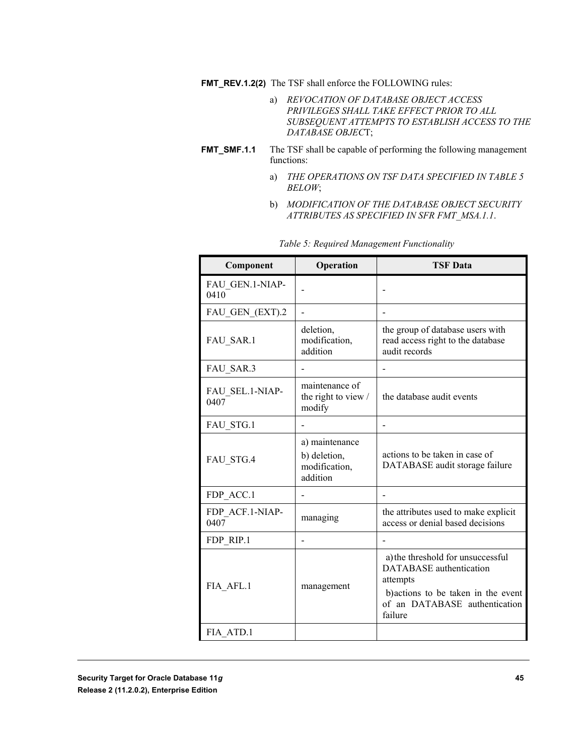**FMT_REV.1.2(2)** The TSF shall enforce the FOLLOWING rules:

a) *REVOCATION OF DATABASE OBJECT ACCESS PRIVILEGES SHALL TAKE EFFECT PRIOR TO ALL SUBSEQUENT ATTEMPTS TO ESTABLISH ACCESS TO THE DATABASE OBJEC*T;

**FMT_SMF.1.1** The TSF shall be capable of performing the following management functions:

a) *THE OPERATIONS ON TSF DATA SPECIFIED IN TABLE 5 BELOW*;

b) *MODIFICATION OF THE DATABASE OBJECT SECURITY ATTRIBUTES AS SPECIFIED IN SFR FMT_MSA.1.1*.

*Table 5: Required Management Functionality*

| Component | Operation | TSF Data |
|---|---|---|
| FAU_GEN.1-NIAP-0410 | - | - |
| FAU_GEN_(EXT).2 | - | - |
| FAU_SAR.1 | deletion, modification, addition | the group of database users with read access right to the database audit records |
| FAU_SAR.3 | - | - |
| FAU_SEL.1-NIAP-0407 | maintenance of the right to view / modify | the database audit events |
| FAU_STG.1 | - | - |
| FAU_STG.4 | a) maintenance<br>b) deletion, modification, addition | actions to be taken in case of DATABASE audit storage failure |
| FDP_ACC.1 | - | - |
| FDP_ACF.1-NIAP-0407 | managing | the attributes used to make explicit access or denial based decisions |
| FDP_RIP.1 | - | - |
| FIA_AFL.1 | management | a) the threshold for unsuccessful DATABASE authentication attempts<br>b) actions to be taken in the event of an DATABASE authentication failure |
| FIA_ATD.1 | | |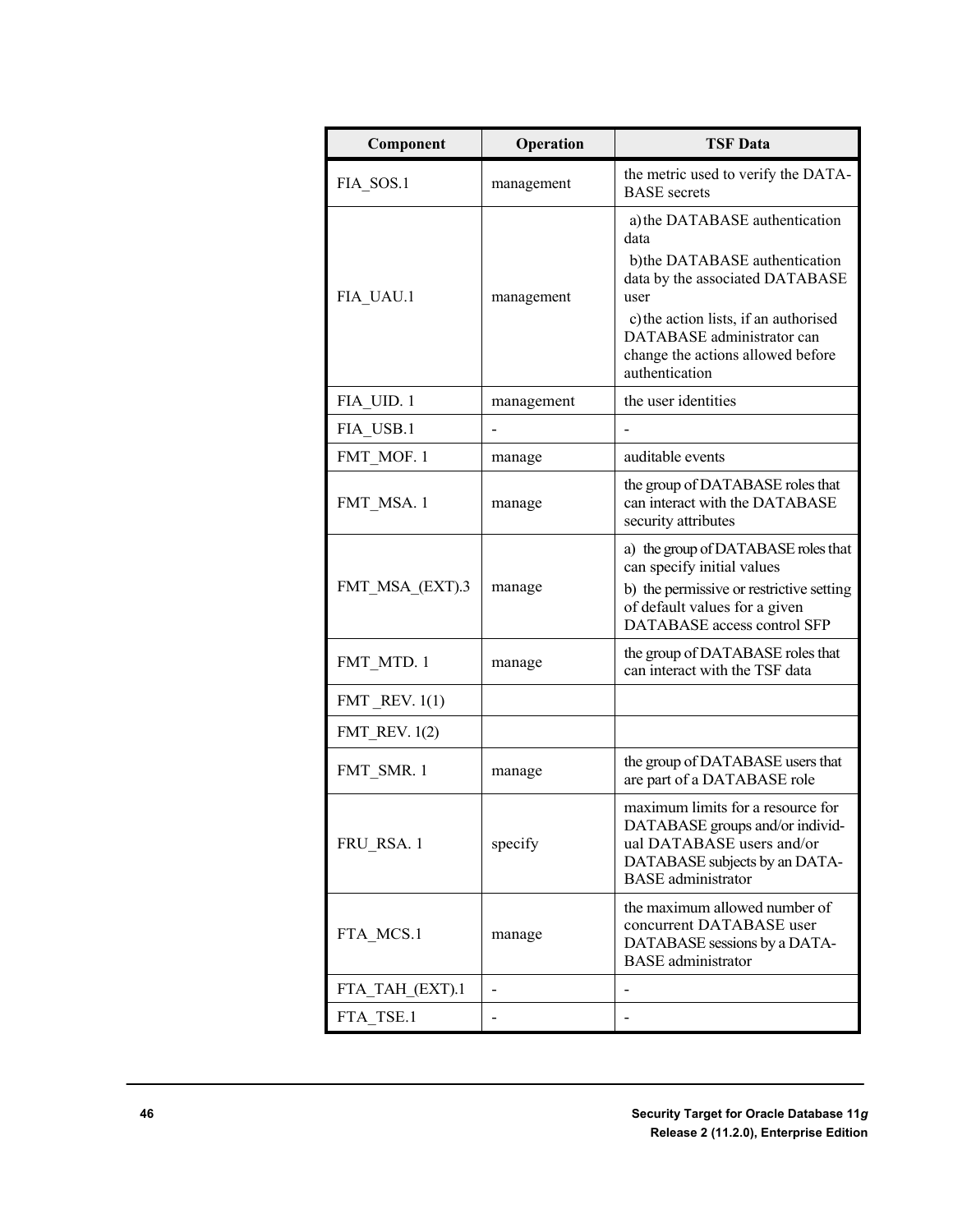| Component | Operation | TSF Data |
| --- | --- | --- |
| FIA_SOS.1 | management | the metric used to verify the DATABASE secrets |
| FIA_UAU.1 | management | a) the DATABASE authentication data<br>b) the DATABASE authentication data by the associated DATABASE user<br>c) the action lists, if an authorised DATABASE administrator can change the actions allowed before authentication |
| FIA_UID. 1 | management | the user identities |
| FIA_USB.1 | - | - |
| FMT_MOF. 1 | manage | auditable events |
| FMT_MSA. 1 | manage | the group of DATABASE roles that can interact with the DATABASE security attributes |
| FMT_MSA_(EXT).3 | manage | a) the group of DATABASE roles that can specify initial values<br>b) the permissive or restrictive setting of default values for a given DATABASE access control SFP |
| FMT_MTD. 1 | manage | the group of DATABASE roles that can interact with the TSF data |
| FMT _REV. 1(1) | | |
| FMT_REV. 1(2) | | |
| FMT_SMR. 1 | manage | the group of DATABASE users that are part of a DATABASE role |
| FRU_RSA. 1 | specify | maximum limits for a resource for DATABASE groups and/or individual DATABASE users and/or DATABASE subjects by an DATABASE administrator |
| FTA_MCS.1 | manage | the maximum allowed number of concurrent DATABASE user DATABASE sessions by a DATABASE administrator |
| FTA_TAH_(EXT).1 | - | - |
| FTA_TSE.1 | - | - |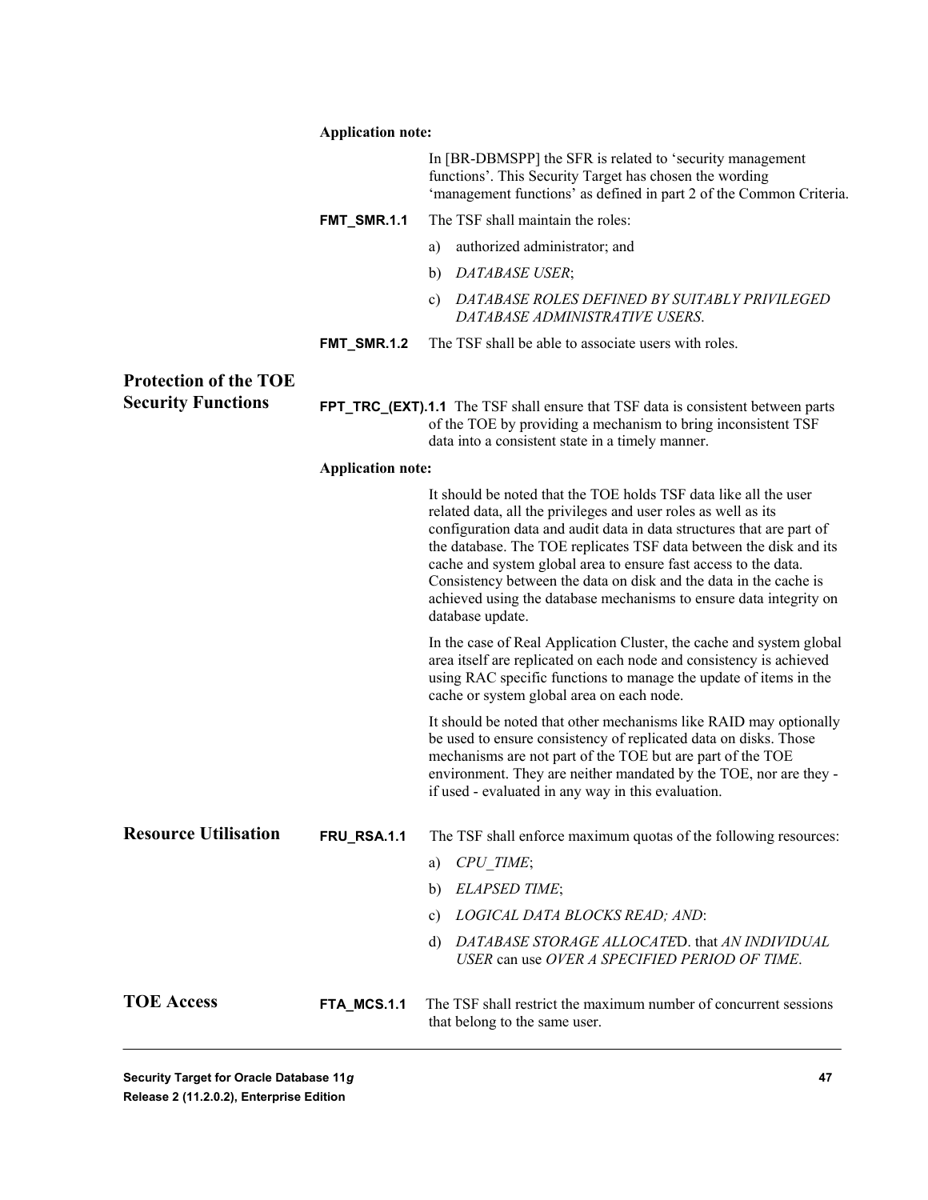**Application note:**

In [BR-DBMSPP] the SFR is related to ‘security management functions’. This Security Target has chosen the wording ‘management functions’ as defined in part 2 of the Common Criteria.

**FMT_SMR.1.1** The TSF shall maintain the roles:

a) authorized administrator; and

b) *DATABASE USER*;

c) *DATABASE ROLES DEFINED BY SUITABLY PRIVILEGED DATABASE ADMINISTRATIVE USERS*.

**FMT_SMR.1.2** The TSF shall be able to associate users with roles.

## Protection of the TOE Security Functions

**FPT_TRC_(EXT).1.1** The TSF shall ensure that TSF data is consistent between parts of the TOE by providing a mechanism to bring inconsistent TSF data into a consistent state in a timely manner.

**Application note:**

It should be noted that the TOE holds TSF data like all the user related data, all the privileges and user roles as well as its configuration data and audit data in data structures that are part of the database. The TOE replicates TSF data between the disk and its cache and system global area to ensure fast access to the data. Consistency between the data on disk and the data in the cache is achieved using the database mechanisms to ensure data integrity on database update.

In the case of Real Application Cluster, the cache and system global area itself are replicated on each node and consistency is achieved using RAC specific functions to manage the update of items in the cache or system global area on each node.

It should be noted that other mechanisms like RAID may optionally be used to ensure consistency of replicated data on disks. Those mechanisms are not part of the TOE but are part of the TOE environment. They are neither mandated by the TOE, nor are they - if used - evaluated in any way in this evaluation.

## Resource Utilisation

**FRU_RSA.1.1** The TSF shall enforce maximum quotas of the following resources:

a) *CPU_TIME*;

b) *ELAPSED TIME*;

c) *LOGICAL DATA BLOCKS READ; AND*:

d) *DATABASE STORAGE ALLOCATE*D. that *AN INDIVIDUAL USER* can use *OVER A SPECIFIED PERIOD OF TIME*.

## TOE Access

**FTA_MCS.1.1** The TSF shall restrict the maximum number of concurrent sessions that belong to the same user.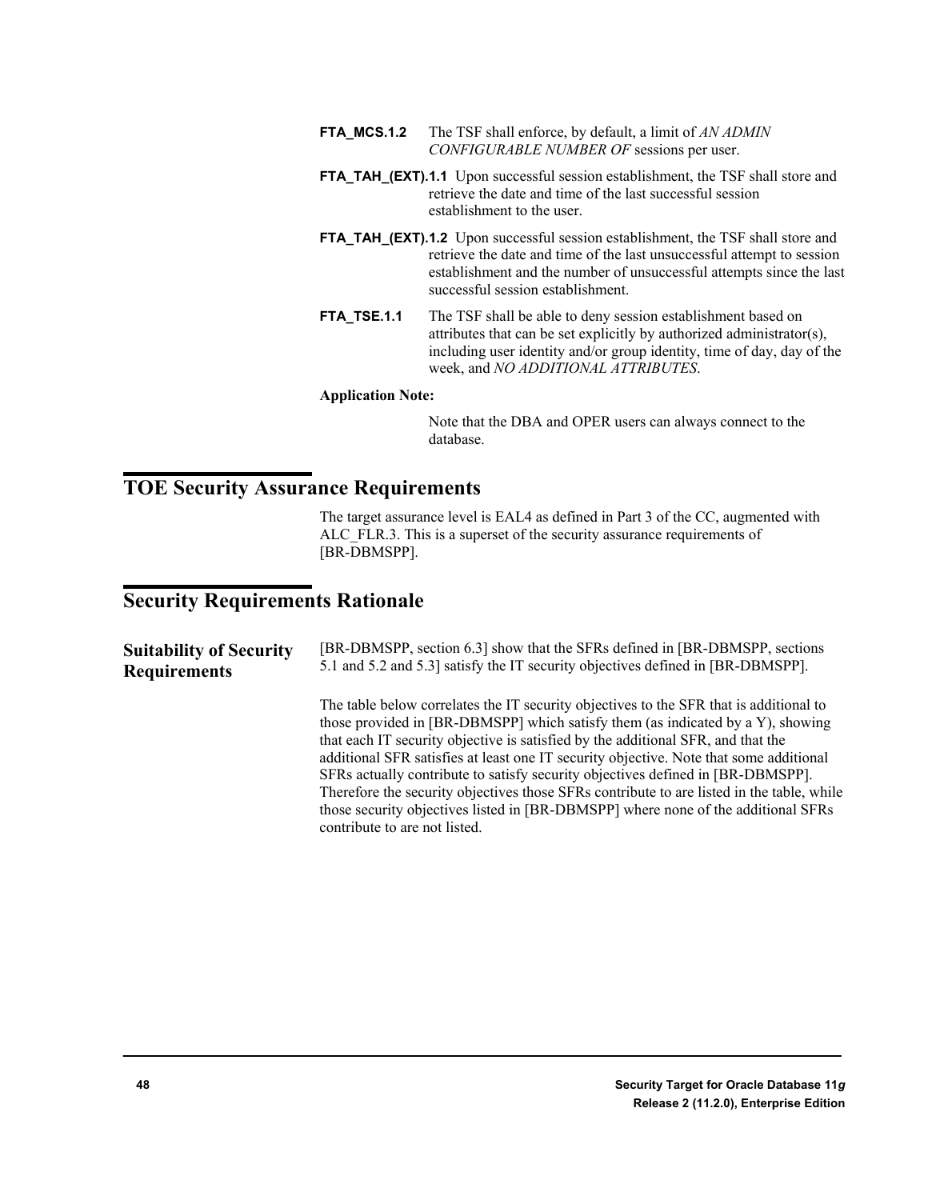**FTA_MCS.1.2** The TSF shall enforce, by default, a limit of *AN ADMIN CONFIGURABLE NUMBER OF* sessions per user.

**FTA_TAH_(EXT).1.1** Upon successful session establishment, the TSF shall store and retrieve the date and time of the last successful session establishment to the user.

**FTA_TAH_(EXT).1.2** Upon successful session establishment, the TSF shall store and retrieve the date and time of the last unsuccessful attempt to session establishment and the number of unsuccessful attempts since the last successful session establishment.

**FTA_TSE.1.1** The TSF shall be able to deny session establishment based on attributes that can be set explicitly by authorized administrator(s), including user identity and/or group identity, time of day, day of the week, and *NO ADDITIONAL ATTRIBUTES*.

**Application Note:**

Note that the DBA and OPER users can always connect to the database.

# TOE Security Assurance Requirements

The target assurance level is EAL4 as defined in Part 3 of the CC, augmented with ALC_FLR.3. This is a superset of the security assurance requirements of [BR-DBMSPP].

# Security Requirements Rationale

## Suitability of Security Requirements

[BR-DBMSPP, section 6.3] show that the SFRs defined in [BR-DBMSPP, sections 5.1 and 5.2 and 5.3] satisfy the IT security objectives defined in [BR-DBMSPP].

The table below correlates the IT security objectives to the SFR that is additional to those provided in [BR-DBMSPP] which satisfy them (as indicated by a Y), showing that each IT security objective is satisfied by the additional SFR, and that the additional SFR satisfies at least one IT security objective. Note that some additional SFRs actually contribute to satisfy security objectives defined in [BR-DBMSPP]. Therefore the security objectives those SFRs contribute to are listed in the table, while those security objectives listed in [BR-DBMSPP] where none of the additional SFRs contribute to are not listed.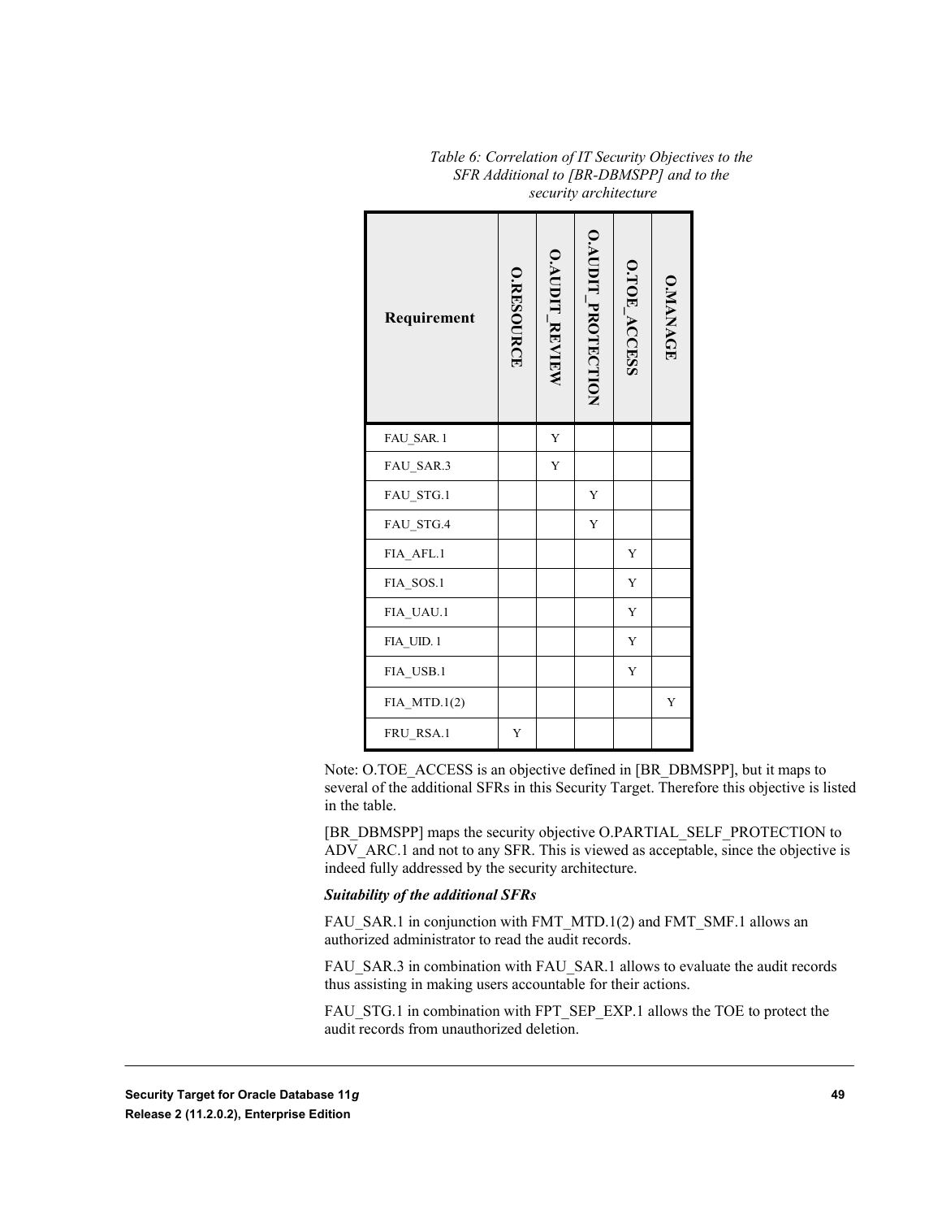*Table 6: Correlation of IT Security Objectives to the SFR Additional to [BR-DBMSPP] and to the security architecture*

| Requirement | O.RESOURCE | O.AUDIT_REVIEW | O.AUDIT_PROTECTION | O.TOE_ACCESS | O.MANAGE |
|---|---|---|---|---|---|
| FAU_SAR.1 | | Y | | | |
| FAU_SAR.3 | | Y | | | |
| FAU_STG.1 | | | Y | | |
| FAU_STG.4 | | | Y | | |
| FIA_AFL.1 | | | | Y | |
| FIA_SOS.1 | | | | Y | |
| FIA_UAU.1 | | | | Y | |
| FIA_UID.1 | | | | Y | |
| FIA_USB.1 | | | | Y | |
| FIA_MTD.1(2) | | | | | Y |
| FRU_RSA.1 | Y | | | | |

Note: O.TOE_ACCESS is an objective defined in [BR_DBMSPP], but it maps to several of the additional SFRs in this Security Target. Therefore this objective is listed in the table.

[BR_DBMSPP] maps the security objective O.PARTIAL_SELF_PROTECTION to ADV_ARC.1 and not to any SFR. This is viewed as acceptable, since the objective is indeed fully addressed by the security architecture.

***Suitability of the additional SFRs***

FAU_SAR.1 in conjunction with FMT_MTD.1(2) and FMT_SMF.1 allows an authorized administrator to read the audit records.

FAU_SAR.3 in combination with FAU_SAR.1 allows to evaluate the audit records thus assisting in making users accountable for their actions.

FAU_STG.1 in combination with FPT_SEP_EXP.1 allows the TOE to protect the audit records from unauthorized deletion.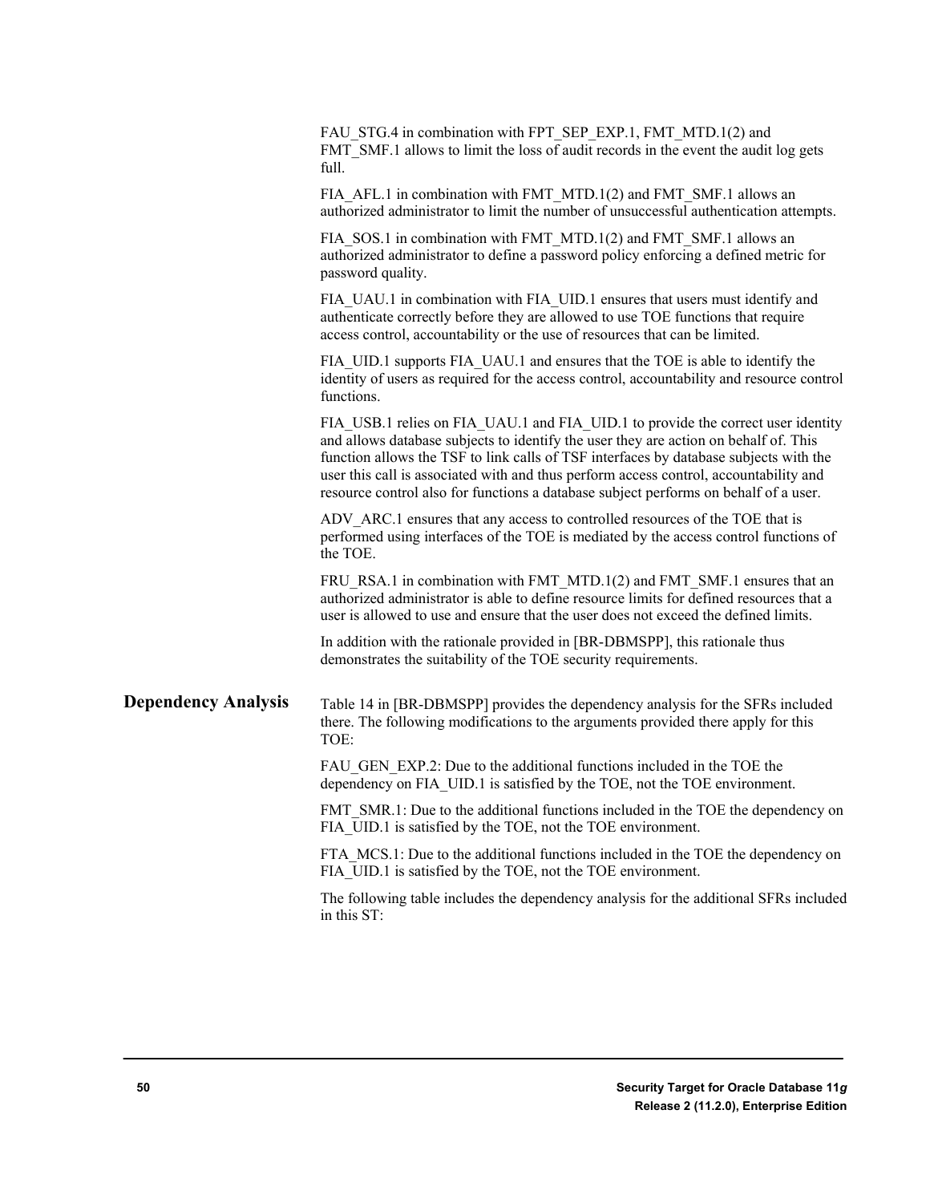FAU_STG.4 in combination with FPT_SEP_EXP.1, FMT_MTD.1(2) and FMT_SMF.1 allows to limit the loss of audit records in the event the audit log gets full.

FIA_AFL.1 in combination with FMT_MTD.1(2) and FMT_SMF.1 allows an authorized administrator to limit the number of unsuccessful authentication attempts.

FIA_SOS.1 in combination with FMT_MTD.1(2) and FMT_SMF.1 allows an authorized administrator to define a password policy enforcing a defined metric for password quality.

FIA_UAU.1 in combination with FIA_UID.1 ensures that users must identify and authenticate correctly before they are allowed to use TOE functions that require access control, accountability or the use of resources that can be limited.

FIA_UID.1 supports FIA_UAU.1 and ensures that the TOE is able to identify the identity of users as required for the access control, accountability and resource control functions.

FIA_USB.1 relies on FIA_UAU.1 and FIA_UID.1 to provide the correct user identity and allows database subjects to identify the user they are action on behalf of. This function allows the TSF to link calls of TSF interfaces by database subjects with the user this call is associated with and thus perform access control, accountability and resource control also for functions a database subject performs on behalf of a user.

ADV_ARC.1 ensures that any access to controlled resources of the TOE that is performed using interfaces of the TOE is mediated by the access control functions of the TOE.

FRU_RSA.1 in combination with FMT_MTD.1(2) and FMT_SMF.1 ensures that an authorized administrator is able to define resource limits for defined resources that a user is allowed to use and ensure that the user does not exceed the defined limits.

In addition with the rationale provided in [BR-DBMSPP], this rationale thus demonstrates the suitability of the TOE security requirements.

## Dependency Analysis

Table 14 in [BR-DBMSPP] provides the dependency analysis for the SFRs included there. The following modifications to the arguments provided there apply for this TOE:

FAU_GEN_EXP.2: Due to the additional functions included in the TOE the dependency on FIA_UID.1 is satisfied by the TOE, not the TOE environment.

FMT_SMR.1: Due to the additional functions included in the TOE the dependency on FIA_UID.1 is satisfied by the TOE, not the TOE environment.

FTA_MCS.1: Due to the additional functions included in the TOE the dependency on FIA_UID.1 is satisfied by the TOE, not the TOE environment.

The following table includes the dependency analysis for the additional SFRs included in this ST: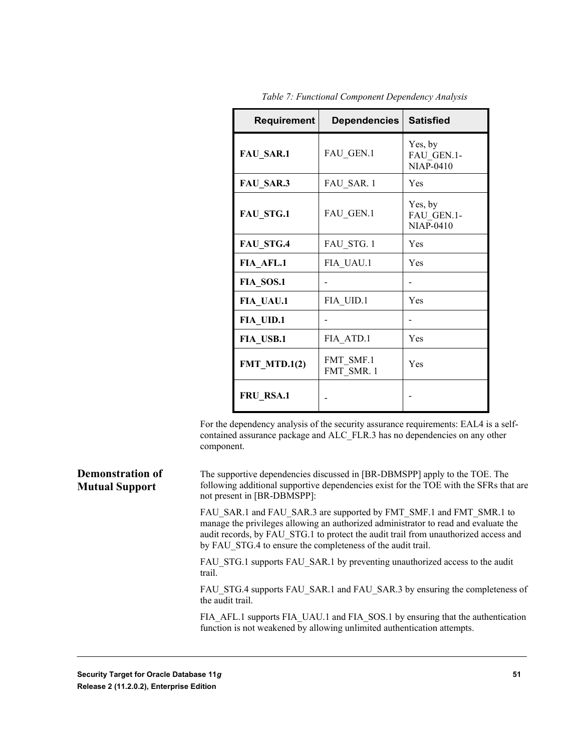*Table 7: Functional Component Dependency Analysis*

| Requirement | Dependencies | Satisfied |
|---|---|---|
| **FAU_SAR.1** | FAU_GEN.1 | Yes, by FAU_GEN.1-NIAP-0410 |
| **FAU_SAR.3** | FAU_SAR. 1 | Yes |
| **FAU_STG.1** | FAU_GEN.1 | Yes, by FAU_GEN.1-NIAP-0410 |
| **FAU_STG.4** | FAU_STG. 1 | Yes |
| **FIA_AFL.1** | FIA_UAU.1 | Yes |
| **FIA_SOS.1** | - | - |
| **FIA_UAU.1** | FIA_UID.1 | Yes |
| **FIA_UID.1** | - | - |
| **FIA_USB.1** | FIA_ATD.1 | Yes |
| **FMT_MTD.1(2)** | FMT_SMF.1 FMT_SMR. 1 | Yes |
| **FRU_RSA.1** | - | - |

For the dependency analysis of the security assurance requirements: EAL4 is a self-contained assurance package and ALC_FLR.3 has no dependencies on any other component.

## Demonstration of Mutual Support

The supportive dependencies discussed in [BR-DBMSPP] apply to the TOE. The following additional supportive dependencies exist for the TOE with the SFRs that are not present in [BR-DBMSPP]:

FAU_SAR.1 and FAU_SAR.3 are supported by FMT_SMF.1 and FMT_SMR.1 to manage the privileges allowing an authorized administrator to read and evaluate the audit records, by FAU_STG.1 to protect the audit trail from unauthorized access and by FAU_STG.4 to ensure the completeness of the audit trail.

FAU_STG.1 supports FAU_SAR.1 by preventing unauthorized access to the audit trail.

FAU_STG.4 supports FAU_SAR.1 and FAU_SAR.3 by ensuring the completeness of the audit trail.

FIA_AFL.1 supports FIA_UAU.1 and FIA_SOS.1 by ensuring that the authentication function is not weakened by allowing unlimited authentication attempts.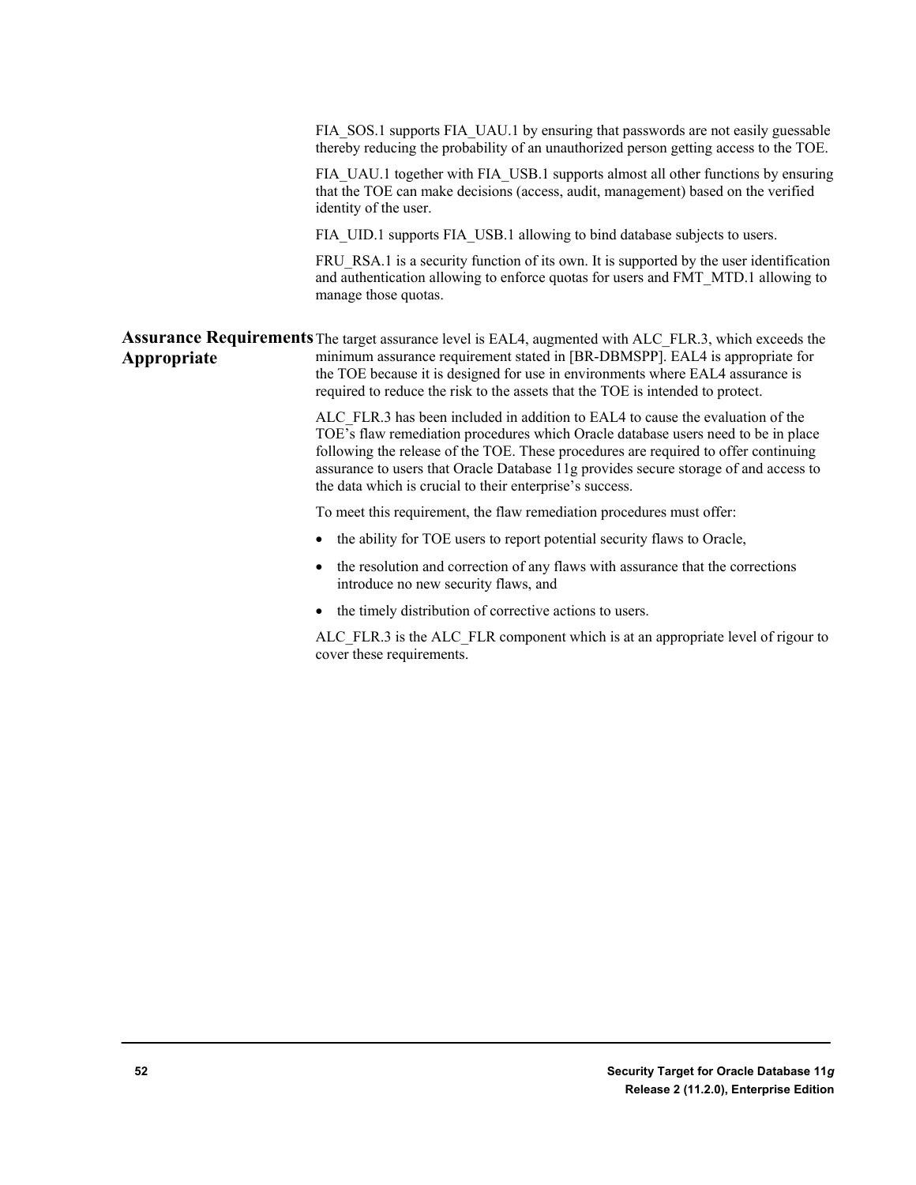FIA_SOS.1 supports FIA_UAU.1 by ensuring that passwords are not easily guessable thereby reducing the probability of an unauthorized person getting access to the TOE.

FIA_UAU.1 together with FIA_USB.1 supports almost all other functions by ensuring that the TOE can make decisions (access, audit, management) based on the verified identity of the user.

FIA_UID.1 supports FIA_USB.1 allowing to bind database subjects to users.

FRU_RSA.1 is a security function of its own. It is supported by the user identification and authentication allowing to enforce quotas for users and FMT_MTD.1 allowing to manage those quotas.

## Assurance Requirements Appropriate

The target assurance level is EAL4, augmented with ALC_FLR.3, which exceeds the minimum assurance requirement stated in [BR-DBMSPP]. EAL4 is appropriate for the TOE because it is designed for use in environments where EAL4 assurance is required to reduce the risk to the assets that the TOE is intended to protect.

ALC_FLR.3 has been included in addition to EAL4 to cause the evaluation of the TOE's flaw remediation procedures which Oracle database users need to be in place following the release of the TOE. These procedures are required to offer continuing assurance to users that Oracle Database 11g provides secure storage of and access to the data which is crucial to their enterprise's success.

To meet this requirement, the flaw remediation procedures must offer:

- the ability for TOE users to report potential security flaws to Oracle,
- the resolution and correction of any flaws with assurance that the corrections introduce no new security flaws, and
- the timely distribution of corrective actions to users.

ALC_FLR.3 is the ALC_FLR component which is at an appropriate level of rigour to cover these requirements.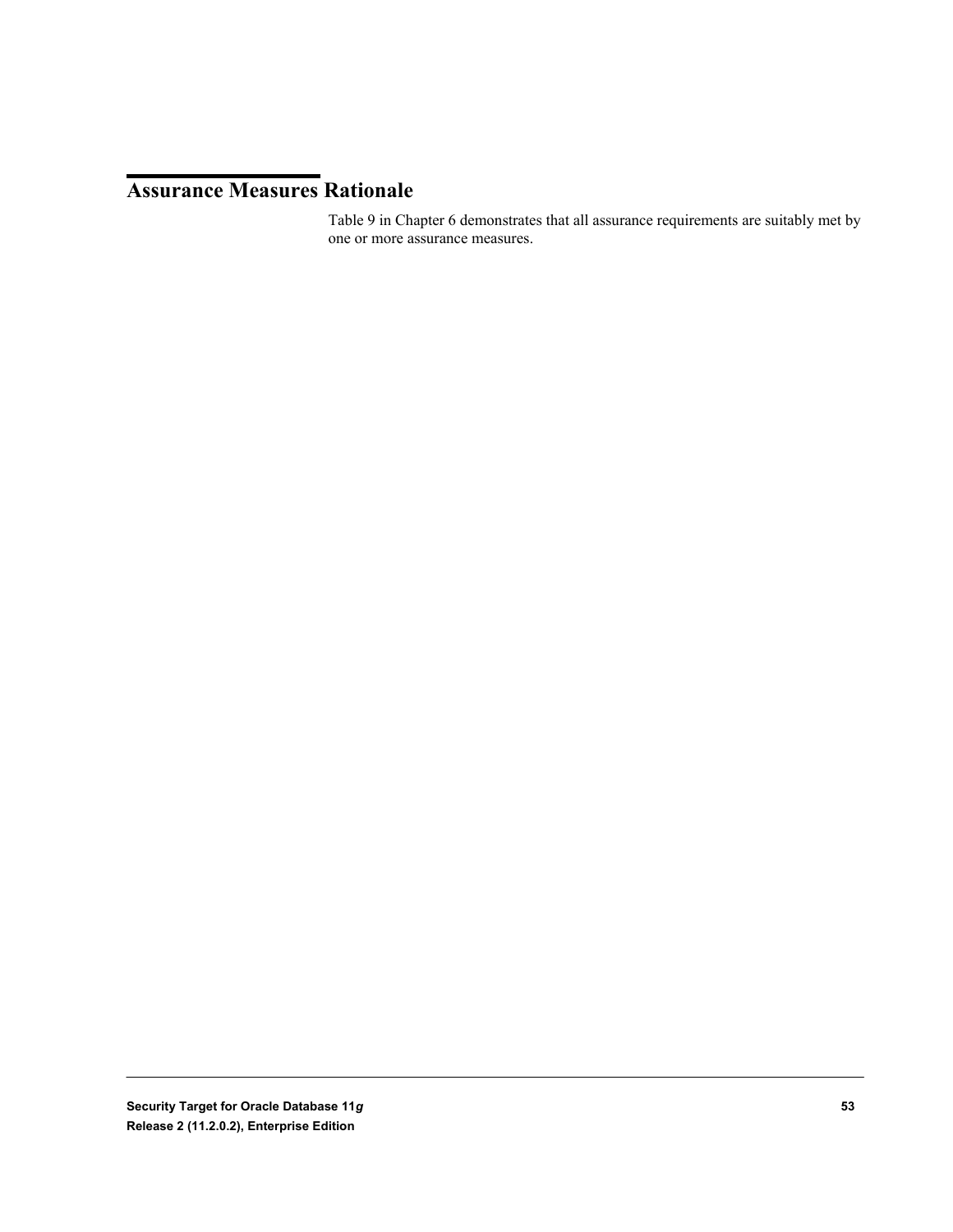## Assurance Measures Rationale

Table 9 in Chapter 6 demonstrates that all assurance requirements are suitably met by one or more assurance measures.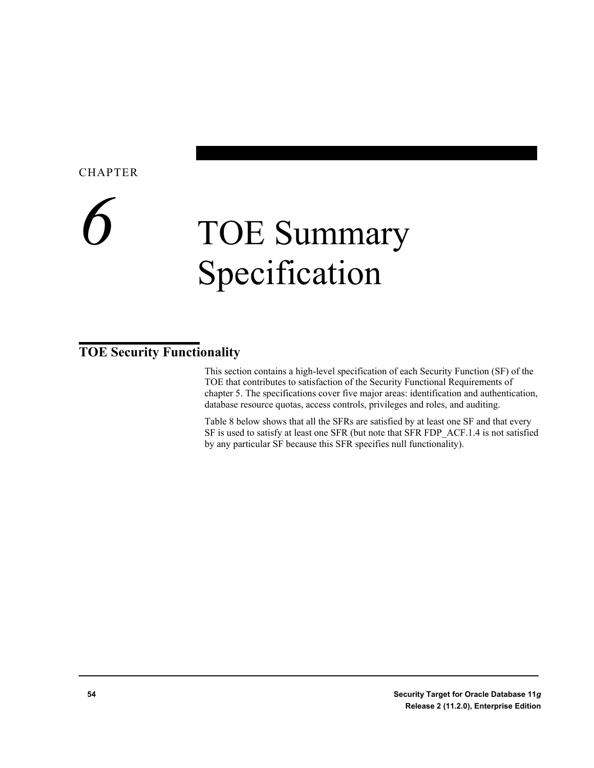# CHAPTER 6 TOE Summary Specification

## TOE Security Functionality

This section contains a high-level specification of each Security Function (SF) of the TOE that contributes to satisfaction of the Security Functional Requirements of chapter 5. The specifications cover five major areas: identification and authentication, database resource quotas, access controls, privileges and roles, and auditing.

Table 8 below shows that all the SFRs are satisfied by at least one SF and that every SF is used to satisfy at least one SFR (but note that SFR FDP_ACF.1.4 is not satisfied by any particular SF because this SFR specifies null functionality).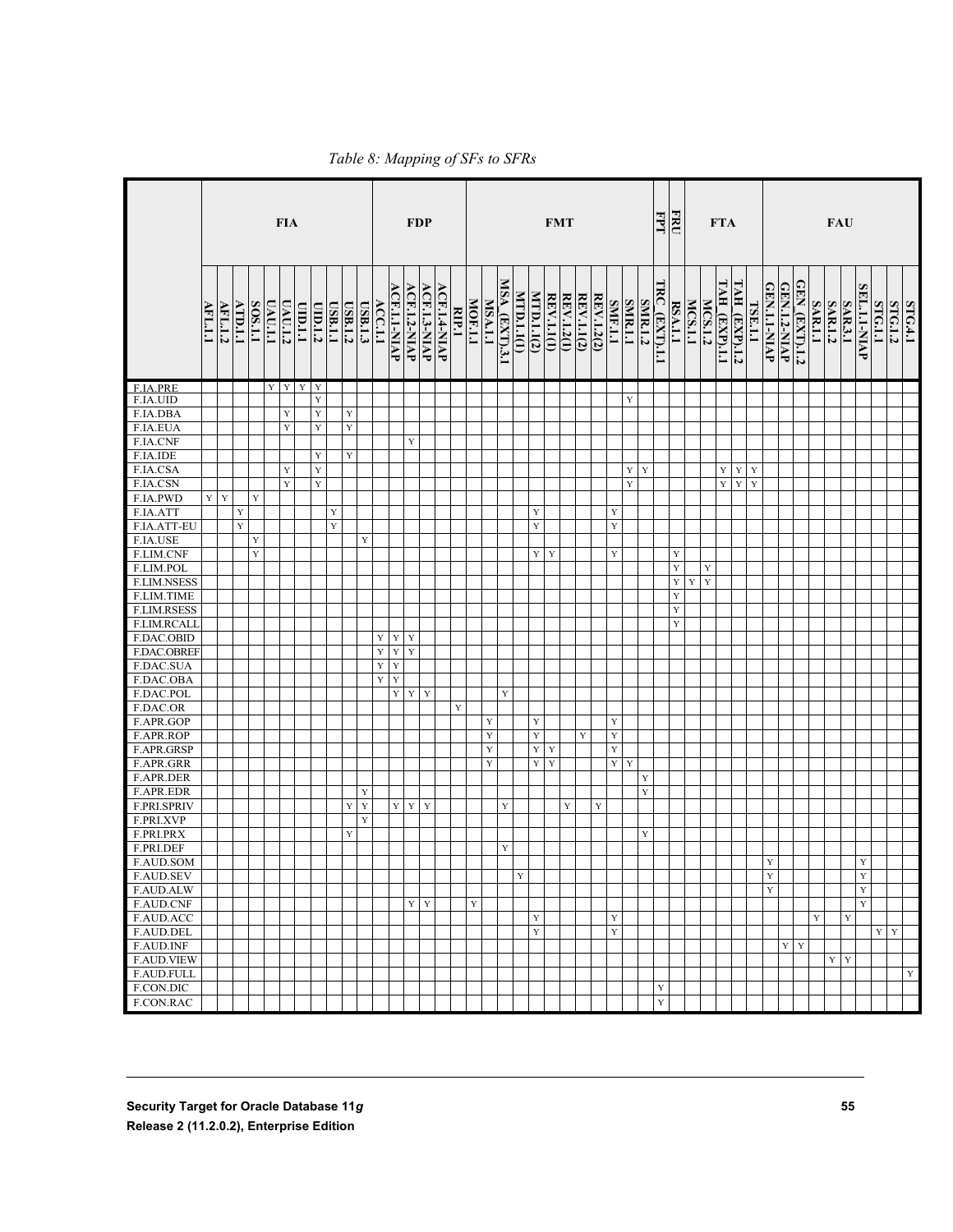*Table 8: Mapping of SFs to SFRs*

| | FIA | | | | | | | | | | | FDP | | | | | | FMT | | | | | | | | | | | | FPT | FRU | FTA | | | | | FAU | | | | | | | | | |
|---|---|---|---|---|---|---|---|---|---|---|---|---|---|---|---|---|---|---|---|---|---|---|---|---|---|---|---|---|---|---|---|---|---|---|---|---|---|---|---|---|---|---|---|---|---|---|
| | AFL.1.1 | AFL.1.2 | ATD.1.1 | SOS.1.1 | UAU.1.1 | UAU.1.2 | UID.1.1 | UID.1.2 | USB.1.1 | USB.1.2 | USB.1.3 | ACC.1.1 | ACF.1.1-NIAP | ACF.1.2-NIAP | ACF.1.3-NIAP | ACF.1.4-NIAP | RIP.1 | MOF.1.1 | MSA.1.1 | MSA (EXT).3.1 | MTD.1.1(1) | MTD.1.1(2) | REV.1.1(1) | REV.1.2(1) | REV.1.1(2) | REV.1.2(2) | SMF.1.1 | SMR.1.1 | SMR.1.2 | TRC (EXT).1.1 | RSA.1.1 | MCS.1.1 | MCS.1.2 | TAH (EXP).1.1 | TAH (EXP).1.2 | TSE.1.1 | GEN.1.1-NIAP | GEN.1.2-NIAP | GEN (EXT).1.2 | SAR.1.1 | SAR.1.2 | SAR.3.1 | SEL.1.1-NIAP | STG.1.1 | STG.1.2 | STG.4.1 |
| F.IA.PRE | | | | | Y | Y | Y | Y | | | | | | | | | | | | | | | | | | | | | | | | | | | | | | | | | | | | | | |
| F.IA.UID | | | | | | | | Y | | | | | | | | | | | | | | | | | | | | Y | | | | | | | | | | | | | | | | | | |
| F.IA.DBA | | | | | | Y | | Y | | Y | | | | | | | | | | | | | | | | | | | | | | | | | | | | | | | | | | | | |
| F.IA.EUA | | | | | | Y | | Y | | Y | | | | | | | | | | | | | | | | | | | | | | | | | | | | | | | | | | | | |
| F.IA.CNF | | | | | | | | | | | | | | Y | | | | | | | | | | | | | | | | | | | | | | | | | | | | | | | | |
| F.IA.IDE | | | | | | | | Y | | Y | | | | | | | | | | | | | | | | | | | | | | | | | | | | | | | | | | | | |
| F.IA.CSA | | | | | | Y | | Y | | | | | | | | | | | | | | | | | | | | Y | Y | | | | | Y | Y | Y | | | | | | | | | | |
| F.IA.CSN | | | | | | Y | | Y | | | | | | | | | | | | | | | | | | | | Y | | | | | | Y | Y | Y | | | | | | | | | | |
| F.IA.PWD | Y | Y | | Y | | | | | | | | | | | | | | | | | | | | | | | | | | | | | | | | | | | | | | | | | | |
| F.IA.ATT | | | Y | | | | | | Y | | | | | | | | | | | | | Y | | | | | Y | | | | | | | | | | | | | | | | | | | |
| F.IA.ATT-EU | | | Y | | | | | | Y | | | | | | | | | | | | | Y | | | | | Y | | | | | | | | | | | | | | | | | | | |
| F.IA.USE | | | | Y | | | | | | | Y | | | | | | | | | | | | | | | | | | | | | | | | | | | | | | | | | | | |
| F.LIM.CNF | | | | Y | | | | | | | | | | | | | | | | | | Y | Y | | | | Y | | | | Y | | | | | | | | | | | | | | | |
| F.LIM.POL | | | | | | | | | | | | | | | | | | | | | | | | | | | | | | | Y | | Y | | | | | | | | | | | | | |
| F.LIM.NSESS | | | | | | | | | | | | | | | | | | | | | | | | | | | | | | | Y | Y | Y | | | | | | | | | | | | | |
| F.LIM.TIME | | | | | | | | | | | | | | | | | | | | | | | | | | | | | | | Y | | | | | | | | | | | | | | | |
| F.LIM.RSESS | | | | | | | | | | | | | | | | | | | | | | | | | | | | | | | Y | | | | | | | | | | | | | | | |
| F.LIM.RCALL | | | | | | | | | | | | | | | | | | | | | | | | | | | | | | | Y | | | | | | | | | | | | | | | |
| F.DAC.OBID | | | | | | | | | | | | Y | Y | Y | | | | | | | | | | | | | | | | | | | | | | | | | | | | | | | | |
| F.DAC.OBREF | | | | | | | | | | | | Y | Y | Y | | | | | | | | | | | | | | | | | | | | | | | | | | | | | | | | |
| F.DAC.SUA | | | | | | | | | | | | Y | Y | | | | | | | | | | | | | | | | | | | | | | | | | | | | | | | | | |
| F.DAC.OBA | | | | | | | | | | | | Y | Y | | | | | | | | | | | | | | | | | | | | | | | | | | | | | | | | | |
| F.DAC.POL | | | | | | | | | | | | | Y | Y | Y | | | | | Y | | | | | | | | | | | | | | | | | | | | | | | | | | |
| F.DAC.OR | | | | | | | | | | | | | | | | | Y | | | | | | | | | | | | | | | | | | | | | | | | | | | | | |
| F.APR.GOP | | | | | | | | | | | | | | | | | | | Y | | | Y | | | | | Y | | | | | | | | | | | | | | | | | | | |
| F.APR.ROP | | | | | | | | | | | | | | | | | | | Y | | | Y | | | Y | | Y | | | | | | | | | | | | | | | | | | | |
| F.APR.GRSP | | | | | | | | | | | | | | | | | | | Y | | | Y | Y | | | | Y | | | | | | | | | | | | | | | | | | | |
| F.APR.GRR | | | | | | | | | | | | | | | | | | | Y | | | Y | Y | | | | Y | Y | | | | | | | | | | | | | | | | | | |
| F.APR.DER | | | | | | | | | | | | | | | | | | | | | | | | | | | | | Y | | | | | | | | | | | | | | | | | |
| F.APR.EDR | | | | | | | | | | | Y | | | | | | | | | | | | | | | | | | Y | | | | | | | | | | | | | | | | | |
| F.PRI.SPRIV | | | | | | | | | | Y | Y | | Y | Y | Y | | | | | Y | | | | Y | | Y | | | | | | | | | | | | | | | | | | | | |
| F.PRI.XVP | | | | | | | | | | | Y | | | | | | | | | | | | | | | | | | | | | | | | | | | | | | | | | | | |
| F.PRI.PRX | | | | | | | | | | Y | | | | | | | | | | | | | | | | | | | Y | | | | | | | | | | | | | | | | | |
| F.PRI.DEF | | | | | | | | | | | | | | | | | | | | Y | | | | | | | | | | | | | | | | | | | | | | | | | | |
| F.AUD.SOM | | | | | | | | | | | | | | | | | | | | | | | | | | | | | | | | | | | | | Y | | | | | | Y | | | |
| F.AUD.SEV | | | | | | | | | | | | | | | | | | | | | Y | | | | | | | | | | | | | | | | Y | | | | | | Y | | | |
| F.AUD.ALW | | | | | | | | | | | | | | | | | | | | | | | | | | | | | | | | | | | | | Y | | | | | | Y | | | |
| F.AUD.CNF | | | | | | | | | | | | | | Y | Y | | | Y | | | | | | | | | | | | | | | | | | | | | | | | | Y | | | |
| F.AUD.ACC | | | | | | | | | | | | | | | | | | | | | | Y | | | | | Y | | | | | | | | | | | | | Y | | Y | | | | |
| F.AUD.DEL | | | | | | | | | | | | | | | | | | | | | | Y | | | | | Y | | | | | | | | | | | | | | | | | Y | Y | |
| F.AUD.INF | | | | | | | | | | | | | | | | | | | | | | | | | | | | | | | | | | | | | | Y | Y | | | | | | | |
| F.AUD.VIEW | | | | | | | | | | | | | | | | | | | | | | | | | | | | | | | | | | | | | | | | | Y | Y | | | | |
| F.AUD.FULL | | | | | | | | | | | | | | | | | | | | | | | | | | | | | | | | | | | | | | | | | | | | | | Y |
| F.CON.DIC | | | | | | | | | | | | | | | | | | | | | | | | | | | | | | Y | | | | | | | | | | | | | | | | |
| F.CON.RAC | | | | | | | | | | | | | | | | | | | | | | | | | | | | | | Y | | | | | | | | | | | | | | | | |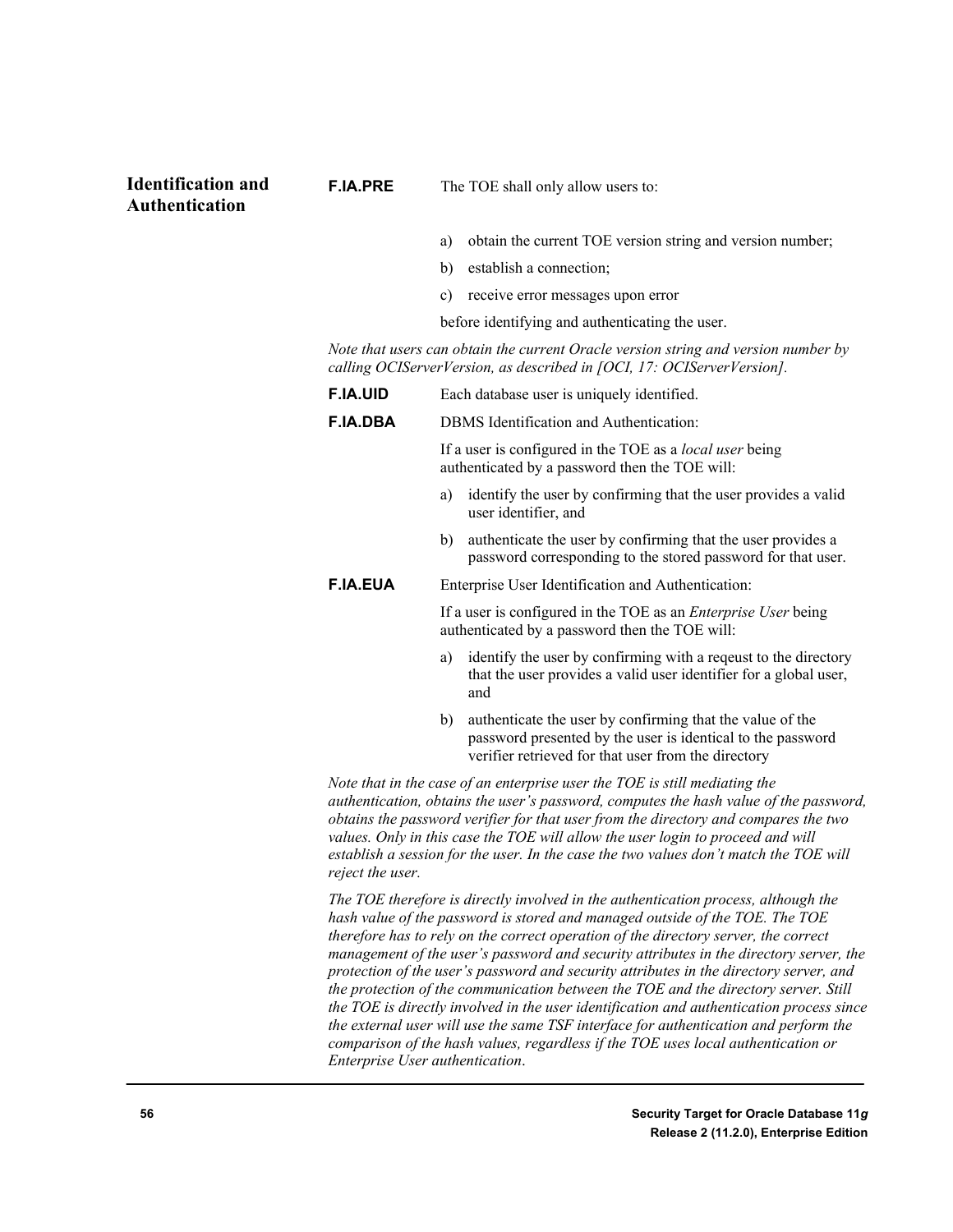## Identification and Authentication

**F.IA.PRE** The TOE shall only allow users to:

a) obtain the current TOE version string and version number;

b) establish a connection;

c) receive error messages upon error

before identifying and authenticating the user.

*Note that users can obtain the current Oracle version string and version number by calling OCIServerVersion, as described in [OCI, 17: OCIServerVersion].*

**F.IA.UID** Each database user is uniquely identified.

**F.IA.DBA** DBMS Identification and Authentication:

If a user is configured in the TOE as a *local user* being authenticated by a password then the TOE will:

a) identify the user by confirming that the user provides a valid user identifier, and

b) authenticate the user by confirming that the user provides a password corresponding to the stored password for that user.

**F.IA.EUA** Enterprise User Identification and Authentication:

If a user is configured in the TOE as an *Enterprise User* being authenticated by a password then the TOE will:

a) identify the user by confirming with a reqeust to the directory that the user provides a valid user identifier for a global user, and

b) authenticate the user by confirming that the value of the password presented by the user is identical to the password verifier retrieved for that user from the directory

*Note that in the case of an enterprise user the TOE is still mediating the authentication, obtains the user's password, computes the hash value of the password, obtains the password verifier for that user from the directory and compares the two values. Only in this case the TOE will allow the user login to proceed and will establish a session for the user. In the case the two values don't match the TOE will reject the user.*

*The TOE therefore is directly involved in the authentication process, although the hash value of the password is stored and managed outside of the TOE. The TOE therefore has to rely on the correct operation of the directory server, the correct management of the user's password and security attributes in the directory server, the protection of the user's password and security attributes in the directory server, and the protection of the communication between the TOE and the directory server. Still the TOE is directly involved in the user identification and authentication process since the external user will use the same TSF interface for authentication and perform the comparison of the hash values, regardless if the TOE uses local authentication or Enterprise User authentication*.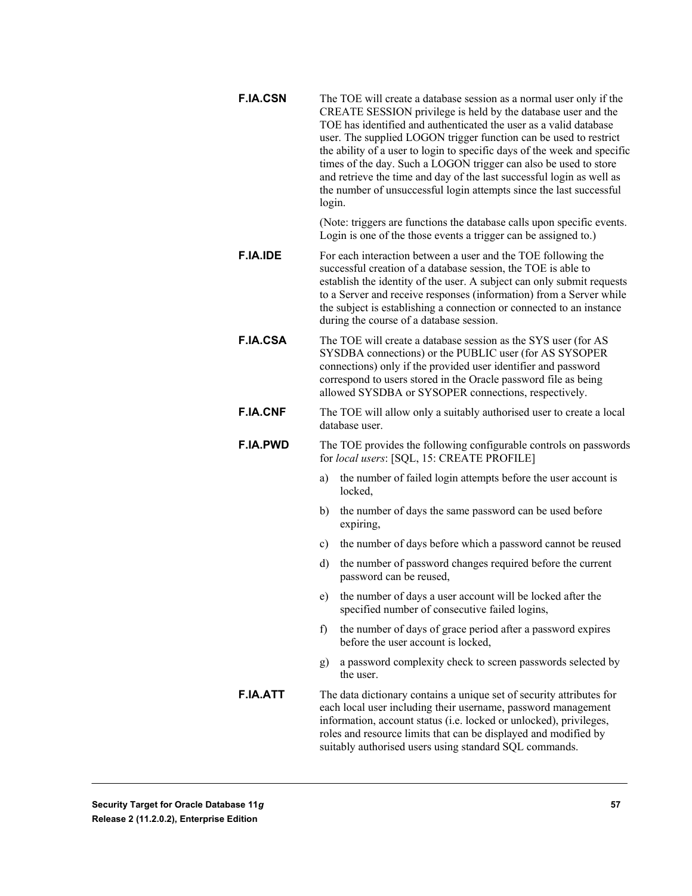**F.IA.CSN** The TOE will create a database session as a normal user only if the CREATE SESSION privilege is held by the database user and the TOE has identified and authenticated the user as a valid database user. The supplied LOGON trigger function can be used to restrict the ability of a user to login to specific days of the week and specific times of the day. Such a LOGON trigger can also be used to store and retrieve the time and day of the last successful login as well as the number of unsuccessful login attempts since the last successful login.

(Note: triggers are functions the database calls upon specific events. Login is one of the those events a trigger can be assigned to.)

**F.IA.IDE** For each interaction between a user and the TOE following the successful creation of a database session, the TOE is able to establish the identity of the user. A subject can only submit requests to a Server and receive responses (information) from a Server while the subject is establishing a connection or connected to an instance during the course of a database session.

**F.IA.CSA** The TOE will create a database session as the SYS user (for AS SYSDBA connections) or the PUBLIC user (for AS SYSOPER connections) only if the provided user identifier and password correspond to users stored in the Oracle password file as being allowed SYSDBA or SYSOPER connections, respectively.

**F.IA.CNF** The TOE will allow only a suitably authorised user to create a local database user.

**F.IA.PWD** The TOE provides the following configurable controls on passwords for *local users*: [SQL, 15: CREATE PROFILE]

a) the number of failed login attempts before the user account is locked,

b) the number of days the same password can be used before expiring,

c) the number of days before which a password cannot be reused

d) the number of password changes required before the current password can be reused,

e) the number of days a user account will be locked after the specified number of consecutive failed logins,

f) the number of days of grace period after a password expires before the user account is locked,

g) a password complexity check to screen passwords selected by the user.

**F.IA.ATT** The data dictionary contains a unique set of security attributes for each local user including their username, password management information, account status (i.e. locked or unlocked), privileges, roles and resource limits that can be displayed and modified by suitably authorised users using standard SQL commands.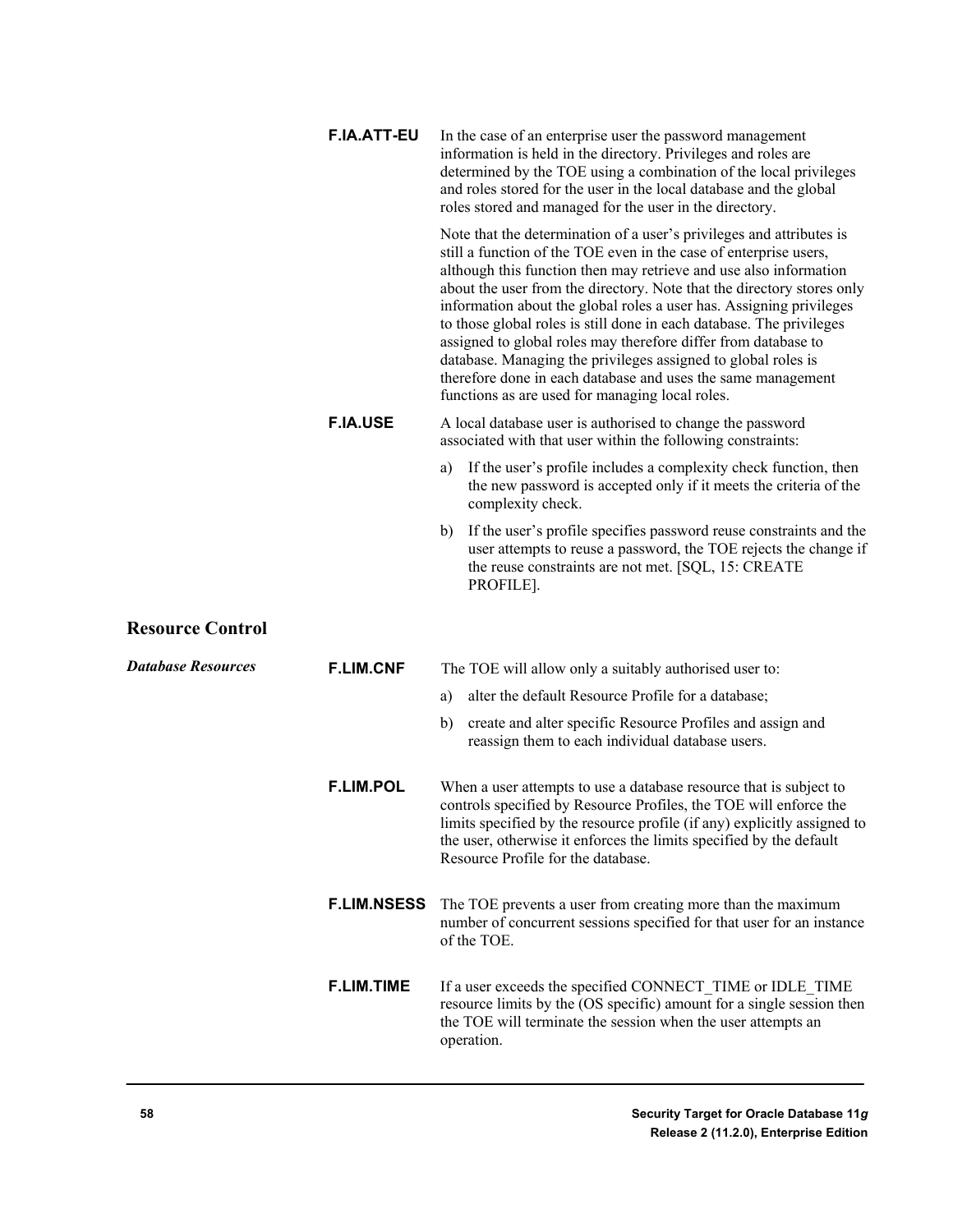**F.IA.ATT-EU** In the case of an enterprise user the password management information is held in the directory. Privileges and roles are determined by the TOE using a combination of the local privileges and roles stored for the user in the local database and the global roles stored and managed for the user in the directory.

Note that the determination of a user's privileges and attributes is still a function of the TOE even in the case of enterprise users, although this function then may retrieve and use also information about the user from the directory. Note that the directory stores only information about the global roles a user has. Assigning privileges to those global roles is still done in each database. The privileges assigned to global roles may therefore differ from database to database. Managing the privileges assigned to global roles is therefore done in each database and uses the same management functions as are used for managing local roles.

**F.IA.USE** A local database user is authorised to change the password associated with that user within the following constraints:

a) If the user's profile includes a complexity check function, then the new password is accepted only if it meets the criteria of the complexity check.

b) If the user's profile specifies password reuse constraints and the user attempts to reuse a password, the TOE rejects the change if the reuse constraints are not met. [SQL, 15: CREATE PROFILE].

## Resource Control

### *Database Resources*

**F.LIM.CNF** The TOE will allow only a suitably authorised user to:

a) alter the default Resource Profile for a database;

b) create and alter specific Resource Profiles and assign and reassign them to each individual database users.

**F.LIM.POL** When a user attempts to use a database resource that is subject to controls specified by Resource Profiles, the TOE will enforce the limits specified by the resource profile (if any) explicitly assigned to the user, otherwise it enforces the limits specified by the default Resource Profile for the database.

**F.LIM.NSESS** The TOE prevents a user from creating more than the maximum number of concurrent sessions specified for that user for an instance of the TOE.

**F.LIM.TIME** If a user exceeds the specified CONNECT_TIME or IDLE_TIME resource limits by the (OS specific) amount for a single session then the TOE will terminate the session when the user attempts an operation.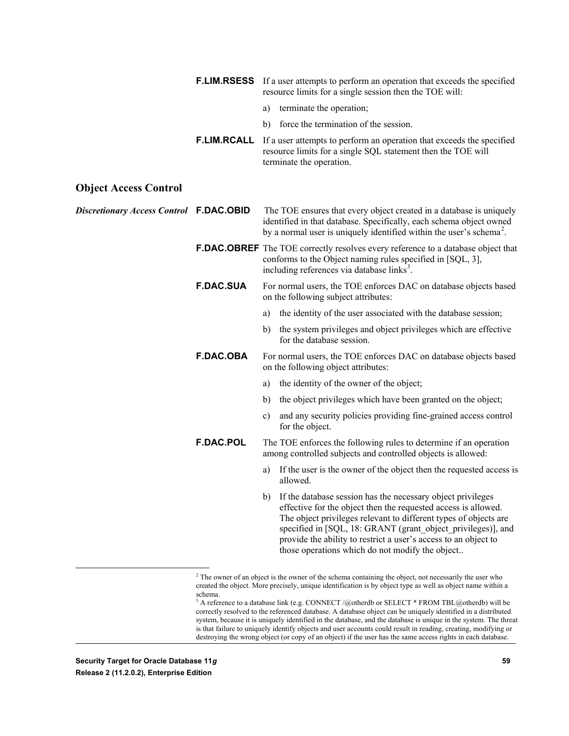**F.LIM.RSESS** If a user attempts to perform an operation that exceeds the specified resource limits for a single session then the TOE will:

a) terminate the operation;

b) force the termination of the session.

**F.LIM.RCALL** If a user attempts to perform an operation that exceeds the specified resource limits for a single SQL statement then the TOE will terminate the operation.

## Object Access Control

***Discretionary Access Control***

**F.DAC.OBID** The TOE ensures that every object created in a database is uniquely identified in that database. Specifically, each schema object owned by a normal user is uniquely identified within the user's schema[2].

**F.DAC.OBREF** The TOE correctly resolves every reference to a database object that conforms to the Object naming rules specified in [SQL, 3], including references via database links[3].

**F.DAC.SUA** For normal users, the TOE enforces DAC on database objects based on the following subject attributes:

a) the identity of the user associated with the database session;

b) the system privileges and object privileges which are effective for the database session.

**F.DAC.OBA** For normal users, the TOE enforces DAC on database objects based on the following object attributes:

a) the identity of the owner of the object;

b) the object privileges which have been granted on the object;

c) and any security policies providing fine-grained access control for the object.

**F.DAC.POL** The TOE enforces the following rules to determine if an operation among controlled subjects and controlled objects is allowed:

a) If the user is the owner of the object then the requested access is allowed.

b) If the database session has the necessary object privileges effective for the object then the requested access is allowed. The object privileges relevant to different types of objects are specified in [SQL, 18: GRANT (grant_object_privileges)], and provide the ability to restrict a user's access to an object to those operations which do not modify the object..

---

[2] The owner of an object is the owner of the schema containing the object, not necessarily the user who created the object. More precisely, unique identification is by object type as well as object name within a schema.

[3] A reference to a database link (e.g. CONNECT /@otherdb or SELECT * FROM TBL@otherdb) will be correctly resolved to the referenced database. A database object can be uniquely identified in a distributed system, because it is uniquely identified in the database, and the database is unique in the system. The threat is that failure to uniquely identify objects and user accounts could result in reading, creating, modifying or destroying the wrong object (or copy of an object) if the user has the same access rights in each database.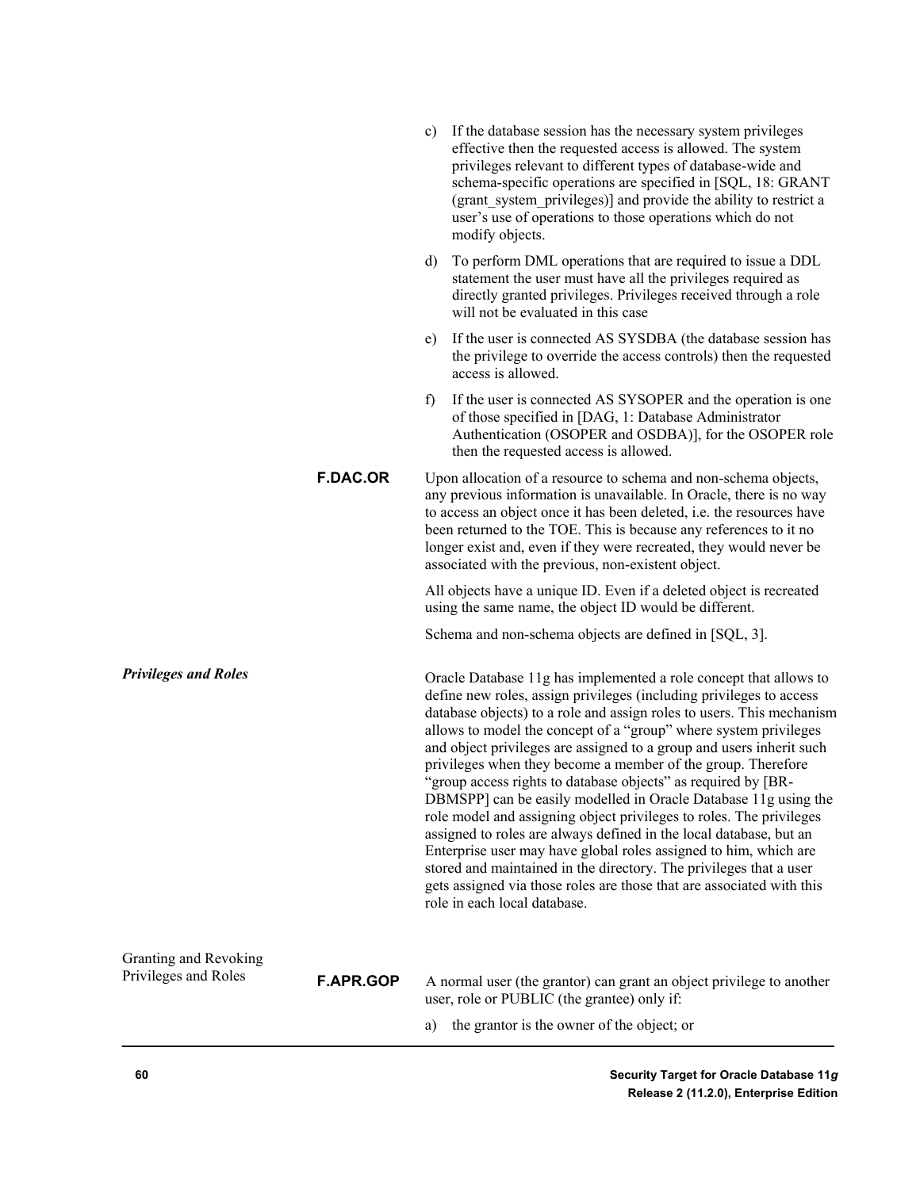c) If the database session has the necessary system privileges effective then the requested access is allowed. The system privileges relevant to different types of database-wide and schema-specific operations are specified in [SQL, 18: GRANT (grant_system_privileges)] and provide the ability to restrict a user's use of operations to those operations which do not modify objects.

d) To perform DML operations that are required to issue a DDL statement the user must have all the privileges required as directly granted privileges. Privileges received through a role will not be evaluated in this case

e) If the user is connected AS SYSDBA (the database session has the privilege to override the access controls) then the requested access is allowed.

f) If the user is connected AS SYSOPER and the operation is one of those specified in [DAG, 1: Database Administrator Authentication (OSOPER and OSDBA)], for the OSOPER role then the requested access is allowed.

**F.DAC.OR** Upon allocation of a resource to schema and non-schema objects, any previous information is unavailable. In Oracle, there is no way to access an object once it has been deleted, i.e. the resources have been returned to the TOE. This is because any references to it no longer exist and, even if they were recreated, they would never be associated with the previous, non-existent object.

All objects have a unique ID. Even if a deleted object is recreated using the same name, the object ID would be different.

Schema and non-schema objects are defined in [SQL, 3].

### *Privileges and Roles*

Oracle Database 11g has implemented a role concept that allows to define new roles, assign privileges (including privileges to access database objects) to a role and assign roles to users. This mechanism allows to model the concept of a "group" where system privileges and object privileges are assigned to a group and users inherit such privileges when they become a member of the group. Therefore "group access rights to database objects" as required by [BR-DBMSPP] can be easily modelled in Oracle Database 11g using the role model and assigning object privileges to roles. The privileges assigned to roles are always defined in the local database, but an Enterprise user may have global roles assigned to him, which are stored and maintained in the directory. The privileges that a user gets assigned via those roles are those that are associated with this role in each local database.

#### Granting and Revoking Privileges and Roles

**F.APR.GOP** A normal user (the grantor) can grant an object privilege to another user, role or PUBLIC (the grantee) only if:

a) the grantor is the owner of the object; or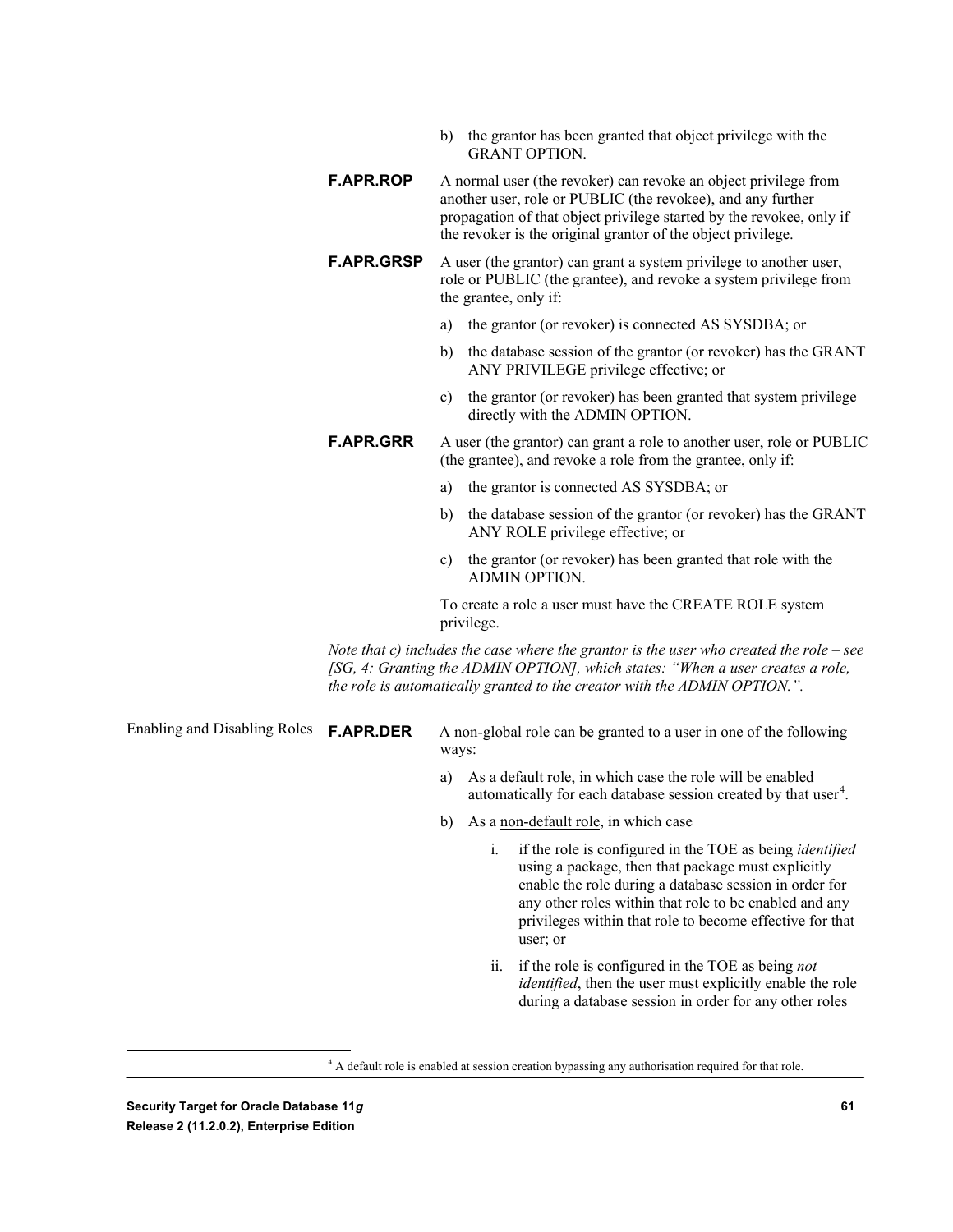b) the grantor has been granted that object privilege with the GRANT OPTION.

**F.APR.ROP** A normal user (the revoker) can revoke an object privilege from another user, role or PUBLIC (the revokee), and any further propagation of that object privilege started by the revokee, only if the revoker is the original grantor of the object privilege.

**F.APR.GRSP** A user (the grantor) can grant a system privilege to another user, role or PUBLIC (the grantee), and revoke a system privilege from the grantee, only if:

a) the grantor (or revoker) is connected AS SYSDBA; or

b) the database session of the grantor (or revoker) has the GRANT ANY PRIVILEGE privilege effective; or

c) the grantor (or revoker) has been granted that system privilege directly with the ADMIN OPTION.

**F.APR.GRR** A user (the grantor) can grant a role to another user, role or PUBLIC (the grantee), and revoke a role from the grantee, only if:

a) the grantor is connected AS SYSDBA; or

b) the database session of the grantor (or revoker) has the GRANT ANY ROLE privilege effective; or

c) the grantor (or revoker) has been granted that role with the ADMIN OPTION.

To create a role a user must have the CREATE ROLE system privilege.

*Note that c) includes the case where the grantor is the user who created the role – see [SG, 4: Granting the ADMIN OPTION], which states: "When a user creates a role, the role is automatically granted to the creator with the ADMIN OPTION.".*

Enabling and Disabling Roles

**F.APR.DER** A non-global role can be granted to a user in one of the following ways:

a) As a default role, in which case the role will be enabled automatically for each database session created by that user[4].

b) As a non-default role, in which case

i. if the role is configured in the TOE as being *identified* using a package, then that package must explicitly enable the role during a database session in order for any other roles within that role to be enabled and any privileges within that role to become effective for that user; or

ii. if the role is configured in the TOE as being *not identified*, then the user must explicitly enable the role during a database session in order for any other roles

[4] A default role is enabled at session creation bypassing any authorisation required for that role.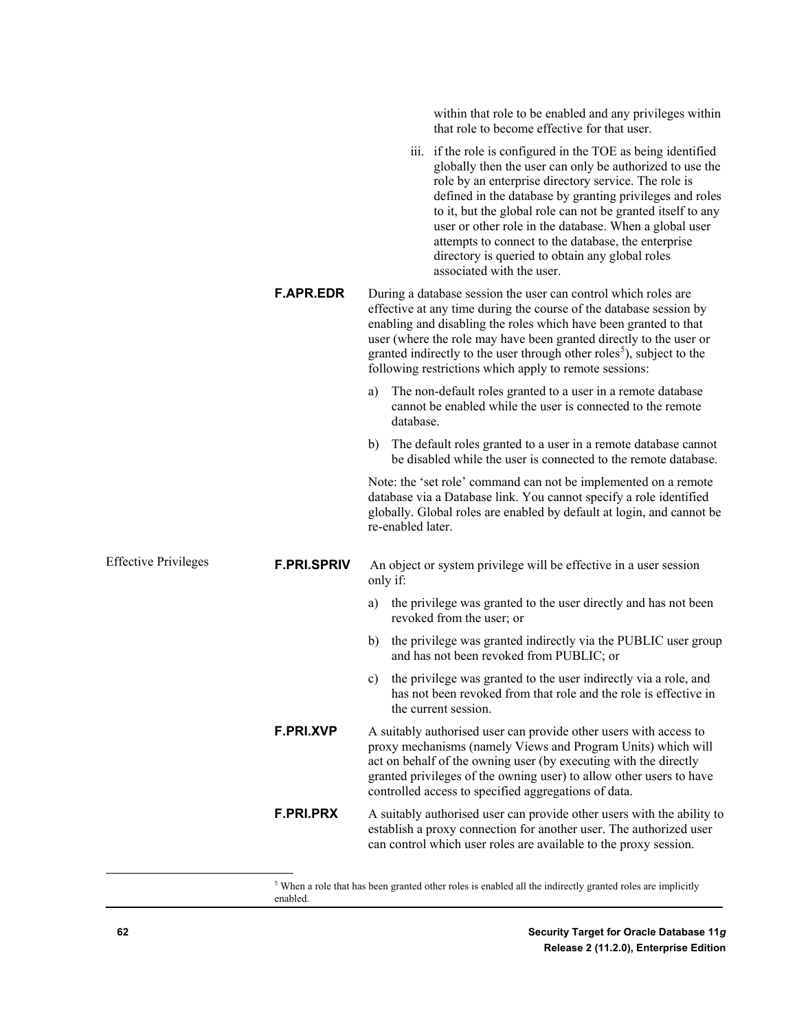within that role to be enabled and any privileges within that role to become effective for that user.

iii. if the role is configured in the TOE as being identified globally then the user can only be authorized to use the role by an enterprise directory service. The role is defined in the database by granting privileges and roles to it, but the global role can not be granted itself to any user or other role in the database. When a global user attempts to connect to the database, the enterprise directory is queried to obtain any global roles associated with the user.

**F.APR.EDR** During a database session the user can control which roles are effective at any time during the course of the database session by enabling and disabling the roles which have been granted to that user (where the role may have been granted directly to the user or granted indirectly to the user through other roles[5]), subject to the following restrictions which apply to remote sessions:

a) The non-default roles granted to a user in a remote database cannot be enabled while the user is connected to the remote database.

b) The default roles granted to a user in a remote database cannot be disabled while the user is connected to the remote database.

Note: the 'set role' command can not be implemented on a remote database via a Database link. You cannot specify a role identified globally. Global roles are enabled by default at login, and cannot be re-enabled later.

Effective Privileges

**F.PRI.SPRIV** An object or system privilege will be effective in a user session only if:

a) the privilege was granted to the user directly and has not been revoked from the user; or

b) the privilege was granted indirectly via the PUBLIC user group and has not been revoked from PUBLIC; or

c) the privilege was granted to the user indirectly via a role, and has not been revoked from that role and the role is effective in the current session.

**F.PRI.XVP** A suitably authorised user can provide other users with access to proxy mechanisms (namely Views and Program Units) which will act on behalf of the owning user (by executing with the directly granted privileges of the owning user) to allow other users to have controlled access to specified aggregations of data.

**F.PRI.PRX** A suitably authorised user can provide other users with the ability to establish a proxy connection for another user. The authorized user can control which user roles are available to the proxy session.

[5] When a role that has been granted other roles is enabled all the indirectly granted roles are implicitly enabled.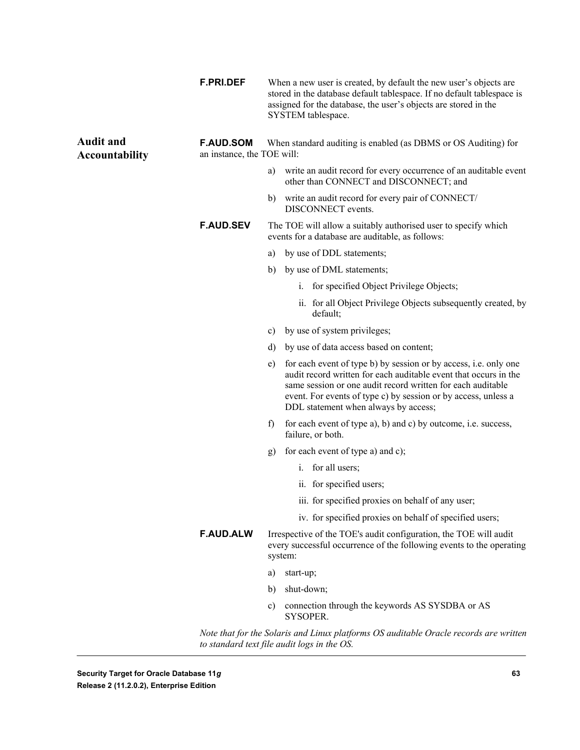**F.PRI.DEF** When a new user is created, by default the new user's objects are stored in the database default tablespace. If no default tablespace is assigned for the database, the user's objects are stored in the SYSTEM tablespace.

## Audit and Accountability

**F.AUD.SOM** When standard auditing is enabled (as DBMS or OS Auditing) for an instance, the TOE will:

a) write an audit record for every occurrence of an auditable event other than CONNECT and DISCONNECT; and

b) write an audit record for every pair of CONNECT/ DISCONNECT events.

**F.AUD.SEV** The TOE will allow a suitably authorised user to specify which events for a database are auditable, as follows:

a) by use of DDL statements;

b) by use of DML statements;

   i. for specified Object Privilege Objects;

   ii. for all Object Privilege Objects subsequently created, by default;

c) by use of system privileges;

d) by use of data access based on content;

e) for each event of type b) by session or by access, i.e. only one audit record written for each auditable event that occurs in the same session or one audit record written for each auditable event. For events of type c) by session or by access, unless a DDL statement when always by access;

f) for each event of type a), b) and c) by outcome, i.e. success, failure, or both.

g) for each event of type a) and c);

   i. for all users;

   ii. for specified users;

   iii. for specified proxies on behalf of any user;

   iv. for specified proxies on behalf of specified users;

**F.AUD.ALW** Irrespective of the TOE's audit configuration, the TOE will audit every successful occurrence of the following events to the operating system:

a) start-up;

b) shut-down;

c) connection through the keywords AS SYSDBA or AS SYSOPER.

*Note that for the Solaris and Linux platforms OS auditable Oracle records are written to standard text file audit logs in the OS.*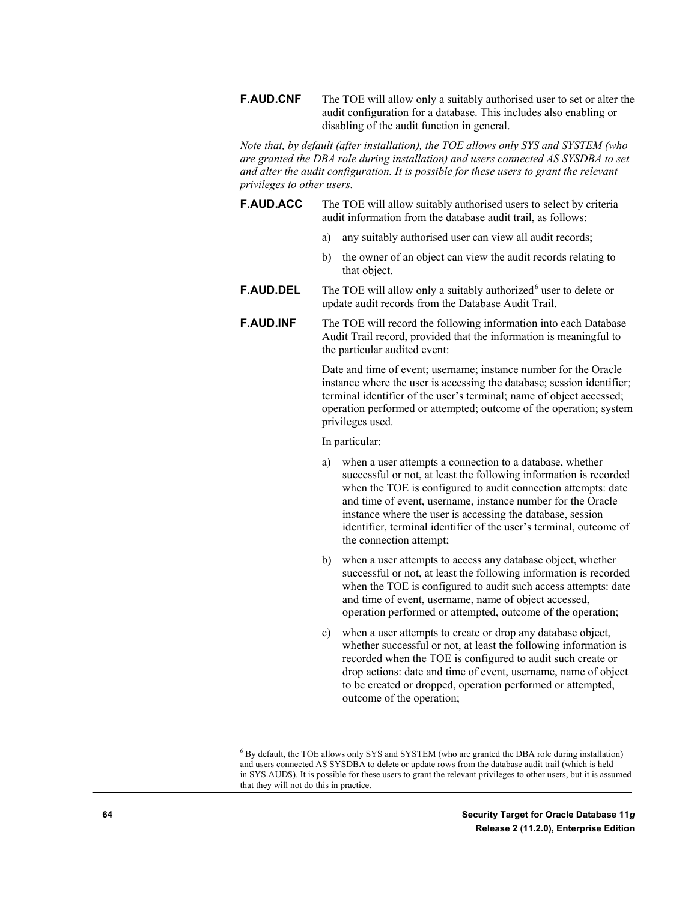**F.AUD.CNF** The TOE will allow only a suitably authorised user to set or alter the audit configuration for a database. This includes also enabling or disabling of the audit function in general.

*Note that, by default (after installation), the TOE allows only SYS and SYSTEM (who are granted the DBA role during installation) and users connected AS SYSDBA to set and alter the audit configuration. It is possible for these users to grant the relevant privileges to other users.*

**F.AUD.ACC** The TOE will allow suitably authorised users to select by criteria audit information from the database audit trail, as follows:

a) any suitably authorised user can view all audit records;

b) the owner of an object can view the audit records relating to that object.

**F.AUD.DEL** The TOE will allow only a suitably authorized[6] user to delete or update audit records from the Database Audit Trail.

**F.AUD.INF** The TOE will record the following information into each Database Audit Trail record, provided that the information is meaningful to the particular audited event:

Date and time of event; username; instance number for the Oracle instance where the user is accessing the database; session identifier; terminal identifier of the user's terminal; name of object accessed; operation performed or attempted; outcome of the operation; system privileges used.

In particular:

a) when a user attempts a connection to a database, whether successful or not, at least the following information is recorded when the TOE is configured to audit connection attempts: date and time of event, username, instance number for the Oracle instance where the user is accessing the database, session identifier, terminal identifier of the user's terminal, outcome of the connection attempt;

b) when a user attempts to access any database object, whether successful or not, at least the following information is recorded when the TOE is configured to audit such access attempts: date and time of event, username, name of object accessed, operation performed or attempted, outcome of the operation;

c) when a user attempts to create or drop any database object, whether successful or not, at least the following information is recorded when the TOE is configured to audit such create or drop actions: date and time of event, username, name of object to be created or dropped, operation performed or attempted, outcome of the operation;

---

[6] By default, the TOE allows only SYS and SYSTEM (who are granted the DBA role during installation) and users connected AS SYSDBA to delete or update rows from the database audit trail (which is held in SYS.AUD$). It is possible for these users to grant the relevant privileges to other users, but it is assumed that they will not do this in practice.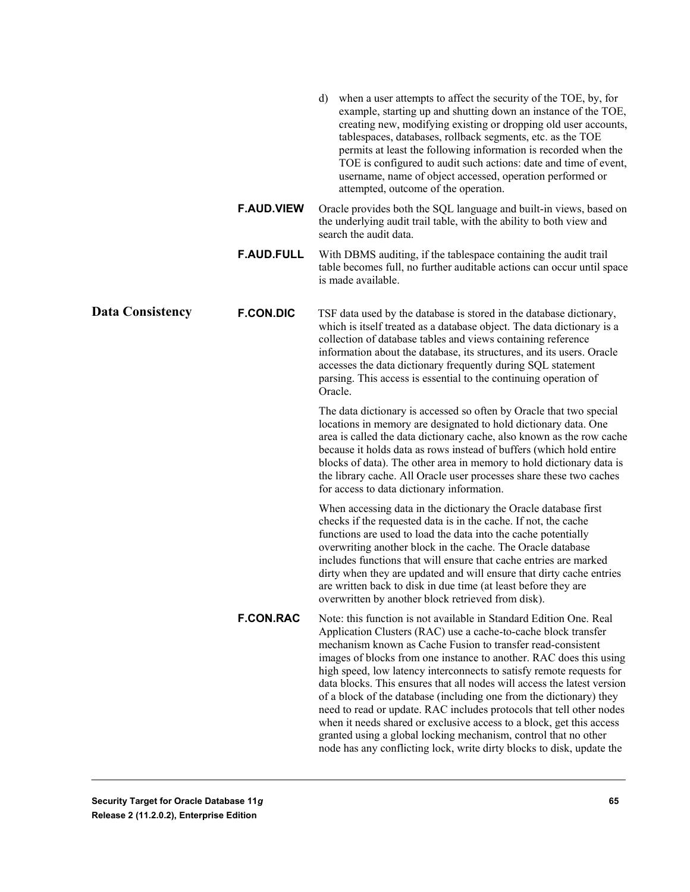d) when a user attempts to affect the security of the TOE, by, for example, starting up and shutting down an instance of the TOE, creating new, modifying existing or dropping old user accounts, tablespaces, databases, rollback segments, etc. as the TOE permits at least the following information is recorded when the TOE is configured to audit such actions: date and time of event, username, name of object accessed, operation performed or attempted, outcome of the operation.

**F.AUD.VIEW** Oracle provides both the SQL language and built-in views, based on the underlying audit trail table, with the ability to both view and search the audit data.

**F.AUD.FULL** With DBMS auditing, if the tablespace containing the audit trail table becomes full, no further auditable actions can occur until space is made available.

## Data Consistency

**F.CON.DIC** TSF data used by the database is stored in the database dictionary, which is itself treated as a database object. The data dictionary is a collection of database tables and views containing reference information about the database, its structures, and its users. Oracle accesses the data dictionary frequently during SQL statement parsing. This access is essential to the continuing operation of Oracle.

The data dictionary is accessed so often by Oracle that two special locations in memory are designated to hold dictionary data. One area is called the data dictionary cache, also known as the row cache because it holds data as rows instead of buffers (which hold entire blocks of data). The other area in memory to hold dictionary data is the library cache. All Oracle user processes share these two caches for access to data dictionary information.

When accessing data in the dictionary the Oracle database first checks if the requested data is in the cache. If not, the cache functions are used to load the data into the cache potentially overwriting another block in the cache. The Oracle database includes functions that will ensure that cache entries are marked dirty when they are updated and will ensure that dirty cache entries are written back to disk in due time (at least before they are overwritten by another block retrieved from disk).

**F.CON.RAC** Note: this function is not available in Standard Edition One. Real Application Clusters (RAC) use a cache-to-cache block transfer mechanism known as Cache Fusion to transfer read-consistent images of blocks from one instance to another. RAC does this using high speed, low latency interconnects to satisfy remote requests for data blocks. This ensures that all nodes will access the latest version of a block of the database (including one from the dictionary) they need to read or update. RAC includes protocols that tell other nodes when it needs shared or exclusive access to a block, get this access granted using a global locking mechanism, control that no other node has any conflicting lock, write dirty blocks to disk, update the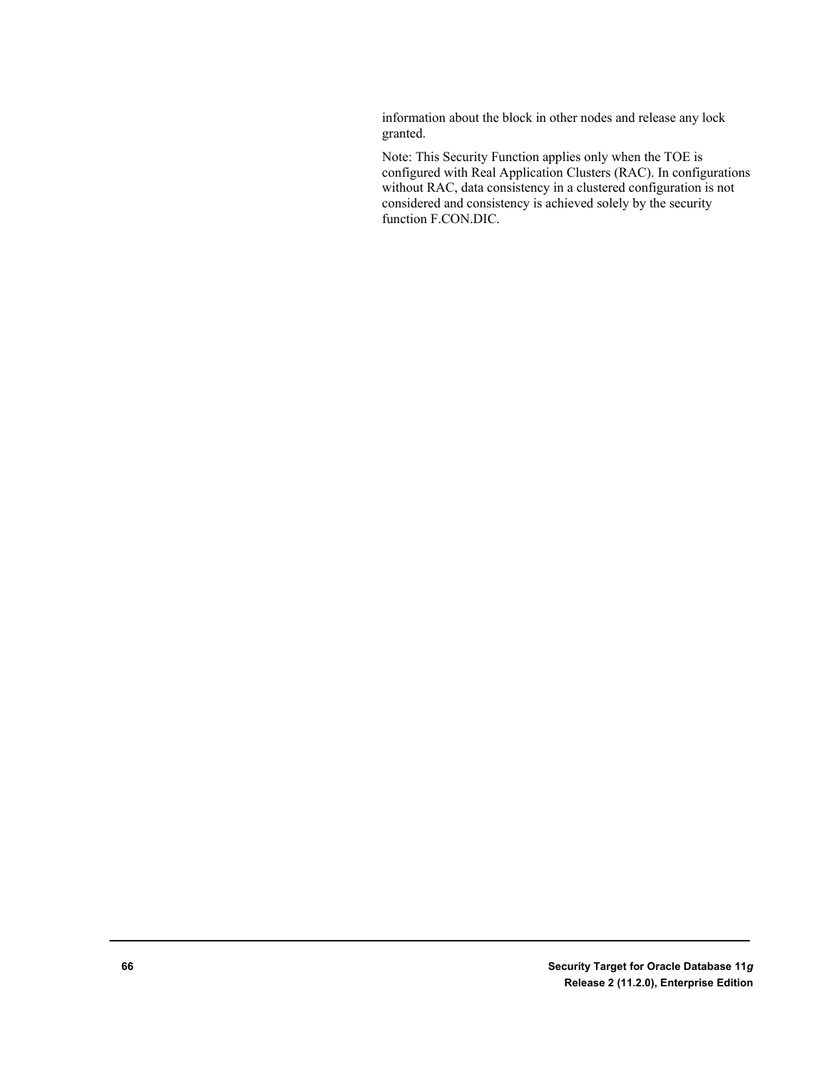information about the block in other nodes and release any lock granted.

Note: This Security Function applies only when the TOE is configured with Real Application Clusters (RAC). In configurations without RAC, data consistency in a clustered configuration is not considered and consistency is achieved solely by the security function F.CON.DIC.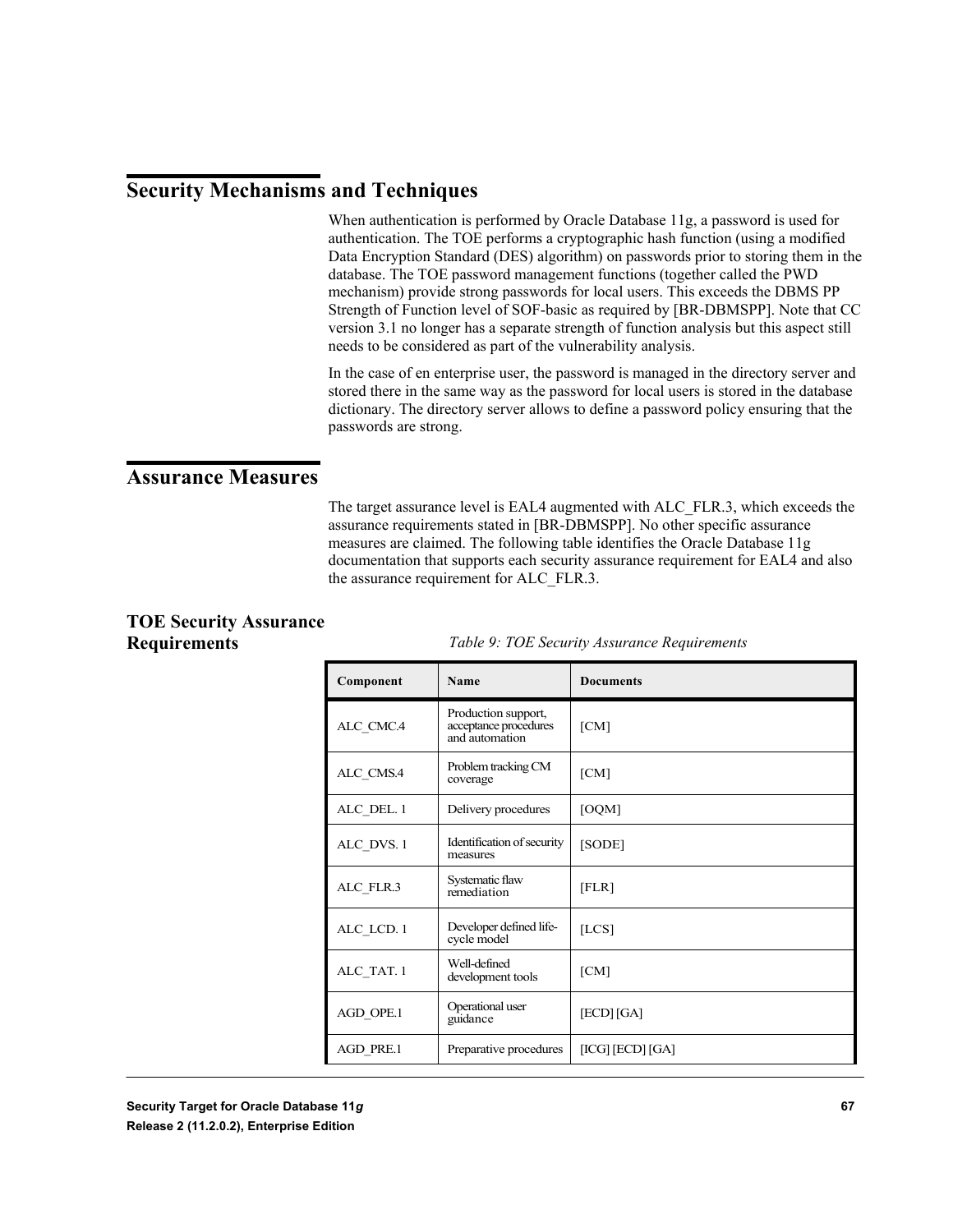## Security Mechanisms and Techniques

When authentication is performed by Oracle Database 11g, a password is used for authentication. The TOE performs a cryptographic hash function (using a modified Data Encryption Standard (DES) algorithm) on passwords prior to storing them in the database. The TOE password management functions (together called the PWD mechanism) provide strong passwords for local users. This exceeds the DBMS PP Strength of Function level of SOF-basic as required by [BR-DBMSPP]. Note that CC version 3.1 no longer has a separate strength of function analysis but this aspect still needs to be considered as part of the vulnerability analysis.

In the case of en enterprise user, the password is managed in the directory server and stored there in the same way as the password for local users is stored in the database dictionary. The directory server allows to define a password policy ensuring that the passwords are strong.

## Assurance Measures

The target assurance level is EAL4 augmented with ALC_FLR.3, which exceeds the assurance requirements stated in [BR-DBMSPP]. No other specific assurance measures are claimed. The following table identifies the Oracle Database 11g documentation that supports each security assurance requirement for EAL4 and also the assurance requirement for ALC_FLR.3.

### TOE Security Assurance Requirements

*Table 9: TOE Security Assurance Requirements*

| Component | Name | Documents |
|---|---|---|
| ALC_CMC.4 | Production support, acceptance procedures and automation | [CM] |
| ALC_CMS.4 | Problem tracking CM coverage | [CM] |
| ALC_DEL. 1 | Delivery procedures | [OQM] |
| ALC_DVS. 1 | Identification of security measures | [SODE] |
| ALC_FLR.3 | Systematic flaw remediation | [FLR] |
| ALC_LCD. 1 | Developer defined life-cycle model | [LCS] |
| ALC_TAT. 1 | Well-defined development tools | [CM] |
| AGD_OPE.1 | Operational user guidance | [ECD] [GA] |
| AGD_PRE.1 | Preparative procedures | [ICG] [ECD] [GA] |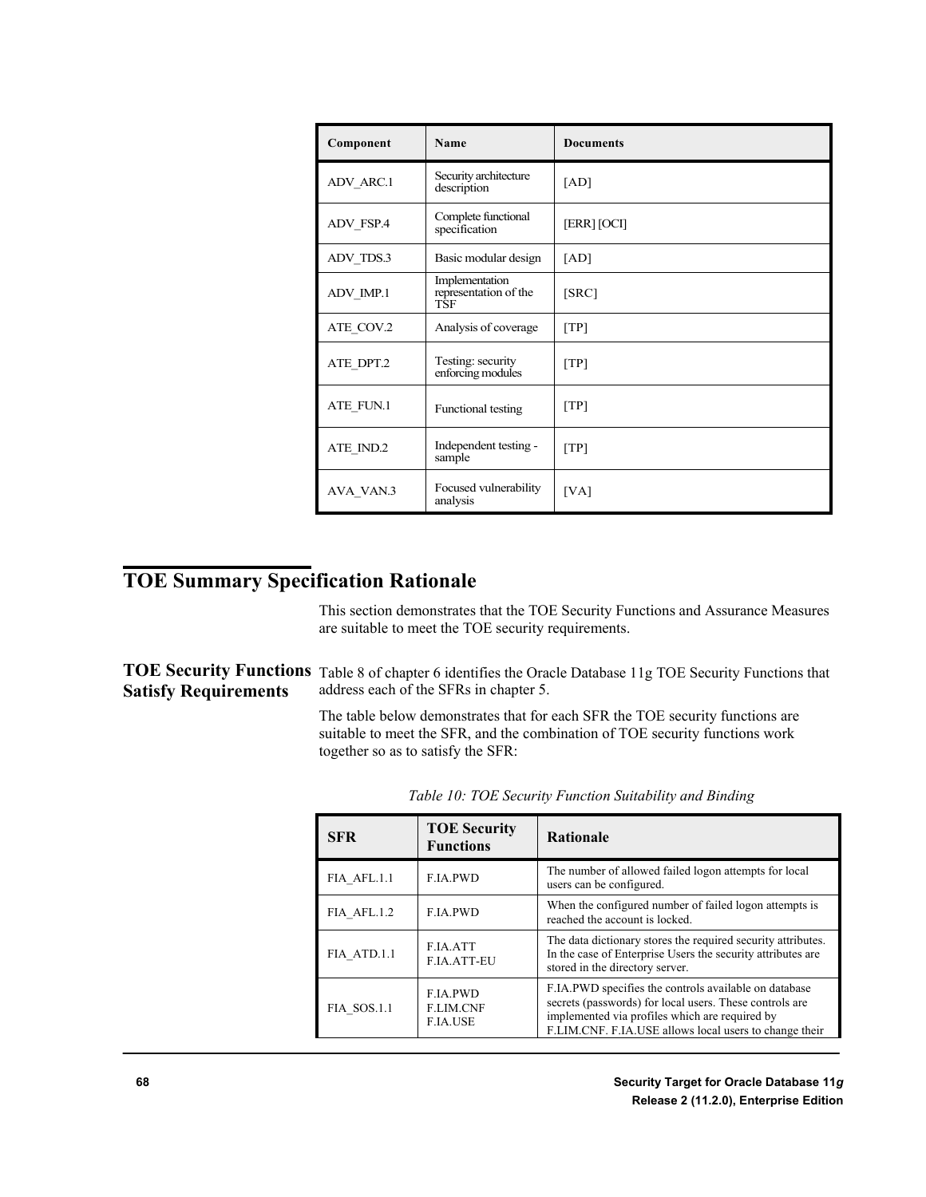| Component | Name | Documents |
|---|---|---|
| ADV_ARC.1 | Security architecture description | [AD] |
| ADV_FSP.4 | Complete functional specification | [ERR] [OCI] |
| ADV_TDS.3 | Basic modular design | [AD] |
| ADV_IMP.1 | Implementation representation of the TSF | [SRC] |
| ATE_COV.2 | Analysis of coverage | [TP] |
| ATE_DPT.2 | Testing: security enforcing modules | [TP] |
| ATE_FUN.1 | Functional testing | [TP] |
| ATE_IND.2 | Independent testing - sample | [TP] |
| AVA_VAN.3 | Focused vulnerability analysis | [VA] |

# TOE Summary Specification Rationale

This section demonstrates that the TOE Security Functions and Assurance Measures are suitable to meet the TOE security requirements.

## TOE Security Functions Satisfy Requirements

Table 8 of chapter 6 identifies the Oracle Database 11g TOE Security Functions that address each of the SFRs in chapter 5.

The table below demonstrates that for each SFR the TOE security functions are suitable to meet the SFR, and the combination of TOE security functions work together so as to satisfy the SFR:

*Table 10: TOE Security Function Suitability and Binding*

| SFR | TOE Security Functions | Rationale |
|---|---|---|
| FIA_AFL.1.1 | F.IA.PWD | The number of allowed failed logon attempts for local users can be configured. |
| FIA_AFL.1.2 | F.IA.PWD | When the configured number of failed logon attempts is reached the account is locked. |
| FIA_ATD.1.1 | F.IA.ATT<br>F.IA.ATT-EU | The data dictionary stores the required security attributes. In the case of Enterprise Users the security attributes are stored in the directory server. |
| FIA_SOS.1.1 | F.IA.PWD<br>F.LIM.CNF<br>F.IA.USE | F.IA.PWD specifies the controls available on database secrets (passwords) for local users. These controls are implemented via profiles which are required by F.LIM.CNF. F.IA.USE allows local users to change their |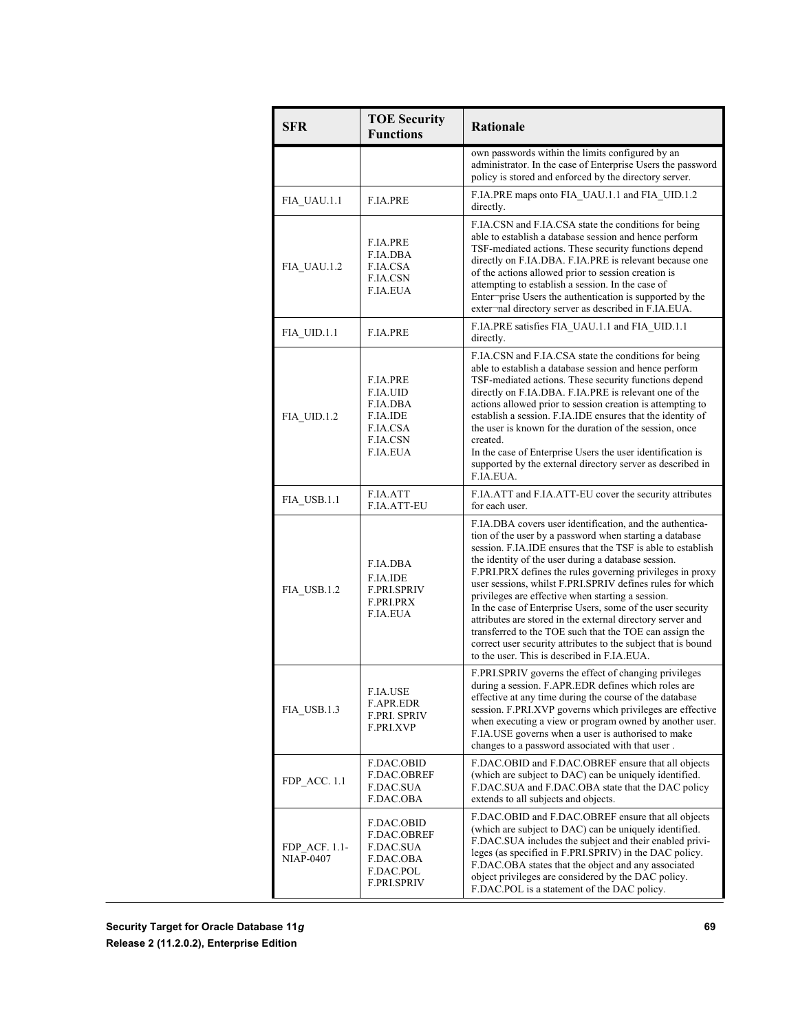| SFR | TOE Security Functions | Rationale |
|---|---|---|
| | | own passwords within the limits configured by an administrator. In the case of Enterprise Users the password policy is stored and enforced by the directory server. |
| FIA_UAU.1.1 | F.IA.PRE | F.IA.PRE maps onto FIA_UAU.1.1 and FIA_UID.1.2 directly. |
| FIA_UAU.1.2 | F.IA.PRE<br>F.IA.DBA<br>F.IA.CSA<br>F.IA.CSN<br>F.IA.EUA | F.IA.CSN and F.IA.CSA state the conditions for being able to establish a database session and hence perform TSF-mediated actions. These security functions depend directly on F.IA.DBA. F.IA.PRE is relevant because one of the actions allowed prior to session creation is attempting to establish a session. In the case of Enterprise Users the authentication is supported by the external directory server as described in F.IA.EUA. |
| FIA_UID.1.1 | F.IA.PRE | F.IA.PRE satisfies FIA_UAU.1.1 and FIA_UID.1.1 directly. |
| FIA_UID.1.2 | F.IA.PRE<br>F.IA.UID<br>F.IA.DBA<br>F.IA.IDE<br>F.IA.CSA<br>F.IA.CSN<br>F.IA.EUA | F.IA.CSN and F.IA.CSA state the conditions for being able to establish a database session and hence perform TSF-mediated actions. These security functions depend directly on F.IA.DBA. F.IA.PRE is relevant one of the actions allowed prior to session creation is attempting to establish a session. F.IA.IDE ensures that the identity of the user is known for the duration of the session, once created.<br>In the case of Enterprise Users the user identification is supported by the external directory server as described in F.IA.EUA. |
| FIA_USB.1.1 | F.IA.ATT<br>F.IA.ATT-EU | F.IA.ATT and F.IA.ATT-EU cover the security attributes for each user. |
| FIA_USB.1.2 | F.IA.DBA<br>F.IA.IDE<br>F.PRI.SPRIV<br>F.PRI.PRX<br>F.IA.EUA | F.IA.DBA covers user identification, and the authentication of the user by a password when starting a database session. F.IA.IDE ensures that the TSF is able to establish the identity of the user during a database session. F.PRI.PRX defines the rules governing privileges in proxy user sessions, whilst F.PRI.SPRIV defines rules for which privileges are effective when starting a session.<br>In the case of Enterprise Users, some of the user security attributes are stored in the external directory server and transferred to the TOE such that the TOE can assign the correct user security attributes to the subject that is bound to the user. This is described in F.IA.EUA. |
| FIA_USB.1.3 | F.IA.USE<br>F.APR.EDR<br>F.PRI. SPRIV<br>F.PRI.XVP | F.PRI.SPRIV governs the effect of changing privileges during a session. F.APR.EDR defines which roles are effective at any time during the course of the database session. F.PRI.XVP governs which privileges are effective when executing a view or program owned by another user. F.IA.USE governs when a user is authorised to make changes to a password associated with that user . |
| FDP_ACC. 1.1 | F.DAC.OBID<br>F.DAC.OBREF<br>F.DAC.SUA<br>F.DAC.OBA | F.DAC.OBID and F.DAC.OBREF ensure that all objects (which are subject to DAC) can be uniquely identified. F.DAC.SUA and F.DAC.OBA state that the DAC policy extends to all subjects and objects. |
| FDP_ACF. 1.1-NIAP-0407 | F.DAC.OBID<br>F.DAC.OBREF<br>F.DAC.SUA<br>F.DAC.OBA<br>F.DAC.POL<br>F.PRI.SPRIV | F.DAC.OBID and F.DAC.OBREF ensure that all objects (which are subject to DAC) can be uniquely identified. F.DAC.SUA includes the subject and their enabled privileges (as specified in F.PRI.SPRIV) in the DAC policy. F.DAC.OBA states that the object and any associated object privileges are considered by the DAC policy. F.DAC.POL is a statement of the DAC policy. |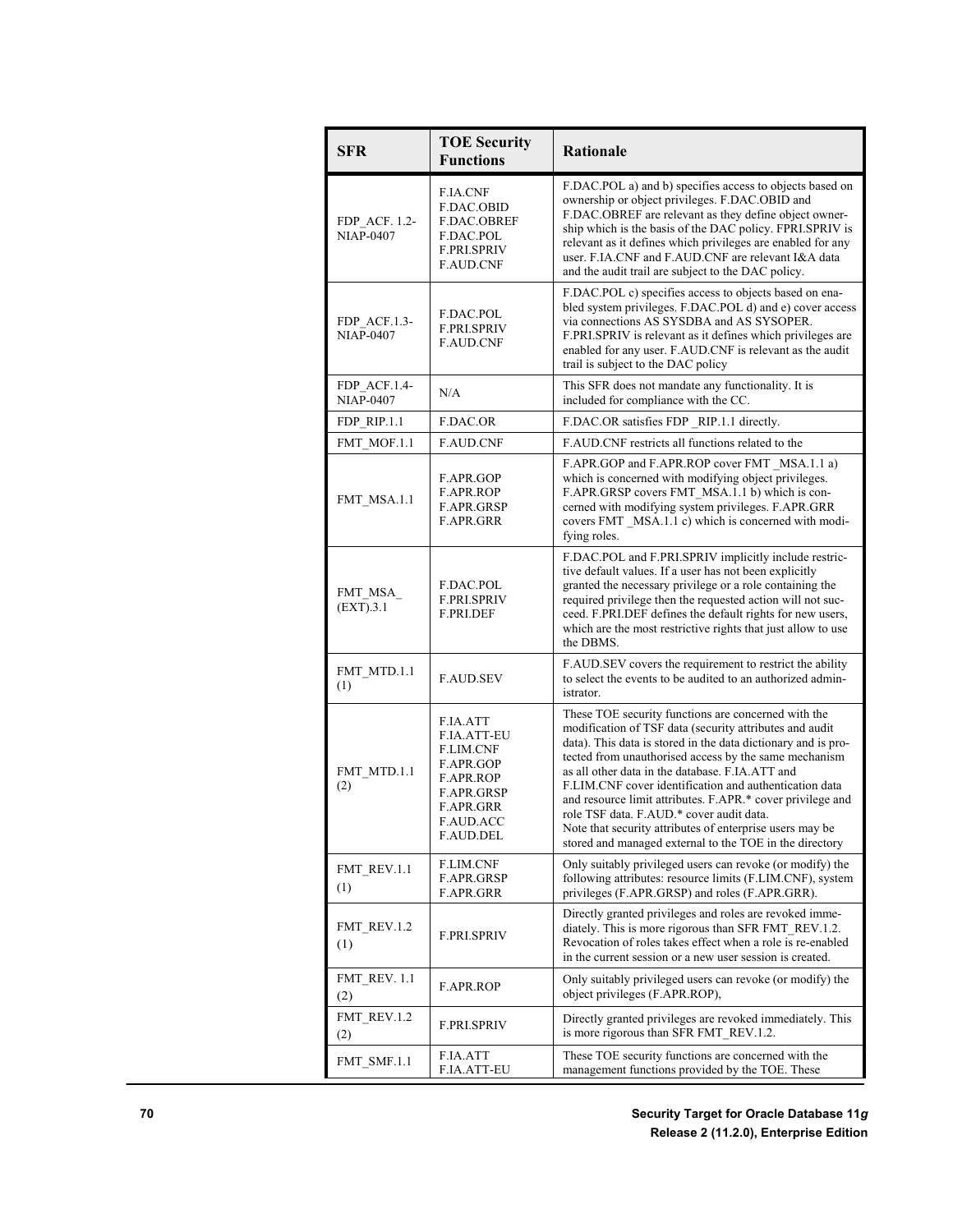| SFR | TOE Security Functions | Rationale |
|---|---|---|
| FDP_ACF. 1.2-NIAP-0407 | F.IA.CNF F.DAC.OBID F.DAC.OBREF F.DAC.POL F.PRI.SPRIV F.AUD.CNF | F.DAC.POL a) and b) specifies access to objects based on ownership or object privileges. F.DAC.OBID and F.DAC.OBREF are relevant as they define object ownership which is the basis of the DAC policy. FPRI.SPRIV is relevant as it defines which privileges are enabled for any user. F.IA.CNF and F.AUD.CNF are relevant I&A data and the audit trail are subject to the DAC policy. |
| FDP_ACF.1.3-NIAP-0407 | F.DAC.POL F.PRI.SPRIV F.AUD.CNF | F.DAC.POL c) specifies access to objects based on enabled system privileges. F.DAC.POL d) and e) cover access via connections AS SYSDBA and AS SYSOPER. F.PRI.SPRIV is relevant as it defines which privileges are enabled for any user. F.AUD.CNF is relevant as the audit trail is subject to the DAC policy |
| FDP_ACF.1.4-NIAP-0407 | N/A | This SFR does not mandate any functionality. It is included for compliance with the CC. |
| FDP_RIP.1.1 | F.DAC.OR | F.DAC.OR satisfies FDP _RIP.1.1 directly. |
| FMT_MOF.1.1 | F.AUD.CNF | F.AUD.CNF restricts all functions related to the |
| FMT_MSA.1.1 | F.APR.GOP F.APR.ROP F.APR.GRSP F.APR.GRR | F.APR.GOP and F.APR.ROP cover FMT _MSA.1.1 a) which is concerned with modifying object privileges. F.APR.GRSP covers FMT_MSA.1.1 b) which is concerned with modifying system privileges. F.APR.GRR covers FMT _MSA.1.1 c) which is concerned with modifying roles. |
| FMT_MSA_ (EXT).3.1 | F.DAC.POL F.PRI.SPRIV F.PRI.DEF | F.DAC.POL and F.PRI.SPRIV implicitly include restrictive default values. If a user has not been explicitly granted the necessary privilege or a role containing the required privilege then the requested action will not succeed. F.PRI.DEF defines the default rights for new users, which are the most restrictive rights that just allow to use the DBMS. |
| FMT_MTD.1.1 (1) | F.AUD.SEV | F.AUD.SEV covers the requirement to restrict the ability to select the events to be audited to an authorized administrator. |
| FMT_MTD.1.1 (2) | F.IA.ATT F.IA.ATT-EU F.LIM.CNF F.APR.GOP F.APR.ROP F.APR.GRSP F.APR.GRR F.AUD.ACC F.AUD.DEL | These TOE security functions are concerned with the modification of TSF data (security attributes and audit data). This data is stored in the data dictionary and is protected from unauthorised access by the same mechanism as all other data in the database. F.IA.ATT and F.LIM.CNF cover identification and authentication data and resource limit attributes. F.APR.* cover privilege and role TSF data. F.AUD.* cover audit data. Note that security attributes of enterprise users may be stored and managed external to the TOE in the directory |
| FMT_REV.1.1 (1) | F.LIM.CNF F.APR.GRSP F.APR.GRR | Only suitably privileged users can revoke (or modify) the following attributes: resource limits (F.LIM.CNF), system privileges (F.APR.GRSP) and roles (F.APR.GRR). |
| FMT_REV.1.2 (1) | F.PRI.SPRIV | Directly granted privileges and roles are revoked immediately. This is more rigorous than SFR FMT_REV.1.2. Revocation of roles takes effect when a role is re-enabled in the current session or a new user session is created. |
| FMT_REV. 1.1 (2) | F.APR.ROP | Only suitably privileged users can revoke (or modify) the object privileges (F.APR.ROP), |
| FMT_REV.1.2 (2) | F.PRI.SPRIV | Directly granted privileges are revoked immediately. This is more rigorous than SFR FMT_REV.1.2. |
| FMT_SMF.1.1 | F.IA.ATT F.IA.ATT-EU | These TOE security functions are concerned with the management functions provided by the TOE. These |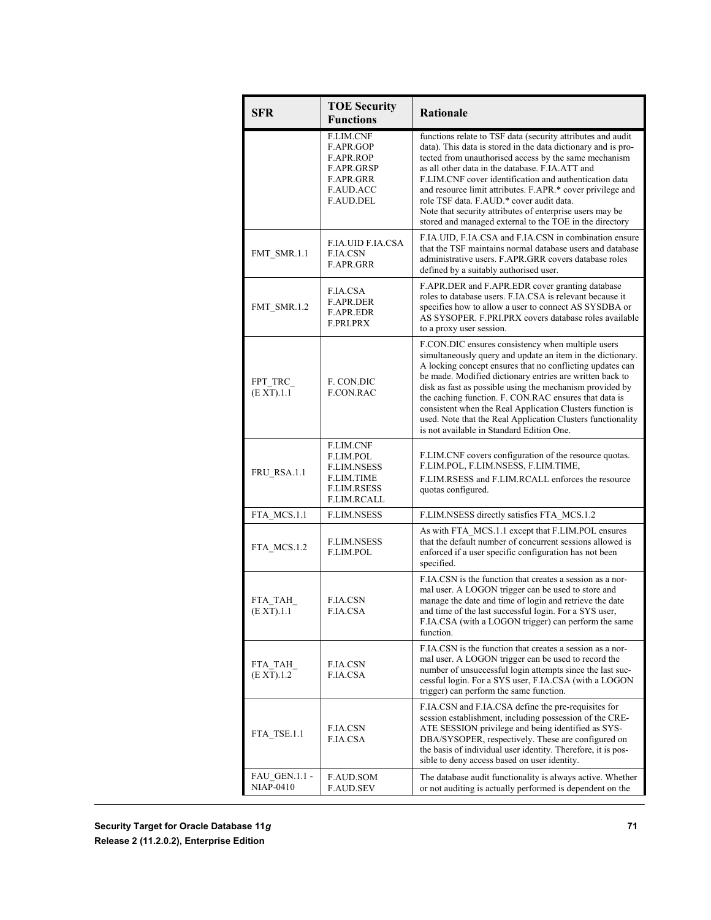| SFR | TOE Security Functions | Rationale |
|---|---|---|
| | F.LIM.CNF F.APR.GOP F.APR.ROP F.APR.GRSP F.APR.GRR F.AUD.ACC F.AUD.DEL | functions relate to TSF data (security attributes and audit data). This data is stored in the data dictionary and is protected from unauthorised access by the same mechanism as all other data in the database. F.IA.ATT and F.LIM.CNF cover identification and authentication data and resource limit attributes. F.APR.* cover privilege and role TSF data. F.AUD.* cover audit data. Note that security attributes of enterprise users may be stored and managed external to the TOE in the directory |
| FMT_SMR.1.1 | F.IA.UID F.IA.CSA F.IA.CSN F.APR.GRR | F.IA.UID, F.IA.CSA and F.IA.CSN in combination ensure that the TSF maintains normal database users and database administrative users. F.APR.GRR covers database roles defined by a suitably authorised user. |
| FMT_SMR.1.2 | F.IA.CSA F.APR.DER F.APR.EDR F.PRI.PRX | F.APR.DER and F.APR.EDR cover granting database roles to database users. F.IA.CSA is relevant because it specifies how to allow a user to connect AS SYSDBA or AS SYSOPER. F.PRI.PRX covers database roles available to a proxy user session. |
| FPT_TRC_ (E XT).1.1 | F. CON.DIC F.CON.RAC | F.CON.DIC ensures consistency when multiple users simultaneously query and update an item in the dictionary. A locking concept ensures that no conflicting updates can be made. Modified dictionary entries are written back to disk as fast as possible using the mechanism provided by the caching function. F. CON.RAC ensures that data is consistent when the Real Application Clusters function is used. Note that the Real Application Clusters functionality is not available in Standard Edition One. |
| FRU_RSA.1.1 | F.LIM.CNF F.LIM.POL F.LIM.NSESS F.LIM.TIME F.LIM.RSESS F.LIM.RCALL | F.LIM.CNF covers configuration of the resource quotas. F.LIM.POL, F.LIM.NSESS, F.LIM.TIME, F.LIM.RSESS and F.LIM.RCALL enforces the resource quotas configured. |
| FTA_MCS.1.1 | F.LIM.NSESS | F.LIM.NSESS directly satisfies FTA_MCS.1.2 |
| FTA_MCS.1.2 | F.LIM.NSESS F.LIM.POL | As with FTA_MCS.1.1 except that F.LIM.POL ensures that the default number of concurrent sessions allowed is enforced if a user specific configuration has not been specified. |
| FTA_TAH_ (E XT).1.1 | F.IA.CSN F.IA.CSA | F.IA.CSN is the function that creates a session as a normal user. A LOGON trigger can be used to store and manage the date and time of login and retrieve the date and time of the last successful login. For a SYS user, F.IA.CSA (with a LOGON trigger) can perform the same function. |
| FTA_TAH_ (E XT).1.2 | F.IA.CSN F.IA.CSA | F.IA.CSN is the function that creates a session as a normal user. A LOGON trigger can be used to record the number of unsuccessful login attempts since the last successful login. For a SYS user, F.IA.CSA (with a LOGON trigger) can perform the same function. |
| FTA_TSE.1.1 | F.IA.CSN F.IA.CSA | F.IA.CSN and F.IA.CSA define the pre-requisites for session establishment, including possession of the CREATE SESSION privilege and being identified as SYSDBA/SYSOPER, respectively. These are configured on the basis of individual user identity. Therefore, it is possible to deny access based on user identity. |
| FAU_GEN.1.1 - NIAP-0410 | F.AUD.SOM F.AUD.SEV | The database audit functionality is always active. Whether or not auditing is actually performed is dependent on the |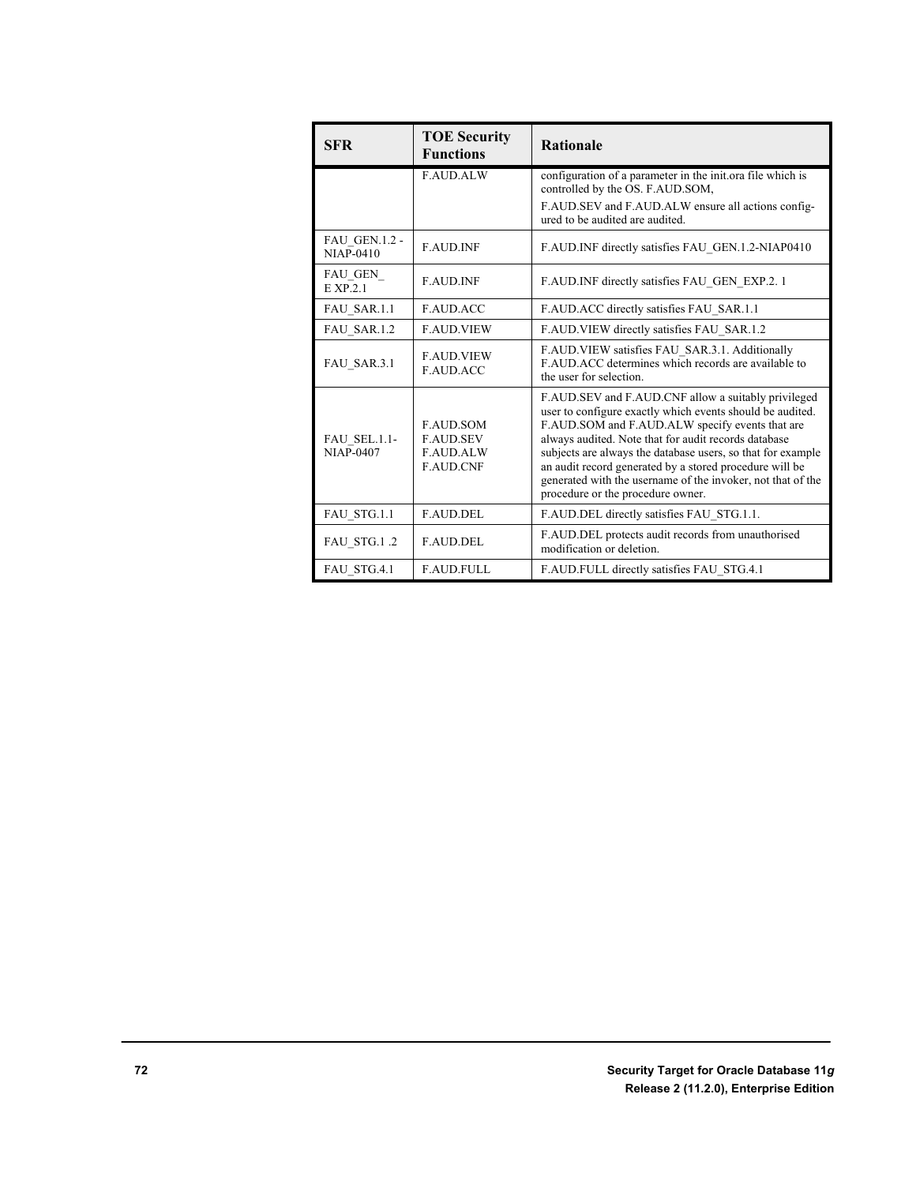| SFR | TOE Security Functions | Rationale |
| --- | --- | --- |
| | F.AUD.ALW | configuration of a parameter in the init.ora file which is controlled by the OS. F.AUD.SOM, F.AUD.SEV and F.AUD.ALW ensure all actions configured to be audited are audited. |
| FAU_GEN.1.2 - NIAP-0410 | F.AUD.INF | F.AUD.INF directly satisfies FAU_GEN.1.2-NIAP0410 |
| FAU_GEN_ E XP.2.1 | F.AUD.INF | F.AUD.INF directly satisfies FAU_GEN_EXP.2. 1 |
| FAU_SAR.1.1 | F.AUD.ACC | F.AUD.ACC directly satisfies FAU_SAR.1.1 |
| FAU_SAR.1.2 | F.AUD.VIEW | F.AUD.VIEW directly satisfies FAU_SAR.1.2 |
| FAU_SAR.3.1 | F.AUD.VIEW F.AUD.ACC | F.AUD.VIEW satisfies FAU_SAR.3.1. Additionally F.AUD.ACC determines which records are available to the user for selection. |
| FAU_SEL.1.1-NIAP-0407 | F.AUD.SOM F.AUD.SEV F.AUD.ALW F.AUD.CNF | F.AUD.SEV and F.AUD.CNF allow a suitably privileged user to configure exactly which events should be audited. F.AUD.SOM and F.AUD.ALW specify events that are always audited. Note that for audit records database subjects are always the database users, so that for example an audit record generated by a stored procedure will be generated with the username of the invoker, not that of the procedure or the procedure owner. |
| FAU_STG.1.1 | F.AUD.DEL | F.AUD.DEL directly satisfies FAU_STG.1.1. |
| FAU_STG.1 .2 | F.AUD.DEL | F.AUD.DEL protects audit records from unauthorised modification or deletion. |
| FAU_STG.4.1 | F.AUD.FULL | F.AUD.FULL directly satisfies FAU_STG.4.1 |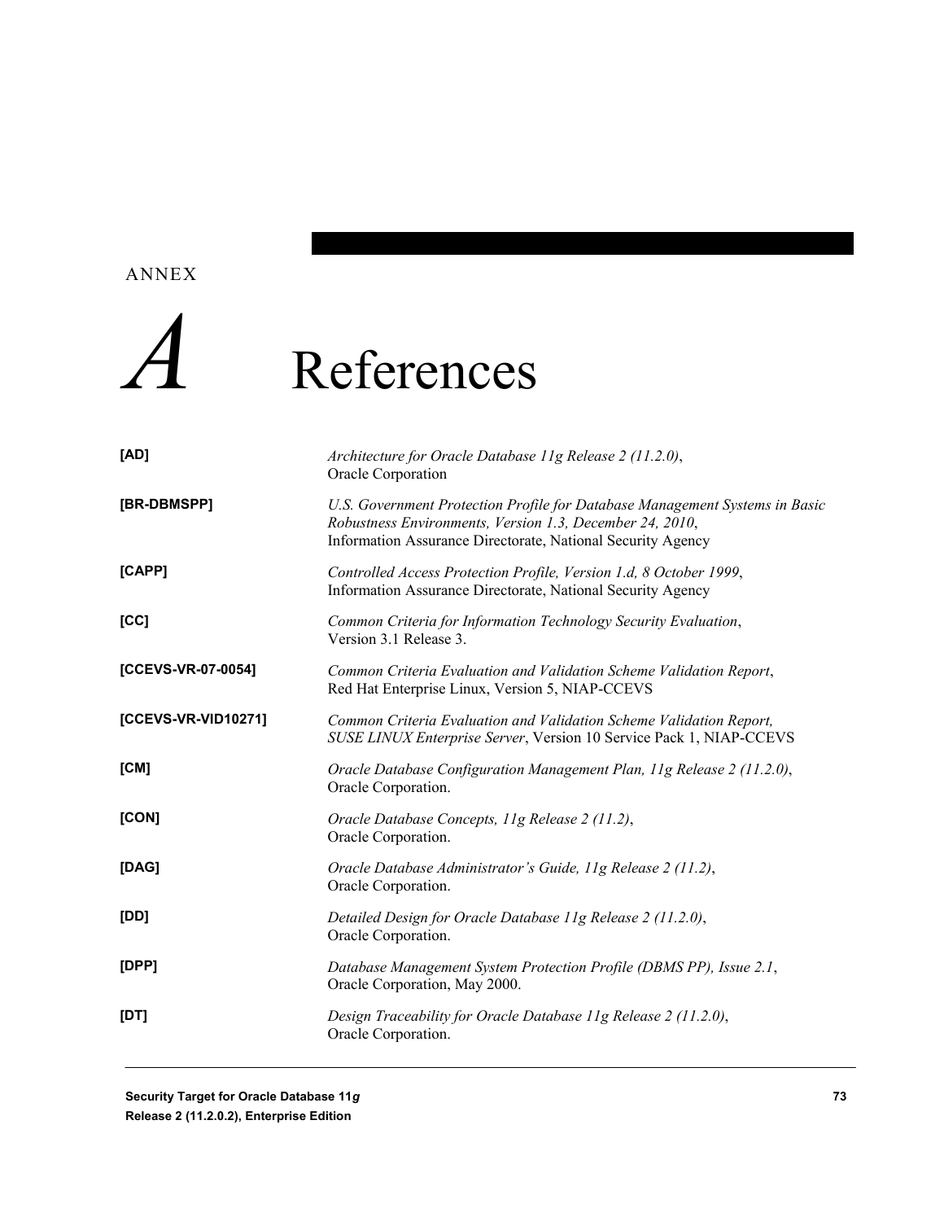ANNEX

# A References

**[AD]** *Architecture for Oracle Database 11g Release 2 (11.2.0)*, Oracle Corporation

**[BR-DBMSPP]** *U.S. Government Protection Profile for Database Management Systems in Basic Robustness Environments, Version 1.3, December 24, 2010*, Information Assurance Directorate, National Security Agency

**[CAPP]** *Controlled Access Protection Profile, Version 1.d, 8 October 1999*, Information Assurance Directorate, National Security Agency

**[CC]** *Common Criteria for Information Technology Security Evaluation*, Version 3.1 Release 3.

**[CCEVS-VR-07-0054]** *Common Criteria Evaluation and Validation Scheme Validation Report*, Red Hat Enterprise Linux, Version 5, NIAP-CCEVS

**[CCEVS-VR-VID10271]** *Common Criteria Evaluation and Validation Scheme Validation Report, SUSE LINUX Enterprise Server*, Version 10 Service Pack 1, NIAP-CCEVS

**[CM]** *Oracle Database Configuration Management Plan, 11g Release 2 (11.2.0)*, Oracle Corporation.

**[CON]** *Oracle Database Concepts, 11g Release 2 (11.2)*, Oracle Corporation.

**[DAG]** *Oracle Database Administrator's Guide, 11g Release 2 (11.2)*, Oracle Corporation.

**[DD]** *Detailed Design for Oracle Database 11g Release 2 (11.2.0)*, Oracle Corporation.

**[DPP]** *Database Management System Protection Profile (DBMS PP), Issue 2.1*, Oracle Corporation, May 2000.

**[DT]** *Design Traceability for Oracle Database 11g Release 2 (11.2.0)*, Oracle Corporation.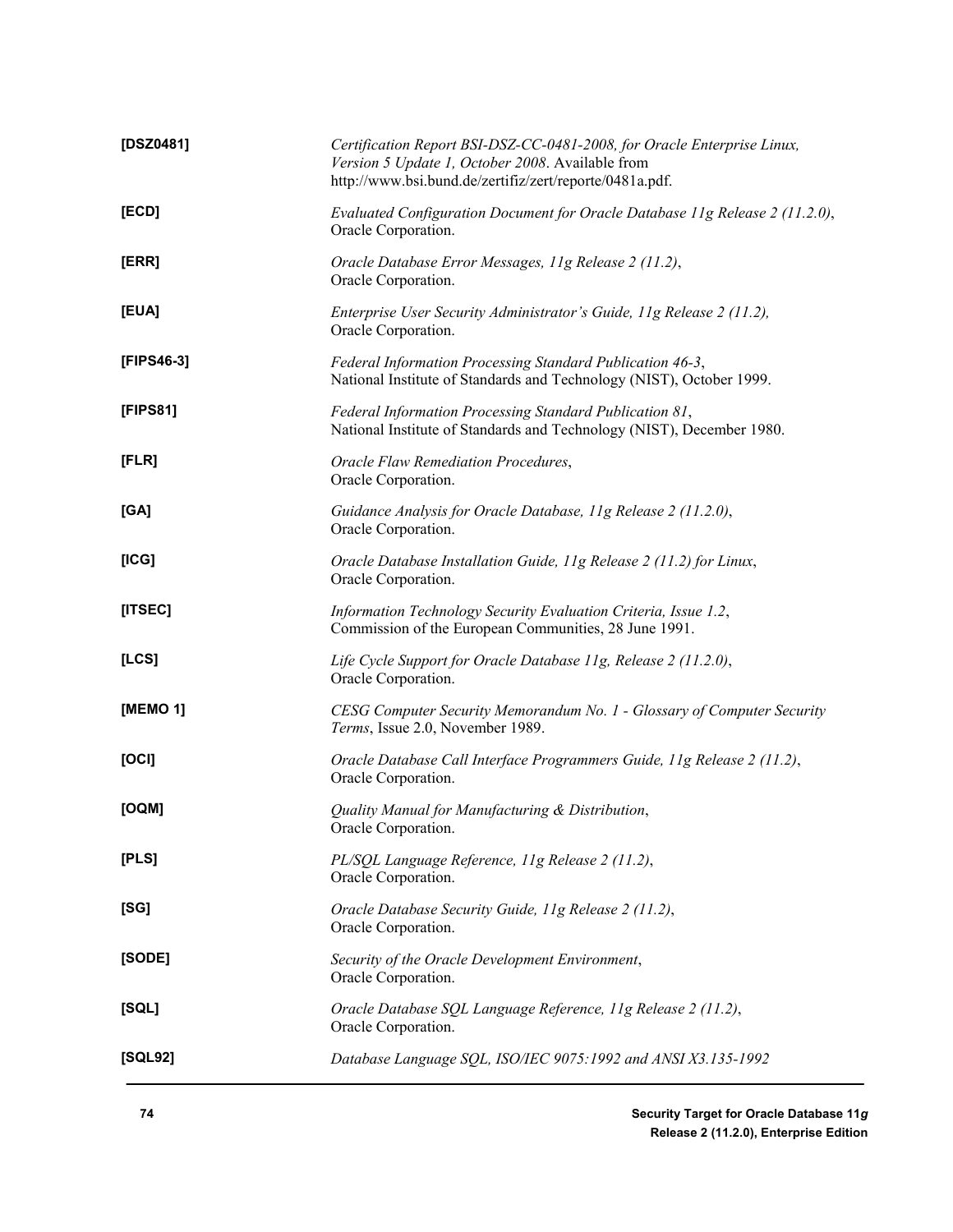| | |
|---|---|
| **[DSZ0481]** | *Certification Report BSI-DSZ-CC-0481-2008, for Oracle Enterprise Linux, Version 5 Update 1, October 2008*. Available from http://www.bsi.bund.de/zertifiz/zert/reporte/0481a.pdf. |
| **[ECD]** | *Evaluated Configuration Document for Oracle Database 11g Release 2 (11.2.0)*, Oracle Corporation. |
| **[ERR]** | *Oracle Database Error Messages, 11g Release 2 (11.2)*, Oracle Corporation. |
| **[EUA]** | *Enterprise User Security Administrator's Guide, 11g Release 2 (11.2),* Oracle Corporation. |
| **[FIPS46-3]** | *Federal Information Processing Standard Publication 46-3*, National Institute of Standards and Technology (NIST), October 1999. |
| **[FIPS81]** | *Federal Information Processing Standard Publication 81*, National Institute of Standards and Technology (NIST), December 1980. |
| **[FLR]** | *Oracle Flaw Remediation Procedures*, Oracle Corporation. |
| **[GA]** | *Guidance Analysis for Oracle Database, 11g Release 2 (11.2.0)*, Oracle Corporation. |
| **[ICG]** | *Oracle Database Installation Guide, 11g Release 2 (11.2) for Linux*, Oracle Corporation. |
| **[ITSEC]** | *Information Technology Security Evaluation Criteria, Issue 1.2*, Commission of the European Communities, 28 June 1991. |
| **[LCS]** | *Life Cycle Support for Oracle Database 11g, Release 2 (11.2.0)*, Oracle Corporation. |
| **[MEMO 1]** | *CESG Computer Security Memorandum No. 1 - Glossary of Computer Security Terms*, Issue 2.0, November 1989. |
| **[OCI]** | *Oracle Database Call Interface Programmers Guide, 11g Release 2 (11.2)*, Oracle Corporation. |
| **[OQM]** | *Quality Manual for Manufacturing & Distribution*, Oracle Corporation. |
| **[PLS]** | *PL/SQL Language Reference, 11g Release 2 (11.2)*, Oracle Corporation. |
| **[SG]** | *Oracle Database Security Guide, 11g Release 2 (11.2)*, Oracle Corporation. |
| **[SODE]** | *Security of the Oracle Development Environment*, Oracle Corporation. |
| **[SQL]** | *Oracle Database SQL Language Reference, 11g Release 2 (11.2)*, Oracle Corporation. |
| **[SQL92]** | *Database Language SQL, ISO/IEC 9075:1992 and ANSI X3.135-1992* |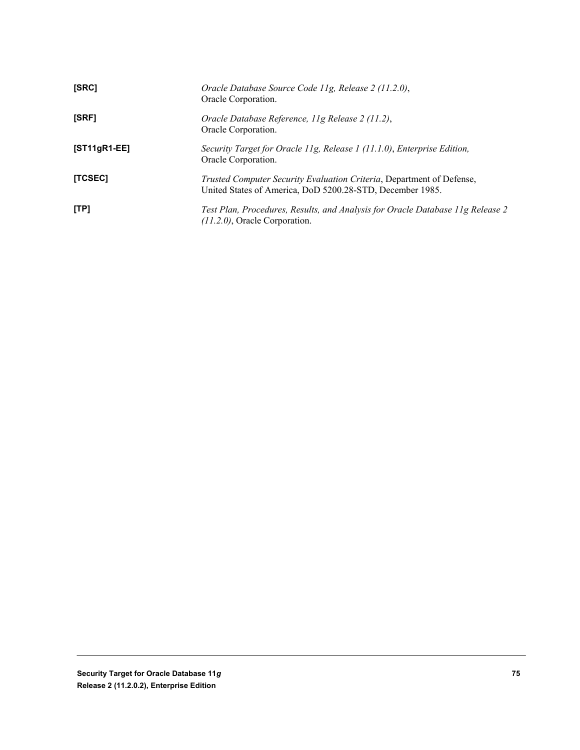**[SRC]** *Oracle Database Source Code 11g, Release 2 (11.2.0)*, Oracle Corporation.

**[SRF]** *Oracle Database Reference, 11g Release 2 (11.2)*, Oracle Corporation.

**[ST11gR1-EE]** *Security Target for Oracle 11g, Release 1 (11.1.0)*, *Enterprise Edition,* Oracle Corporation.

**[TCSEC]** *Trusted Computer Security Evaluation Criteria*, Department of Defense, United States of America, DoD 5200.28-STD, December 1985.

**[TP]** *Test Plan, Procedures, Results, and Analysis for Oracle Database 11g Release 2 (11.2.0)*, Oracle Corporation.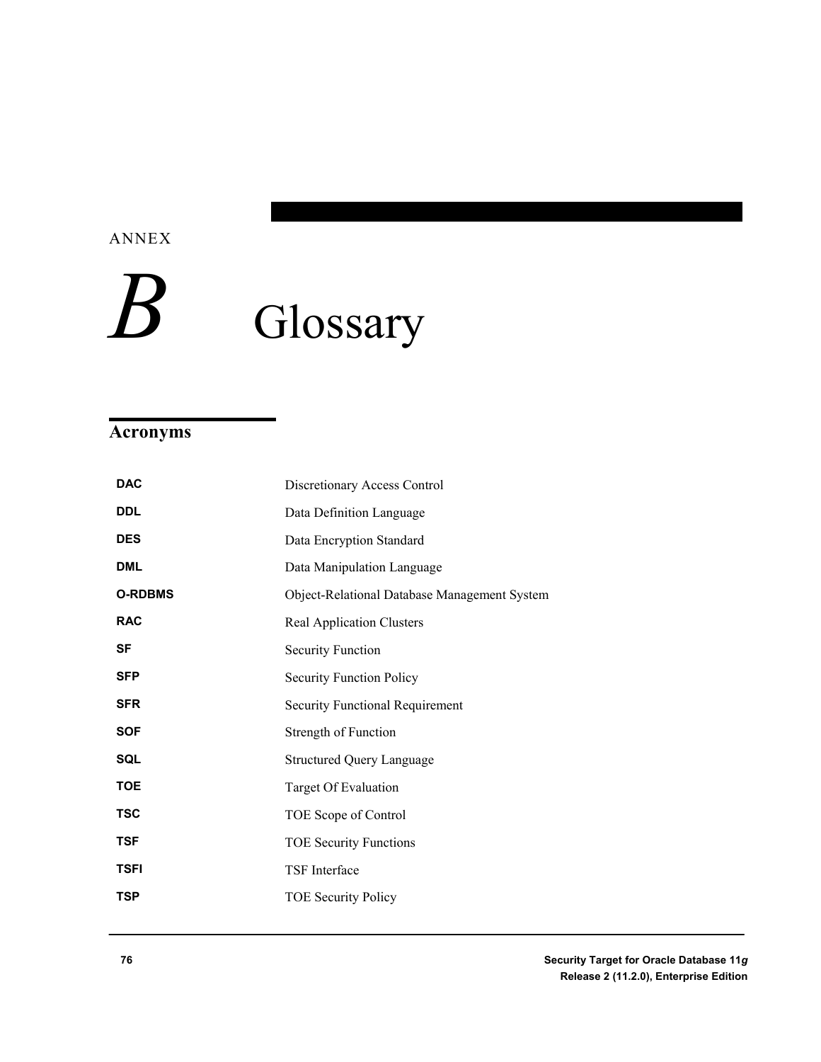ANNEX

# B Glossary

## Acronyms

| | |
|---|---|
| **DAC** | Discretionary Access Control |
| **DDL** | Data Definition Language |
| **DES** | Data Encryption Standard |
| **DML** | Data Manipulation Language |
| **O-RDBMS** | Object-Relational Database Management System |
| **RAC** | Real Application Clusters |
| **SF** | Security Function |
| **SFP** | Security Function Policy |
| **SFR** | Security Functional Requirement |
| **SOF** | Strength of Function |
| **SQL** | Structured Query Language |
| **TOE** | Target Of Evaluation |
| **TSC** | TOE Scope of Control |
| **TSF** | TOE Security Functions |
| **TSFI** | TSF Interface |
| **TSP** | TOE Security Policy |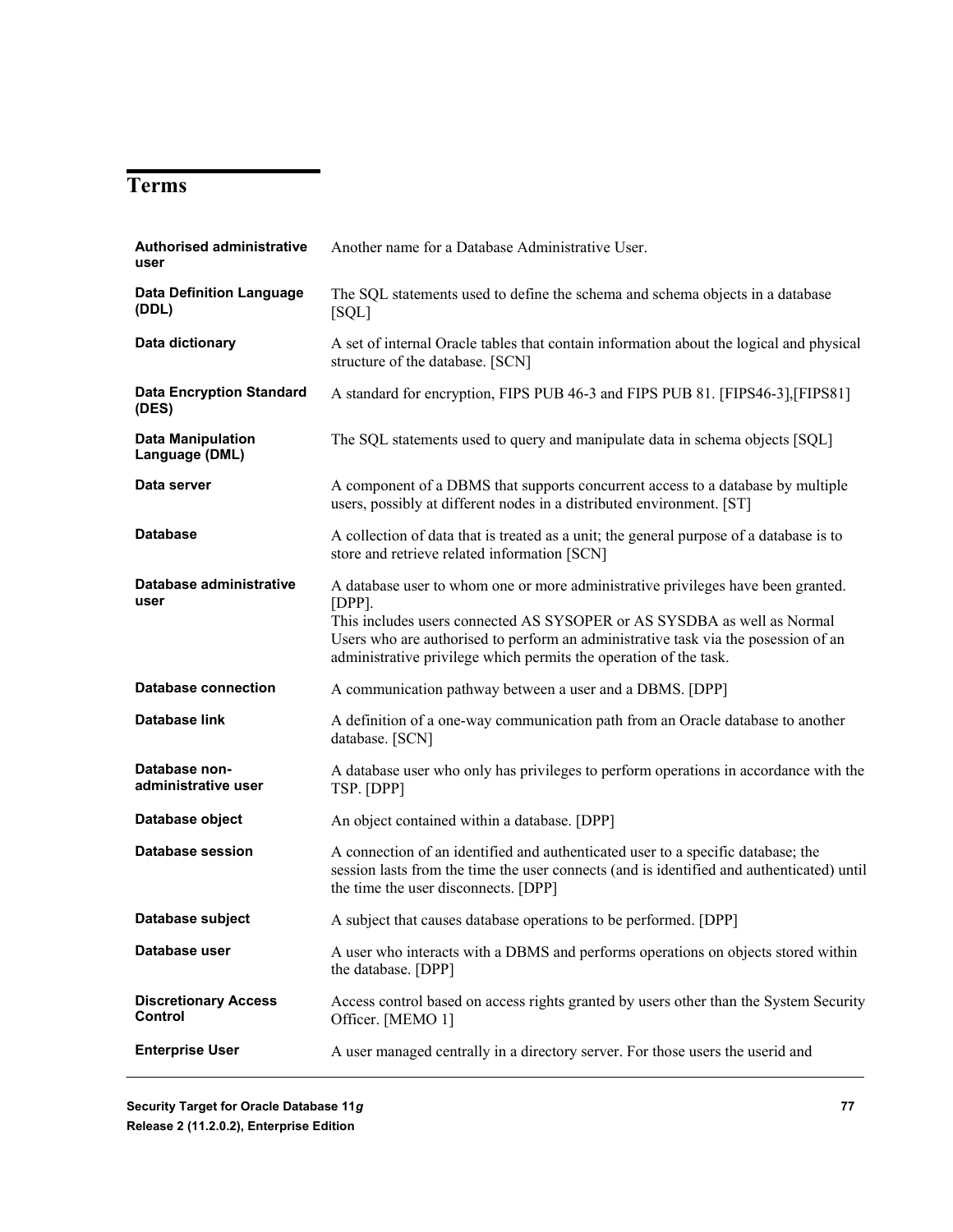# Terms

| | |
|---|---|
| **Authorised administrative user** | Another name for a Database Administrative User. |
| **Data Definition Language (DDL)** | The SQL statements used to define the schema and schema objects in a database [SQL] |
| **Data dictionary** | A set of internal Oracle tables that contain information about the logical and physical structure of the database. [SCN] |
| **Data Encryption Standard (DES)** | A standard for encryption, FIPS PUB 46-3 and FIPS PUB 81. [FIPS46-3],[FIPS81] |
| **Data Manipulation Language (DML)** | The SQL statements used to query and manipulate data in schema objects [SQL] |
| **Data server** | A component of a DBMS that supports concurrent access to a database by multiple users, possibly at different nodes in a distributed environment. [ST] |
| **Database** | A collection of data that is treated as a unit; the general purpose of a database is to store and retrieve related information [SCN] |
| **Database administrative user** | A database user to whom one or more administrative privileges have been granted. [DPP].<br>This includes users connected AS SYSOPER or AS SYSDBA as well as Normal Users who are authorised to perform an administrative task via the posession of an administrative privilege which permits the operation of the task. |
| **Database connection** | A communication pathway between a user and a DBMS. [DPP] |
| **Database link** | A definition of a one-way communication path from an Oracle database to another database. [SCN] |
| **Database non-administrative user** | A database user who only has privileges to perform operations in accordance with the TSP. [DPP] |
| **Database object** | An object contained within a database. [DPP] |
| **Database session** | A connection of an identified and authenticated user to a specific database; the session lasts from the time the user connects (and is identified and authenticated) until the time the user disconnects. [DPP] |
| **Database subject** | A subject that causes database operations to be performed. [DPP] |
| **Database user** | A user who interacts with a DBMS and performs operations on objects stored within the database. [DPP] |
| **Discretionary Access Control** | Access control based on access rights granted by users other than the System Security Officer. [MEMO 1] |
| **Enterprise User** | A user managed centrally in a directory server. For those users the userid and |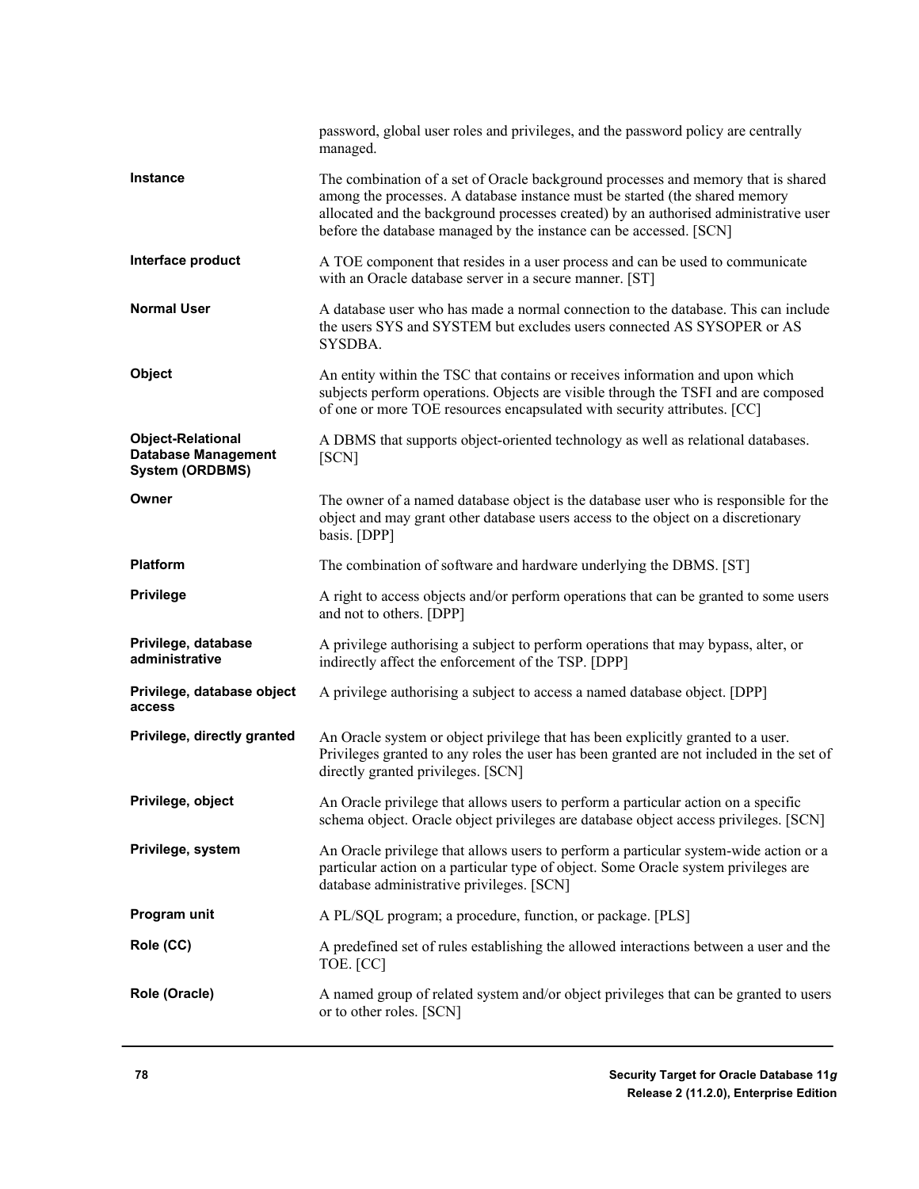| | |
|---|---|
| | password, global user roles and privileges, and the password policy are centrally managed. |
| **Instance** | The combination of a set of Oracle background processes and memory that is shared among the processes. A database instance must be started (the shared memory allocated and the background processes created) by an authorised administrative user before the database managed by the instance can be accessed. [SCN] |
| **Interface product** | A TOE component that resides in a user process and can be used to communicate with an Oracle database server in a secure manner. [ST] |
| **Normal User** | A database user who has made a normal connection to the database. This can include the users SYS and SYSTEM but excludes users connected AS SYSOPER or AS SYSDBA. |
| **Object** | An entity within the TSC that contains or receives information and upon which subjects perform operations. Objects are visible through the TSFI and are composed of one or more TOE resources encapsulated with security attributes. [CC] |
| **Object-Relational Database Management System (ORDBMS)** | A DBMS that supports object-oriented technology as well as relational databases. [SCN] |
| **Owner** | The owner of a named database object is the database user who is responsible for the object and may grant other database users access to the object on a discretionary basis. [DPP] |
| **Platform** | The combination of software and hardware underlying the DBMS. [ST] |
| **Privilege** | A right to access objects and/or perform operations that can be granted to some users and not to others. [DPP] |
| **Privilege, database administrative** | A privilege authorising a subject to perform operations that may bypass, alter, or indirectly affect the enforcement of the TSP. [DPP] |
| **Privilege, database object access** | A privilege authorising a subject to access a named database object. [DPP] |
| **Privilege, directly granted** | An Oracle system or object privilege that has been explicitly granted to a user. Privileges granted to any roles the user has been granted are not included in the set of directly granted privileges. [SCN] |
| **Privilege, object** | An Oracle privilege that allows users to perform a particular action on a specific schema object. Oracle object privileges are database object access privileges. [SCN] |
| **Privilege, system** | An Oracle privilege that allows users to perform a particular system-wide action or a particular action on a particular type of object. Some Oracle system privileges are database administrative privileges. [SCN] |
| **Program unit** | A PL/SQL program; a procedure, function, or package. [PLS] |
| **Role (CC)** | A predefined set of rules establishing the allowed interactions between a user and the TOE. [CC] |
| **Role (Oracle)** | A named group of related system and/or object privileges that can be granted to users or to other roles. [SCN] |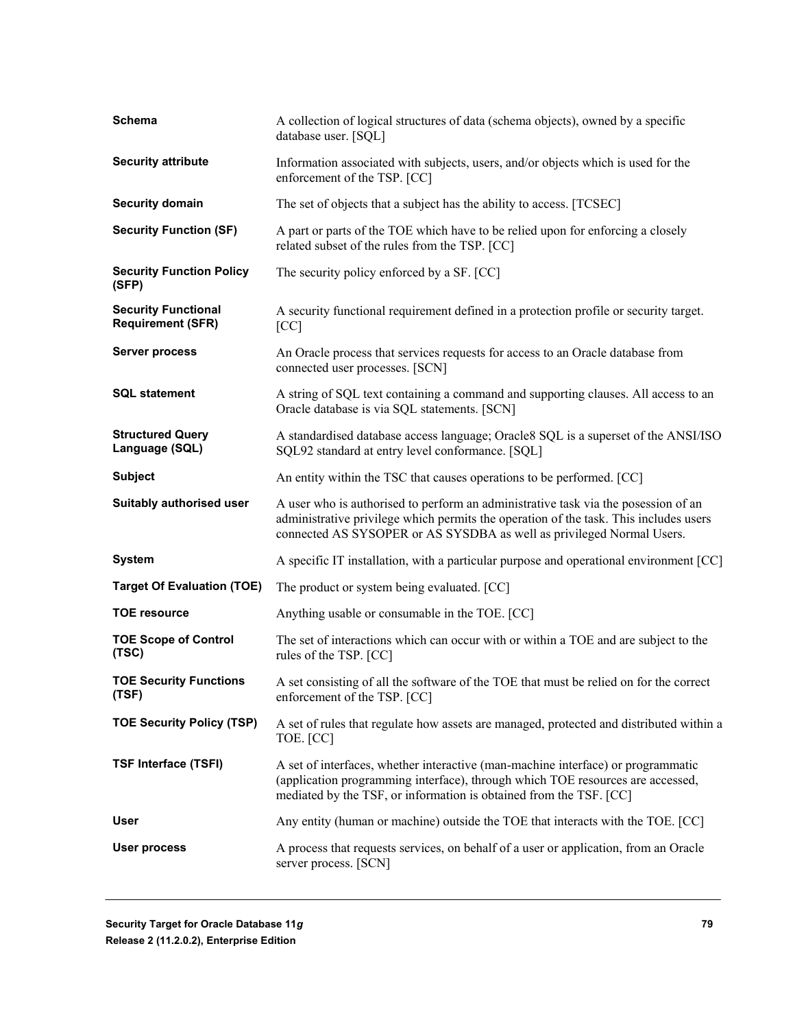| | |
|---|---|
| **Schema** | A collection of logical structures of data (schema objects), owned by a specific database user. [SQL] |
| **Security attribute** | Information associated with subjects, users, and/or objects which is used for the enforcement of the TSP. [CC] |
| **Security domain** | The set of objects that a subject has the ability to access. [TCSEC] |
| **Security Function (SF)** | A part or parts of the TOE which have to be relied upon for enforcing a closely related subset of the rules from the TSP. [CC] |
| **Security Function Policy (SFP)** | The security policy enforced by a SF. [CC] |
| **Security Functional Requirement (SFR)** | A security functional requirement defined in a protection profile or security target. [CC] |
| **Server process** | An Oracle process that services requests for access to an Oracle database from connected user processes. [SCN] |
| **SQL statement** | A string of SQL text containing a command and supporting clauses. All access to an Oracle database is via SQL statements. [SCN] |
| **Structured Query Language (SQL)** | A standardised database access language; Oracle8 SQL is a superset of the ANSI/ISO SQL92 standard at entry level conformance. [SQL] |
| **Subject** | An entity within the TSC that causes operations to be performed. [CC] |
| **Suitably authorised user** | A user who is authorised to perform an administrative task via the posession of an administrative privilege which permits the operation of the task. This includes users connected AS SYSOPER or AS SYSDBA as well as privileged Normal Users. |
| **System** | A specific IT installation, with a particular purpose and operational environment [CC] |
| **Target Of Evaluation (TOE)** | The product or system being evaluated. [CC] |
| **TOE resource** | Anything usable or consumable in the TOE. [CC] |
| **TOE Scope of Control (TSC)** | The set of interactions which can occur with or within a TOE and are subject to the rules of the TSP. [CC] |
| **TOE Security Functions (TSF)** | A set consisting of all the software of the TOE that must be relied on for the correct enforcement of the TSP. [CC] |
| **TOE Security Policy (TSP)** | A set of rules that regulate how assets are managed, protected and distributed within a TOE. [CC] |
| **TSF Interface (TSFI)** | A set of interfaces, whether interactive (man-machine interface) or programmatic (application programming interface), through which TOE resources are accessed, mediated by the TSF, or information is obtained from the TSF. [CC] |
| **User** | Any entity (human or machine) outside the TOE that interacts with the TOE. [CC] |
| **User process** | A process that requests services, on behalf of a user or application, from an Oracle server process. [SCN] |